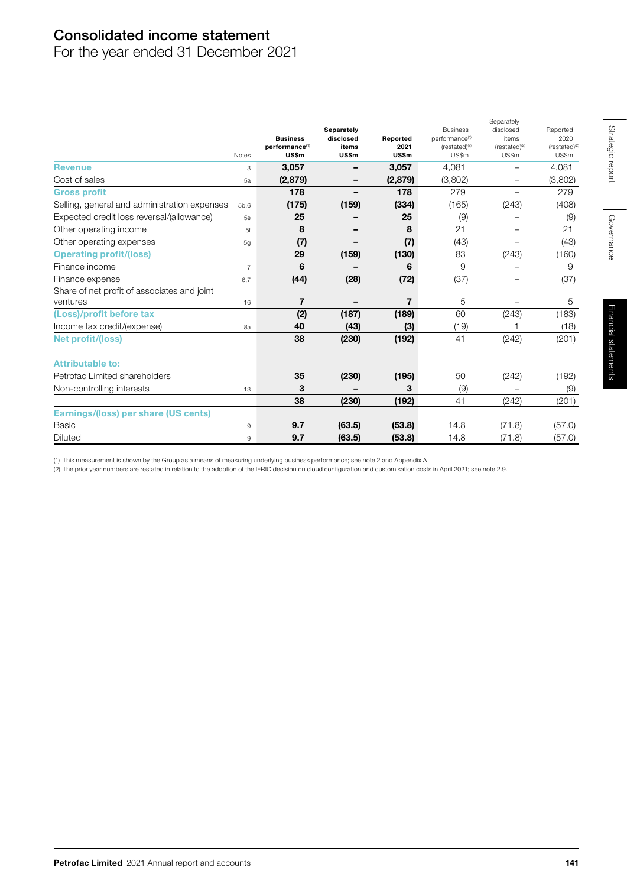# Consolidated income statement

For the year ended 31 December 2021

| | Notes | Business performance[1] US$m | Separately disclosed items US$m | Reported 2021 US$m | Business performance[1] (restated)[2] US$m | Separately disclosed items (restated)[2] US$m | Reported 2020 (restated)[2] US$m |
|---|---|---|---|---|---|---|---|
| **Revenue** | 3 | **3,057** | **–** | **3,057** | 4,081 | – | 4,081 |
| Cost of sales | 5a | **(2,879)** | **–** | **(2,879)** | (3,802) | – | (3,802) |
| **Gross profit** | | **178** | **–** | **178** | 279 | – | 279 |
| Selling, general and administration expenses | 5b,6 | **(175)** | **(159)** | **(334)** | (165) | (243) | (408) |
| Expected credit loss reversal/(allowance) | 5e | **25** | **–** | **25** | (9) | – | (9) |
| Other operating income | 5f | **8** | **–** | **8** | 21 | – | 21 |
| Other operating expenses | 5g | **(7)** | **–** | **(7)** | (43) | – | (43) |
| **Operating profit/(loss)** | | **29** | **(159)** | **(130)** | 83 | (243) | (160) |
| Finance income | 7 | **6** | **–** | **6** | 9 | – | 9 |
| Finance expense | 6,7 | **(44)** | **(28)** | **(72)** | (37) | – | (37) |
| Share of net profit of associates and joint ventures | 16 | **7** | **–** | **7** | 5 | – | 5 |
| **(Loss)/profit before tax** | | **(2)** | **(187)** | **(189)** | 60 | (243) | (183) |
| Income tax credit/(expense) | 8a | **40** | **(43)** | **(3)** | (19) | 1 | (18) |
| **Net profit/(loss)** | | **38** | **(230)** | **(192)** | 41 | (242) | (201) |
| **Attributable to:** | | | | | | | |
| Petrofac Limited shareholders | | **35** | **(230)** | **(195)** | 50 | (242) | (192) |
| Non-controlling interests | 13 | **3** | **–** | **3** | (9) | – | (9) |
| | | **38** | **(230)** | **(192)** | 41 | (242) | (201) |
| **Earnings/(loss) per share (US cents)** | | | | | | | |
| Basic | 9 | **9.7** | **(63.5)** | **(53.8)** | 14.8 | (71.8) | (57.0) |
| Diluted | 9 | **9.7** | **(63.5)** | **(53.8)** | 14.8 | (71.8) | (57.0) |

(1) This measurement is shown by the Group as a means of measuring underlying business performance; see note 2 and Appendix A.
(2) The prior year numbers are restated in relation to the adoption of the IFRIC decision on cloud configuration and customisation costs in April 2021; see note 2.9.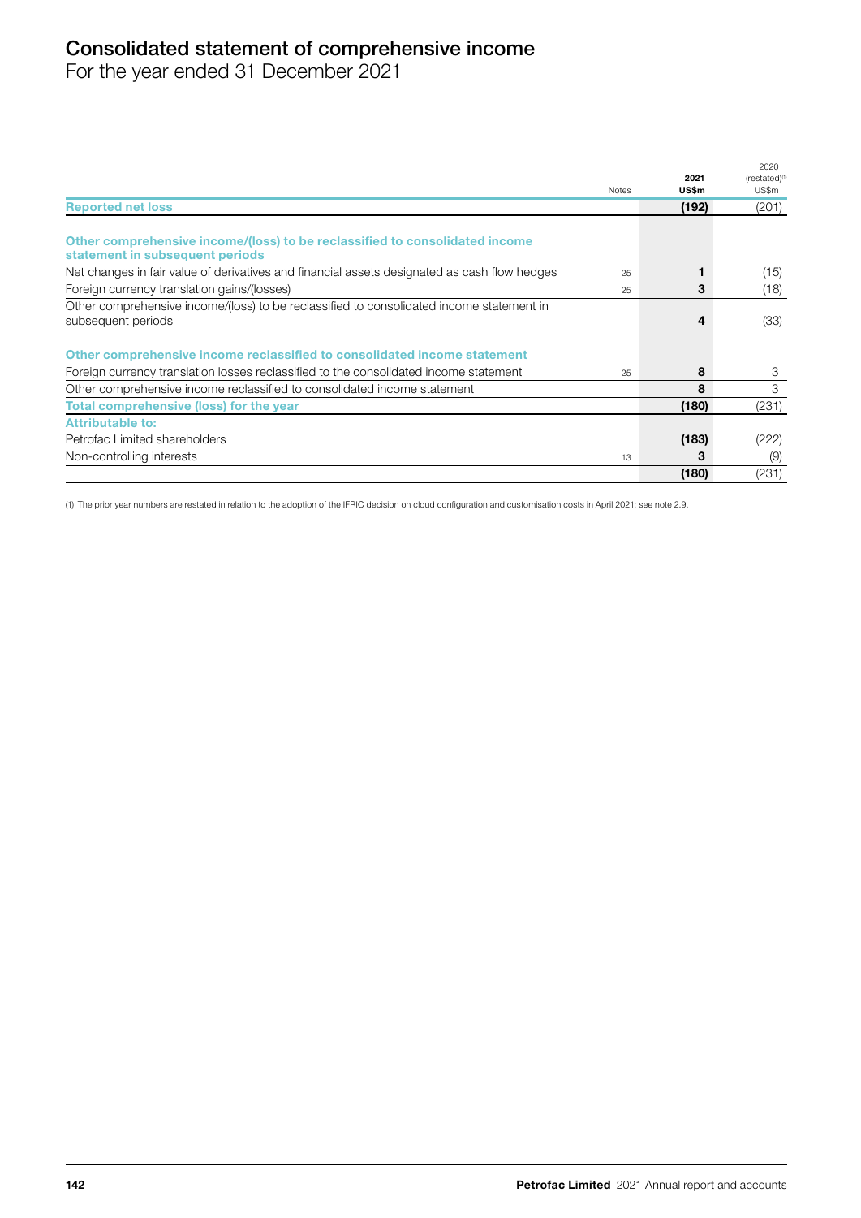# Consolidated statement of comprehensive income

For the year ended 31 December 2021

| | Notes | 2021 US$m | 2020 (restated)[1] US$m |
|---|---|---|---|
| **Reported net loss** | | **(192)** | (201) |
| **Other comprehensive income/(loss) to be reclassified to consolidated income statement in subsequent periods** | | | |
| Net changes in fair value of derivatives and financial assets designated as cash flow hedges | 25 | **1** | (15) |
| Foreign currency translation gains/(losses) | 25 | **3** | (18) |
| Other comprehensive income/(loss) to be reclassified to consolidated income statement in subsequent periods | | **4** | (33) |
| **Other comprehensive income reclassified to consolidated income statement** | | | |
| Foreign currency translation losses reclassified to the consolidated income statement | 25 | **8** | 3 |
| Other comprehensive income reclassified to consolidated income statement | | **8** | 3 |
| **Total comprehensive (loss) for the year** | | **(180)** | (231) |
| **Attributable to:** | | | |
| Petrofac Limited shareholders | | **(183)** | (222) |
| Non-controlling interests | 13 | **3** | (9) |
| | | **(180)** | (231) |

(1) The prior year numbers are restated in relation to the adoption of the IFRIC decision on cloud configuration and customisation costs in April 2021; see note 2.9.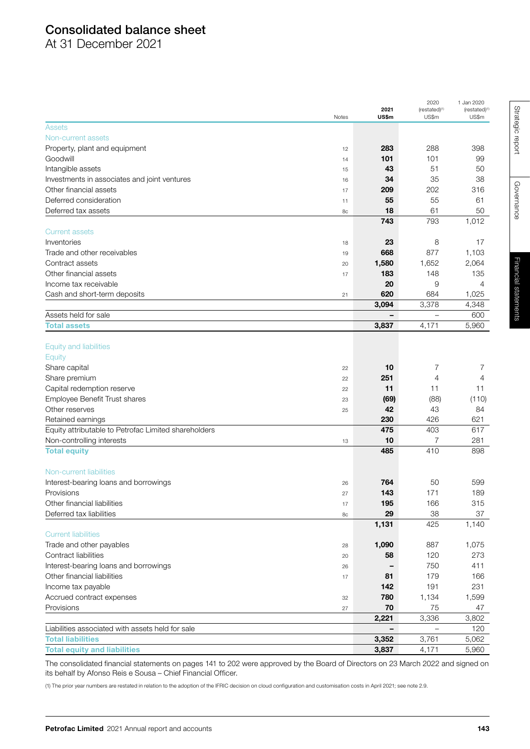# Consolidated balance sheet

At 31 December 2021

| | Notes | 2021 US$m | 2020 (restated)[1] US$m | 1 Jan 2020 (restated)[1] US$m |
|---|---|---|---|---|
| **Assets** | | | | |
| **Non-current assets** | | | | |
| Property, plant and equipment | 12 | **283** | 288 | 398 |
| Goodwill | 14 | **101** | 101 | 99 |
| Intangible assets | 15 | **43** | 51 | 50 |
| Investments in associates and joint ventures | 16 | **34** | 35 | 38 |
| Other financial assets | 17 | **209** | 202 | 316 |
| Deferred consideration | 11 | **55** | 55 | 61 |
| Deferred tax assets | 8c | **18** | 61 | 50 |
| | | **743** | 793 | 1,012 |
| **Current assets** | | | | |
| Inventories | 18 | **23** | 8 | 17 |
| Trade and other receivables | 19 | **668** | 877 | 1,103 |
| Contract assets | 20 | **1,580** | 1,652 | 2,064 |
| Other financial assets | 17 | **183** | 148 | 135 |
| Income tax receivable | | **20** | 9 | 4 |
| Cash and short-term deposits | 21 | **620** | 684 | 1,025 |
| | | **3,094** | 3,378 | 4,348 |
| Assets held for sale | | **–** | – | 600 |
| **Total assets** | | **3,837** | 4,171 | 5,960 |
| **Equity and liabilities** | | | | |
| **Equity** | | | | |
| Share capital | 22 | **10** | 7 | 7 |
| Share premium | 22 | **251** | 4 | 4 |
| Capital redemption reserve | 22 | **11** | 11 | 11 |
| Employee Benefit Trust shares | 23 | **(69)** | (88) | (110) |
| Other reserves | 25 | **42** | 43 | 84 |
| Retained earnings | | **230** | 426 | 621 |
| Equity attributable to Petrofac Limited shareholders | | **475** | 403 | 617 |
| Non-controlling interests | 13 | **10** | 7 | 281 |
| **Total equity** | | **485** | 410 | 898 |
| **Non-current liabilities** | | | | |
| Interest-bearing loans and borrowings | 26 | **764** | 50 | 599 |
| Provisions | 27 | **143** | 171 | 189 |
| Other financial liabilities | 17 | **195** | 166 | 315 |
| Deferred tax liabilities | 8c | **29** | 38 | 37 |
| | | **1,131** | 425 | 1,140 |
| **Current liabilities** | | | | |
| Trade and other payables | 28 | **1,090** | 887 | 1,075 |
| Contract liabilities | 20 | **58** | 120 | 273 |
| Interest-bearing loans and borrowings | 26 | **–** | 750 | 411 |
| Other financial liabilities | 17 | **81** | 179 | 166 |
| Income tax payable | | **142** | 191 | 231 |
| Accrued contract expenses | 32 | **780** | 1,134 | 1,599 |
| Provisions | 27 | **70** | 75 | 47 |
| | | **2,221** | 3,336 | 3,802 |
| Liabilities associated with assets held for sale | | **–** | – | 120 |
| **Total liabilities** | | **3,352** | 3,761 | 5,062 |
| **Total equity and liabilities** | | **3,837** | 4,171 | 5,960 |

The consolidated financial statements on pages 141 to 202 were approved by the Board of Directors on 23 March 2022 and signed on its behalf by Afonso Reis e Sousa – Chief Financial Officer.

(1) The prior year numbers are restated in relation to the adoption of the IFRIC decision on cloud configuration and customisation costs in April 2021; see note 2.9.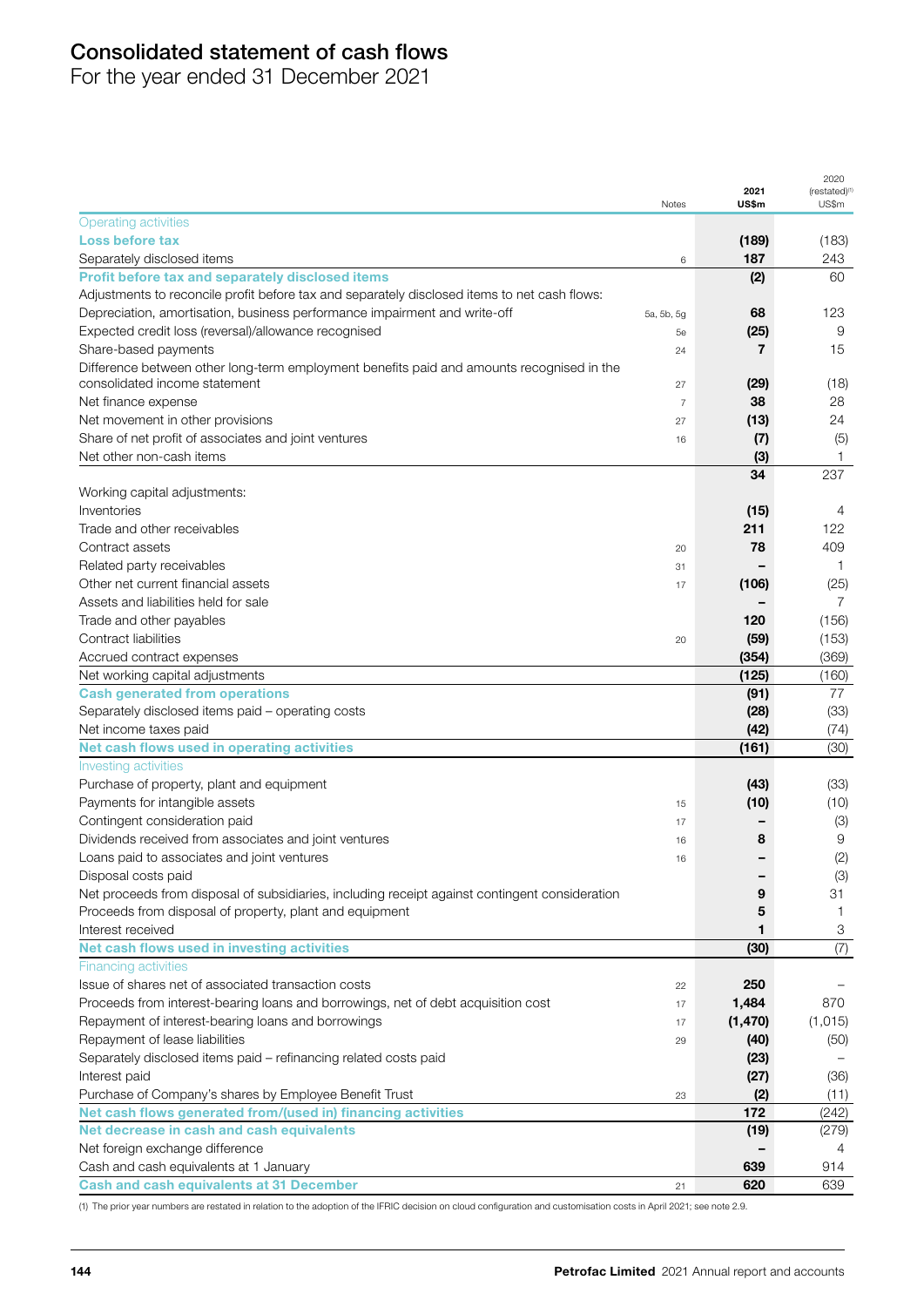# Consolidated statement of cash flows

For the year ended 31 December 2021

| | Notes | 2021 US$m | 2020 (restated)[1] US$m |
|---|---|---|---|
| **Operating activities** | | | |
| **Loss before tax** | | **(189)** | (183) |
| Separately disclosed items | 6 | **187** | 243 |
| **Profit before tax and separately disclosed items** | | **(2)** | 60 |
| Adjustments to reconcile profit before tax and separately disclosed items to net cash flows: | | | |
| Depreciation, amortisation, business performance impairment and write-off | 5a, 5b, 5g | **68** | 123 |
| Expected credit loss (reversal)/allowance recognised | 5e | **(25)** | 9 |
| Share-based payments | 24 | **7** | 15 |
| Difference between other long-term employment benefits paid and amounts recognised in the consolidated income statement | 27 | **(29)** | (18) |
| Net finance expense | 7 | **38** | 28 |
| Net movement in other provisions | 27 | **(13)** | 24 |
| Share of net profit of associates and joint ventures | 16 | **(7)** | (5) |
| Net other non-cash items | | **(3)** | 1 |
| | | **34** | 237 |
| Working capital adjustments: | | | |
| Inventories | | **(15)** | 4 |
| Trade and other receivables | | **211** | 122 |
| Contract assets | 20 | **78** | 409 |
| Related party receivables | 31 | **–** | 1 |
| Other net current financial assets | 17 | **(106)** | (25) |
| Assets and liabilities held for sale | | **–** | 7 |
| Trade and other payables | | **120** | (156) |
| Contract liabilities | 20 | **(59)** | (153) |
| Accrued contract expenses | | **(354)** | (369) |
| Net working capital adjustments | | **(125)** | (160) |
| **Cash generated from operations** | | **(91)** | 77 |
| Separately disclosed items paid – operating costs | | **(28)** | (33) |
| Net income taxes paid | | **(42)** | (74) |
| **Net cash flows used in operating activities** | | **(161)** | (30) |
| **Investing activities** | | | |
| Purchase of property, plant and equipment | | **(43)** | (33) |
| Payments for intangible assets | 15 | **(10)** | (10) |
| Contingent consideration paid | 17 | **–** | (3) |
| Dividends received from associates and joint ventures | 16 | **8** | 9 |
| Loans paid to associates and joint ventures | 16 | **–** | (2) |
| Disposal costs paid | | **–** | (3) |
| Net proceeds from disposal of subsidiaries, including receipt against contingent consideration | | **9** | 31 |
| Proceeds from disposal of property, plant and equipment | | **5** | 1 |
| Interest received | | **1** | 3 |
| **Net cash flows used in investing activities** | | **(30)** | (7) |
| **Financing activities** | | | |
| Issue of shares net of associated transaction costs | 22 | **250** | – |
| Proceeds from interest-bearing loans and borrowings, net of debt acquisition cost | 17 | **1,484** | 870 |
| Repayment of interest-bearing loans and borrowings | 17 | **(1,470)** | (1,015) |
| Repayment of lease liabilities | 29 | **(40)** | (50) |
| Separately disclosed items paid – refinancing related costs paid | | **(23)** | – |
| Interest paid | | **(27)** | (36) |
| Purchase of Company's shares by Employee Benefit Trust | 23 | **(2)** | (11) |
| **Net cash flows generated from/(used in) financing activities** | | **172** | (242) |
| **Net decrease in cash and cash equivalents** | | **(19)** | (279) |
| Net foreign exchange difference | | **–** | 4 |
| Cash and cash equivalents at 1 January | | **639** | 914 |
| **Cash and cash equivalents at 31 December** | 21 | **620** | 639 |

(1) The prior year numbers are restated in relation to the adoption of the IFRIC decision on cloud configuration and customisation costs in April 2021; see note 2.9.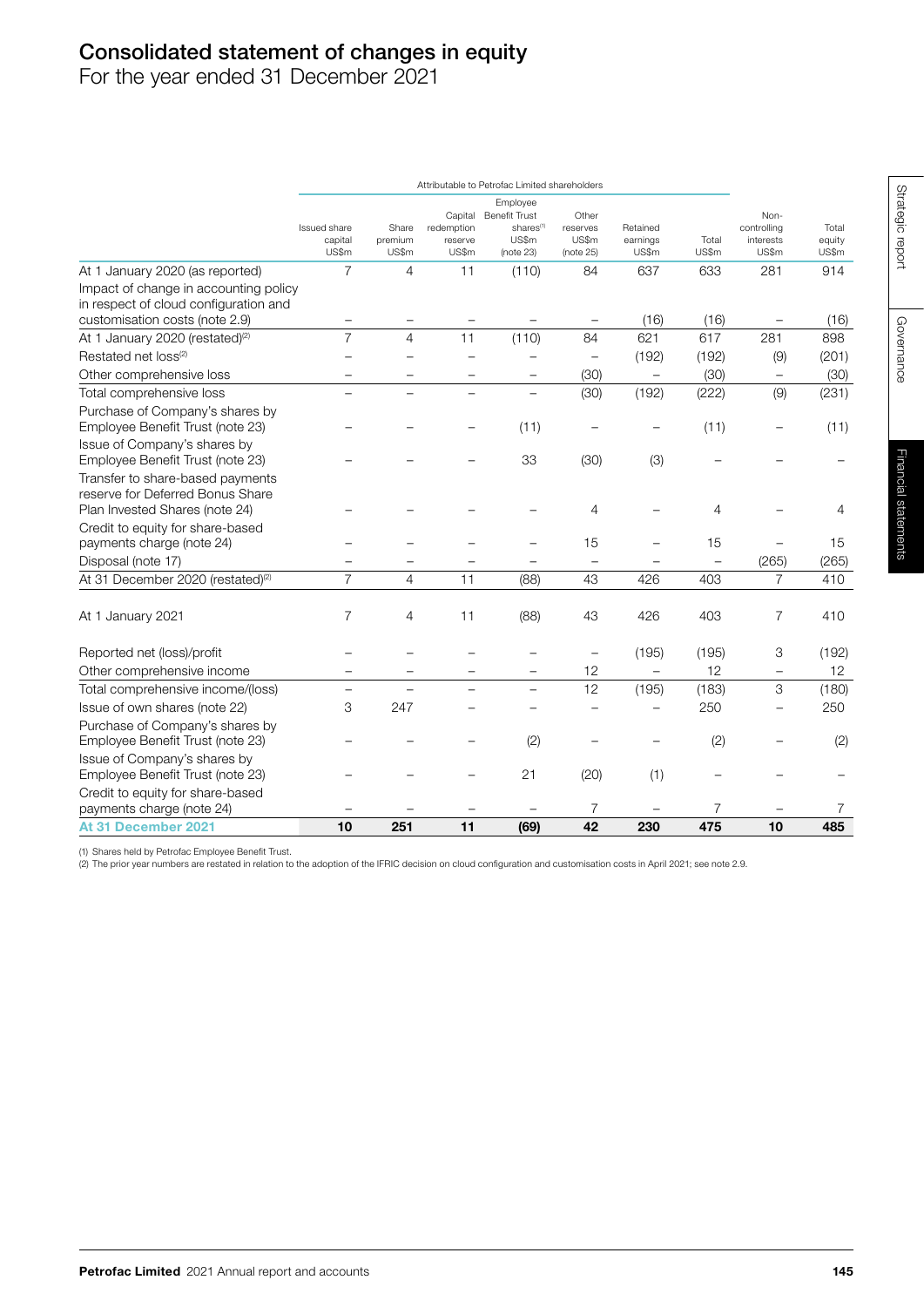# Consolidated statement of changes in equity

For the year ended 31 December 2021

| | Attributable to Petrofac Limited shareholders | | | | | | | | |
|---|---|---|---|---|---|---|---|---|---|
| | Issued share capital US$m | Share premium US$m | Capital redemption reserve US$m | Employee Benefit Trust shares[1] US$m (note 23) | Other reserves US$m (note 25) | Retained earnings US$m | Total US$m | Non-controlling interests US$m | Total equity US$m |
| At 1 January 2020 (as reported) | 7 | 4 | 11 | (110) | 84 | 637 | 633 | 281 | 914 |
| Impact of change in accounting policy in respect of cloud configuration and customisation costs (note 2.9) | – | – | – | – | – | (16) | (16) | – | (16) |
| At 1 January 2020 (restated)[2] | 7 | 4 | 11 | (110) | 84 | 621 | 617 | 281 | 898 |
| Restated net loss[2] | – | – | – | – | – | (192) | (192) | (9) | (201) |
| Other comprehensive loss | – | – | – | – | (30) | – | (30) | – | (30) |
| Total comprehensive loss | – | – | – | – | (30) | (192) | (222) | (9) | (231) |
| Purchase of Company's shares by Employee Benefit Trust (note 23) | – | – | – | (11) | – | – | (11) | – | (11) |
| Issue of Company's shares by Employee Benefit Trust (note 23) | – | – | – | 33 | (30) | (3) | – | – | – |
| Transfer to share-based payments reserve for Deferred Bonus Share Plan Invested Shares (note 24) | – | – | – | – | 4 | – | 4 | – | 4 |
| Credit to equity for share-based payments charge (note 24) | – | – | – | – | 15 | – | 15 | – | 15 |
| Disposal (note 17) | – | – | – | – | – | – | – | (265) | (265) |
| At 31 December 2020 (restated)[2] | 7 | 4 | 11 | (88) | 43 | 426 | 403 | 7 | 410 |
| At 1 January 2021 | 7 | 4 | 11 | (88) | 43 | 426 | 403 | 7 | 410 |
| Reported net (loss)/profit | – | – | – | – | – | (195) | (195) | 3 | (192) |
| Other comprehensive income | – | – | – | – | 12 | – | 12 | – | 12 |
| Total comprehensive income/(loss) | – | – | – | – | 12 | (195) | (183) | 3 | (180) |
| Issue of own shares (note 22) | 3 | 247 | – | – | – | – | 250 | – | 250 |
| Purchase of Company's shares by Employee Benefit Trust (note 23) | – | – | – | (2) | – | – | (2) | – | (2) |
| Issue of Company's shares by Employee Benefit Trust (note 23) | – | – | – | 21 | (20) | (1) | – | – | – |
| Credit to equity for share-based payments charge (note 24) | – | – | – | – | 7 | – | 7 | – | 7 |
| **At 31 December 2021** | **10** | **251** | **11** | **(69)** | **42** | **230** | **475** | **10** | **485** |

(1) Shares held by Petrofac Employee Benefit Trust.

(2) The prior year numbers are restated in relation to the adoption of the IFRIC decision on cloud configuration and customisation costs in April 2021; see note 2.9.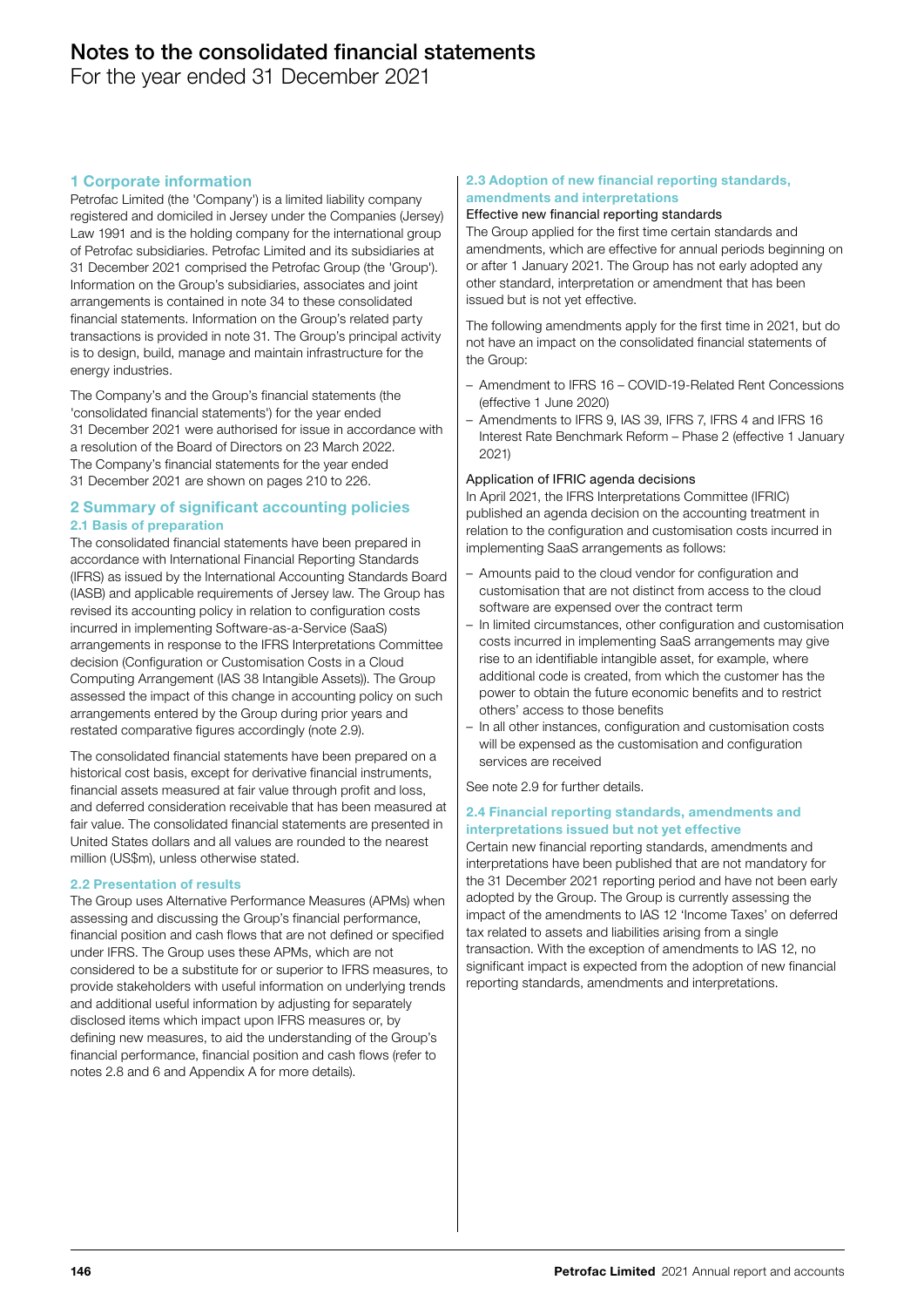# Notes to the consolidated financial statements

For the year ended 31 December 2021

## 1 Corporate information

Petrofac Limited (the 'Company') is a limited liability company registered and domiciled in Jersey under the Companies (Jersey) Law 1991 and is the holding company for the international group of Petrofac subsidiaries. Petrofac Limited and its subsidiaries at 31 December 2021 comprised the Petrofac Group (the 'Group'). Information on the Group's subsidiaries, associates and joint arrangements is contained in note 34 to these consolidated financial statements. Information on the Group's related party transactions is provided in note 31. The Group's principal activity is to design, build, manage and maintain infrastructure for the energy industries.

The Company's and the Group's financial statements (the 'consolidated financial statements') for the year ended 31 December 2021 were authorised for issue in accordance with a resolution of the Board of Directors on 23 March 2022. The Company's financial statements for the year ended 31 December 2021 are shown on pages 210 to 226.

## 2 Summary of significant accounting policies

### 2.1 Basis of preparation

The consolidated financial statements have been prepared in accordance with International Financial Reporting Standards (IFRS) as issued by the International Accounting Standards Board (IASB) and applicable requirements of Jersey law. The Group has revised its accounting policy in relation to configuration costs incurred in implementing Software-as-a-Service (SaaS) arrangements in response to the IFRS Interpretations Committee decision (Configuration or Customisation Costs in a Cloud Computing Arrangement (IAS 38 Intangible Assets)). The Group assessed the impact of this change in accounting policy on such arrangements entered by the Group during prior years and restated comparative figures accordingly (note 2.9).

The consolidated financial statements have been prepared on a historical cost basis, except for derivative financial instruments, financial assets measured at fair value through profit and loss, and deferred consideration receivable that has been measured at fair value. The consolidated financial statements are presented in United States dollars and all values are rounded to the nearest million (US$m), unless otherwise stated.

### 2.2 Presentation of results

The Group uses Alternative Performance Measures (APMs) when assessing and discussing the Group's financial performance, financial position and cash flows that are not defined or specified under IFRS. The Group uses these APMs, which are not considered to be a substitute for or superior to IFRS measures, to provide stakeholders with useful information on underlying trends and additional useful information by adjusting for separately disclosed items which impact upon IFRS measures or, by defining new measures, to aid the understanding of the Group's financial performance, financial position and cash flows (refer to notes 2.8 and 6 and Appendix A for more details).

### 2.3 Adoption of new financial reporting standards, amendments and interpretations

**Effective new financial reporting standards**

The Group applied for the first time certain standards and amendments, which are effective for annual periods beginning on or after 1 January 2021. The Group has not early adopted any other standard, interpretation or amendment that has been issued but is not yet effective.

The following amendments apply for the first time in 2021, but do not have an impact on the consolidated financial statements of the Group:

- Amendment to IFRS 16 – COVID-19-Related Rent Concessions (effective 1 June 2020)
- Amendments to IFRS 9, IAS 39, IFRS 7, IFRS 4 and IFRS 16 Interest Rate Benchmark Reform – Phase 2 (effective 1 January 2021)

**Application of IFRIC agenda decisions**

In April 2021, the IFRS Interpretations Committee (IFRIC) published an agenda decision on the accounting treatment in relation to the configuration and customisation costs incurred in implementing SaaS arrangements as follows:

- Amounts paid to the cloud vendor for configuration and customisation that are not distinct from access to the cloud software are expensed over the contract term
- In limited circumstances, other configuration and customisation costs incurred in implementing SaaS arrangements may give rise to an identifiable intangible asset, for example, where additional code is created, from which the customer has the power to obtain the future economic benefits and to restrict others' access to those benefits
- In all other instances, configuration and customisation costs will be expensed as the customisation and configuration services are received

See note 2.9 for further details.

### 2.4 Financial reporting standards, amendments and interpretations issued but not yet effective

Certain new financial reporting standards, amendments and interpretations have been published that are not mandatory for the 31 December 2021 reporting period and have not been early adopted by the Group. The Group is currently assessing the impact of the amendments to IAS 12 'Income Taxes' on deferred tax related to assets and liabilities arising from a single transaction. With the exception of amendments to IAS 12, no significant impact is expected from the adoption of new financial reporting standards, amendments and interpretations.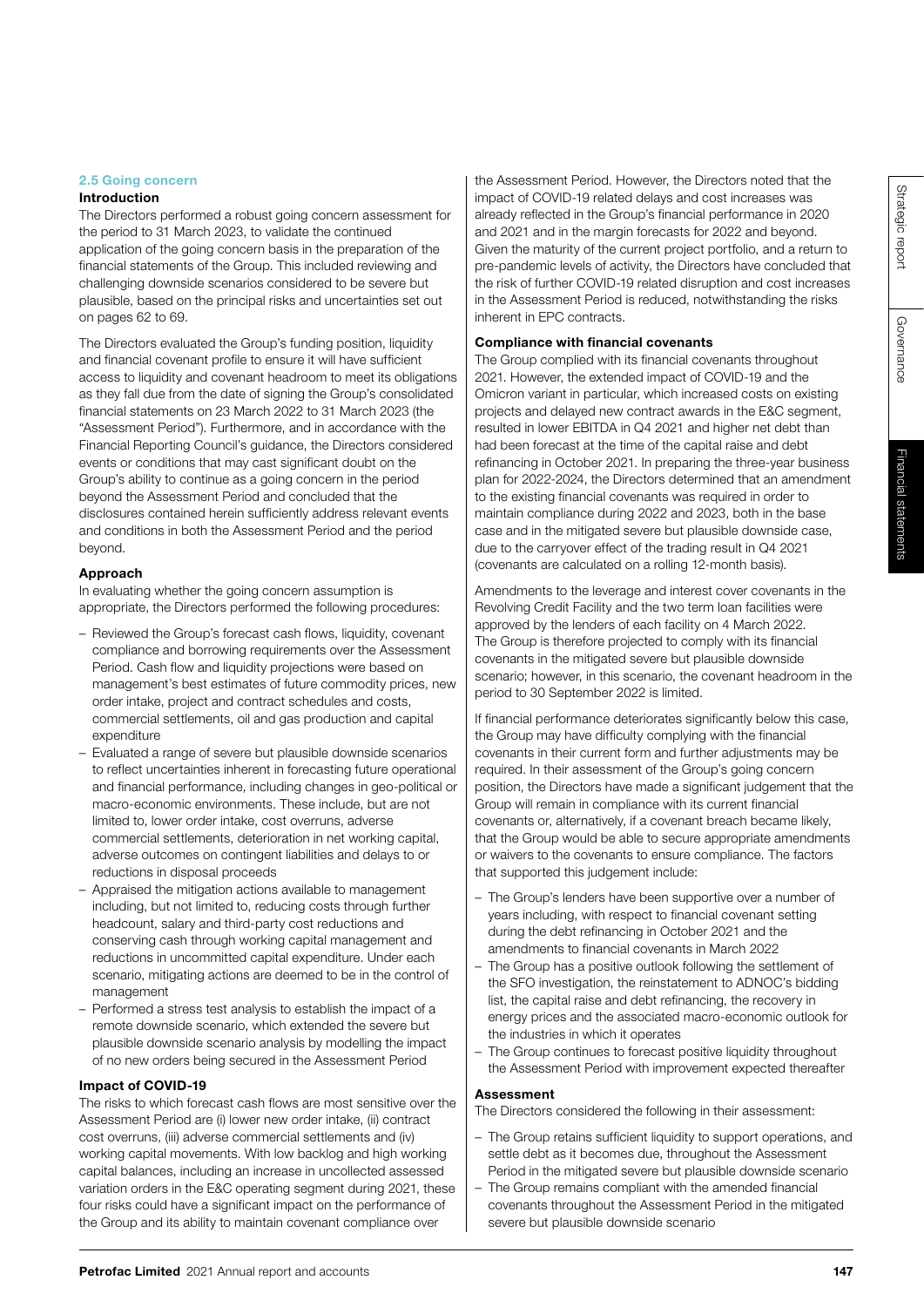## 2.5 Going concern

### Introduction

The Directors performed a robust going concern assessment for the period to 31 March 2023, to validate the continued application of the going concern basis in the preparation of the financial statements of the Group. This included reviewing and challenging downside scenarios considered to be severe but plausible, based on the principal risks and uncertainties set out on pages 62 to 69.

The Directors evaluated the Group's funding position, liquidity and financial covenant profile to ensure it will have sufficient access to liquidity and covenant headroom to meet its obligations as they fall due from the date of signing the Group's consolidated financial statements on 23 March 2022 to 31 March 2023 (the "Assessment Period"). Furthermore, and in accordance with the Financial Reporting Council's guidance, the Directors considered events or conditions that may cast significant doubt on the Group's ability to continue as a going concern in the period beyond the Assessment Period and concluded that the disclosures contained herein sufficiently address relevant events and conditions in both the Assessment Period and the period beyond.

### Approach

In evaluating whether the going concern assumption is appropriate, the Directors performed the following procedures:

- Reviewed the Group's forecast cash flows, liquidity, covenant compliance and borrowing requirements over the Assessment Period. Cash flow and liquidity projections were based on management's best estimates of future commodity prices, new order intake, project and contract schedules and costs, commercial settlements, oil and gas production and capital expenditure
- Evaluated a range of severe but plausible downside scenarios to reflect uncertainties inherent in forecasting future operational and financial performance, including changes in geo-political or macro-economic environments. These include, but are not limited to, lower order intake, cost overruns, adverse commercial settlements, deterioration in net working capital, adverse outcomes on contingent liabilities and delays to or reductions in disposal proceeds
- Appraised the mitigation actions available to management including, but not limited to, reducing costs through further headcount, salary and third-party cost reductions and conserving cash through working capital management and reductions in uncommitted capital expenditure. Under each scenario, mitigating actions are deemed to be in the control of management
- Performed a stress test analysis to establish the impact of a remote downside scenario, which extended the severe but plausible downside scenario analysis by modelling the impact of no new orders being secured in the Assessment Period

### Impact of COVID-19

The risks to which forecast cash flows are most sensitive over the Assessment Period are (i) lower new order intake, (ii) contract cost overruns, (iii) adverse commercial settlements and (iv) working capital movements. With low backlog and high working capital balances, including an increase in uncollected assessed variation orders in the E&C operating segment during 2021, these four risks could have a significant impact on the performance of the Group and its ability to maintain covenant compliance over the Assessment Period. However, the Directors noted that the impact of COVID-19 related delays and cost increases was already reflected in the Group's financial performance in 2020 and 2021 and in the margin forecasts for 2022 and beyond. Given the maturity of the current project portfolio, and a return to pre-pandemic levels of activity, the Directors have concluded that the risk of further COVID-19 related disruption and cost increases in the Assessment Period is reduced, notwithstanding the risks inherent in EPC contracts.

### Compliance with financial covenants

The Group complied with its financial covenants throughout 2021. However, the extended impact of COVID-19 and the Omicron variant in particular, which increased costs on existing projects and delayed new contract awards in the E&C segment, resulted in lower EBITDA in Q4 2021 and higher net debt than had been forecast at the time of the capital raise and debt refinancing in October 2021. In preparing the three-year business plan for 2022-2024, the Directors determined that an amendment to the existing financial covenants was required in order to maintain compliance during 2022 and 2023, both in the base case and in the mitigated severe but plausible downside case, due to the carryover effect of the trading result in Q4 2021 (covenants are calculated on a rolling 12-month basis).

Amendments to the leverage and interest cover covenants in the Revolving Credit Facility and the two term loan facilities were approved by the lenders of each facility on 4 March 2022. The Group is therefore projected to comply with its financial covenants in the mitigated severe but plausible downside scenario; however, in this scenario, the covenant headroom in the period to 30 September 2022 is limited.

If financial performance deteriorates significantly below this case, the Group may have difficulty complying with the financial covenants in their current form and further adjustments may be required. In their assessment of the Group's going concern position, the Directors have made a significant judgement that the Group will remain in compliance with its current financial covenants or, alternatively, if a covenant breach became likely, that the Group would be able to secure appropriate amendments or waivers to the covenants to ensure compliance. The factors that supported this judgement include:

- The Group's lenders have been supportive over a number of years including, with respect to financial covenant setting during the debt refinancing in October 2021 and the amendments to financial covenants in March 2022
- The Group has a positive outlook following the settlement of the SFO investigation, the reinstatement to ADNOC's bidding list, the capital raise and debt refinancing, the recovery in energy prices and the associated macro-economic outlook for the industries in which it operates
- The Group continues to forecast positive liquidity throughout the Assessment Period with improvement expected thereafter

### Assessment

The Directors considered the following in their assessment:

- The Group retains sufficient liquidity to support operations, and settle debt as it becomes due, throughout the Assessment Period in the mitigated severe but plausible downside scenario
- The Group remains compliant with the amended financial covenants throughout the Assessment Period in the mitigated severe but plausible downside scenario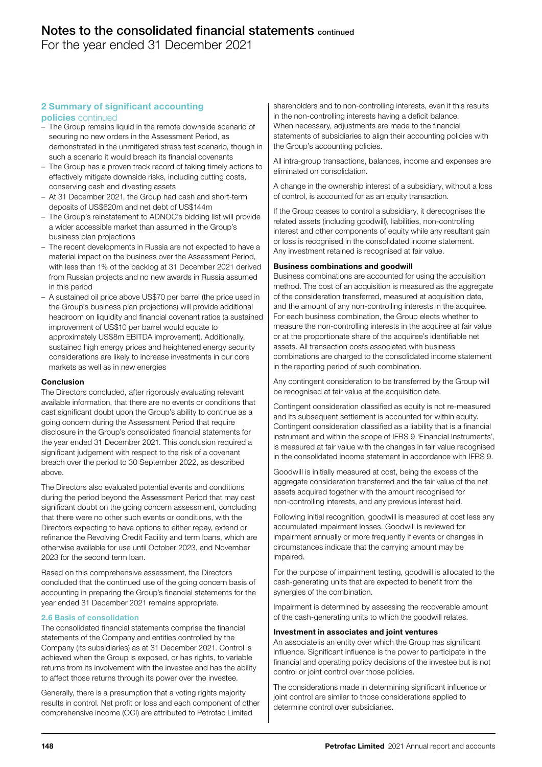## 2 Summary of significant accounting policies continued

- The Group remains liquid in the remote downside scenario of securing no new orders in the Assessment Period, as demonstrated in the unmitigated stress test scenario, though in such a scenario it would breach its financial covenants
- The Group has a proven track record of taking timely actions to effectively mitigate downside risks, including cutting costs, conserving cash and divesting assets
- At 31 December 2021, the Group had cash and short-term deposits of US$620m and net debt of US$144m
- The Group's reinstatement to ADNOC's bidding list will provide a wider accessible market than assumed in the Group's business plan projections
- The recent developments in Russia are not expected to have a material impact on the business over the Assessment Period, with less than 1% of the backlog at 31 December 2021 derived from Russian projects and no new awards in Russia assumed in this period
- A sustained oil price above US$70 per barrel (the price used in the Group's business plan projections) will provide additional headroom on liquidity and financial covenant ratios (a sustained improvement of US$10 per barrel would equate to approximately US$8m EBITDA improvement). Additionally, sustained high energy prices and heightened energy security considerations are likely to increase investments in our core markets as well as in new energies

**Conclusion**

The Directors concluded, after rigorously evaluating relevant available information, that there are no events or conditions that cast significant doubt upon the Group's ability to continue as a going concern during the Assessment Period that require disclosure in the Group's consolidated financial statements for the year ended 31 December 2021. This conclusion required a significant judgement with respect to the risk of a covenant breach over the period to 30 September 2022, as described above.

The Directors also evaluated potential events and conditions during the period beyond the Assessment Period that may cast significant doubt on the going concern assessment, concluding that there were no other such events or conditions, with the Directors expecting to have options to either repay, extend or refinance the Revolving Credit Facility and term loans, which are otherwise available for use until October 2023, and November 2023 for the second term loan.

Based on this comprehensive assessment, the Directors concluded that the continued use of the going concern basis of accounting in preparing the Group's financial statements for the year ended 31 December 2021 remains appropriate.

### 2.6 Basis of consolidation

The consolidated financial statements comprise the financial statements of the Company and entities controlled by the Company (its subsidiaries) as at 31 December 2021. Control is achieved when the Group is exposed, or has rights, to variable returns from its involvement with the investee and has the ability to affect those returns through its power over the investee.

Generally, there is a presumption that a voting rights majority results in control. Net profit or loss and each component of other comprehensive income (OCI) are attributed to Petrofac Limited shareholders and to non-controlling interests, even if this results in the non-controlling interests having a deficit balance. When necessary, adjustments are made to the financial statements of subsidiaries to align their accounting policies with the Group's accounting policies.

All intra-group transactions, balances, income and expenses are eliminated on consolidation.

A change in the ownership interest of a subsidiary, without a loss of control, is accounted for as an equity transaction.

If the Group ceases to control a subsidiary, it derecognises the related assets (including goodwill), liabilities, non-controlling interest and other components of equity while any resultant gain or loss is recognised in the consolidated income statement. Any investment retained is recognised at fair value.

**Business combinations and goodwill**

Business combinations are accounted for using the acquisition method. The cost of an acquisition is measured as the aggregate of the consideration transferred, measured at acquisition date, and the amount of any non-controlling interests in the acquiree. For each business combination, the Group elects whether to measure the non-controlling interests in the acquiree at fair value or at the proportionate share of the acquiree's identifiable net assets. All transaction costs associated with business combinations are charged to the consolidated income statement in the reporting period of such combination.

Any contingent consideration to be transferred by the Group will be recognised at fair value at the acquisition date.

Contingent consideration classified as equity is not re-measured and its subsequent settlement is accounted for within equity. Contingent consideration classified as a liability that is a financial instrument and within the scope of IFRS 9 'Financial Instruments', is measured at fair value with the changes in fair value recognised in the consolidated income statement in accordance with IFRS 9.

Goodwill is initially measured at cost, being the excess of the aggregate consideration transferred and the fair value of the net assets acquired together with the amount recognised for non-controlling interests, and any previous interest held.

Following initial recognition, goodwill is measured at cost less any accumulated impairment losses. Goodwill is reviewed for impairment annually or more frequently if events or changes in circumstances indicate that the carrying amount may be impaired.

For the purpose of impairment testing, goodwill is allocated to the cash-generating units that are expected to benefit from the synergies of the combination.

Impairment is determined by assessing the recoverable amount of the cash-generating units to which the goodwill relates.

**Investment in associates and joint ventures**

An associate is an entity over which the Group has significant influence. Significant influence is the power to participate in the financial and operating policy decisions of the investee but is not control or joint control over those policies.

The considerations made in determining significant influence or joint control are similar to those considerations applied to determine control over subsidiaries.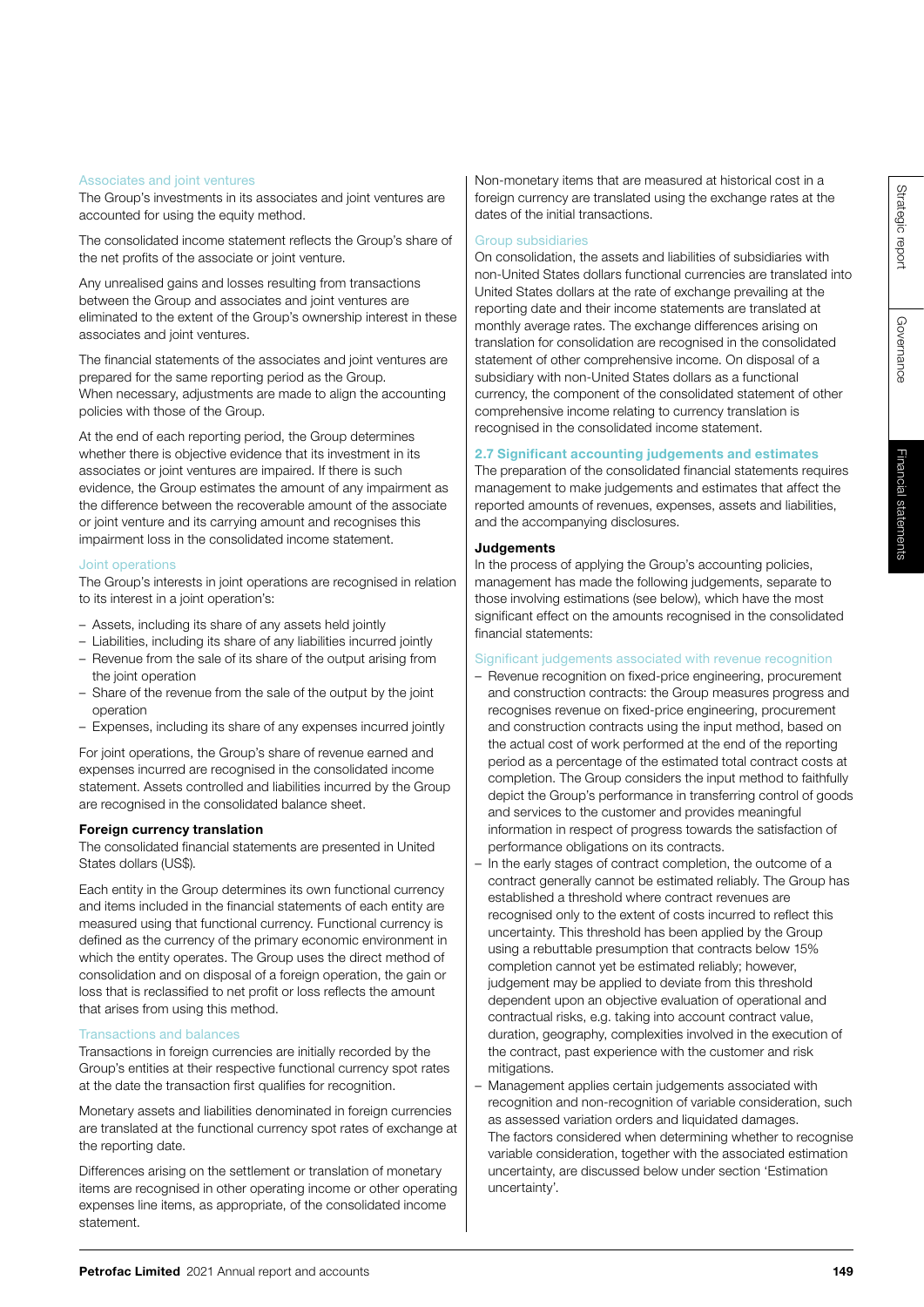### Associates and joint ventures

The Group's investments in its associates and joint ventures are accounted for using the equity method.

The consolidated income statement reflects the Group's share of the net profits of the associate or joint venture.

Any unrealised gains and losses resulting from transactions between the Group and associates and joint ventures are eliminated to the extent of the Group's ownership interest in these associates and joint ventures.

The financial statements of the associates and joint ventures are prepared for the same reporting period as the Group. When necessary, adjustments are made to align the accounting policies with those of the Group.

At the end of each reporting period, the Group determines whether there is objective evidence that its investment in its associates or joint ventures are impaired. If there is such evidence, the Group estimates the amount of any impairment as the difference between the recoverable amount of the associate or joint venture and its carrying amount and recognises this impairment loss in the consolidated income statement.

### Joint operations

The Group's interests in joint operations are recognised in relation to its interest in a joint operation's:

- Assets, including its share of any assets held jointly
- Liabilities, including its share of any liabilities incurred jointly
- Revenue from the sale of its share of the output arising from the joint operation
- Share of the revenue from the sale of the output by the joint operation
- Expenses, including its share of any expenses incurred jointly

For joint operations, the Group's share of revenue earned and expenses incurred are recognised in the consolidated income statement. Assets controlled and liabilities incurred by the Group are recognised in the consolidated balance sheet.

**Foreign currency translation**

The consolidated financial statements are presented in United States dollars (US$).

Each entity in the Group determines its own functional currency and items included in the financial statements of each entity are measured using that functional currency. Functional currency is defined as the currency of the primary economic environment in which the entity operates. The Group uses the direct method of consolidation and on disposal of a foreign operation, the gain or loss that is reclassified to net profit or loss reflects the amount that arises from using this method.

### Transactions and balances

Transactions in foreign currencies are initially recorded by the Group's entities at their respective functional currency spot rates at the date the transaction first qualifies for recognition.

Monetary assets and liabilities denominated in foreign currencies are translated at the functional currency spot rates of exchange at the reporting date.

Differences arising on the settlement or translation of monetary items are recognised in other operating income or other operating expenses line items, as appropriate, of the consolidated income statement.

Non-monetary items that are measured at historical cost in a foreign currency are translated using the exchange rates at the dates of the initial transactions.

### Group subsidiaries

On consolidation, the assets and liabilities of subsidiaries with non-United States dollars functional currencies are translated into United States dollars at the rate of exchange prevailing at the reporting date and their income statements are translated at monthly average rates. The exchange differences arising on translation for consolidation are recognised in the consolidated statement of other comprehensive income. On disposal of a subsidiary with non-United States dollars as a functional currency, the component of the consolidated statement of other comprehensive income relating to currency translation is recognised in the consolidated income statement.

## 2.7 Significant accounting judgements and estimates

The preparation of the consolidated financial statements requires management to make judgements and estimates that affect the reported amounts of revenues, expenses, assets and liabilities, and the accompanying disclosures.

**Judgements**

In the process of applying the Group's accounting policies, management has made the following judgements, separate to those involving estimations (see below), which have the most significant effect on the amounts recognised in the consolidated financial statements:

### Significant judgements associated with revenue recognition

- Revenue recognition on fixed-price engineering, procurement and construction contracts: the Group measures progress and recognises revenue on fixed-price engineering, procurement and construction contracts using the input method, based on the actual cost of work performed at the end of the reporting period as a percentage of the estimated total contract costs at completion. The Group considers the input method to faithfully depict the Group's performance in transferring control of goods and services to the customer and provides meaningful information in respect of progress towards the satisfaction of performance obligations on its contracts.
- In the early stages of contract completion, the outcome of a contract generally cannot be estimated reliably. The Group has established a threshold where contract revenues are recognised only to the extent of costs incurred to reflect this uncertainty. This threshold has been applied by the Group using a rebuttable presumption that contracts below 15% completion cannot yet be estimated reliably; however, judgement may be applied to deviate from this threshold dependent upon an objective evaluation of operational and contractual risks, e.g. taking into account contract value, duration, geography, complexities involved in the execution of the contract, past experience with the customer and risk mitigations.
- Management applies certain judgements associated with recognition and non-recognition of variable consideration, such as assessed variation orders and liquidated damages. The factors considered when determining whether to recognise variable consideration, together with the associated estimation uncertainty, are discussed below under section 'Estimation uncertainty'.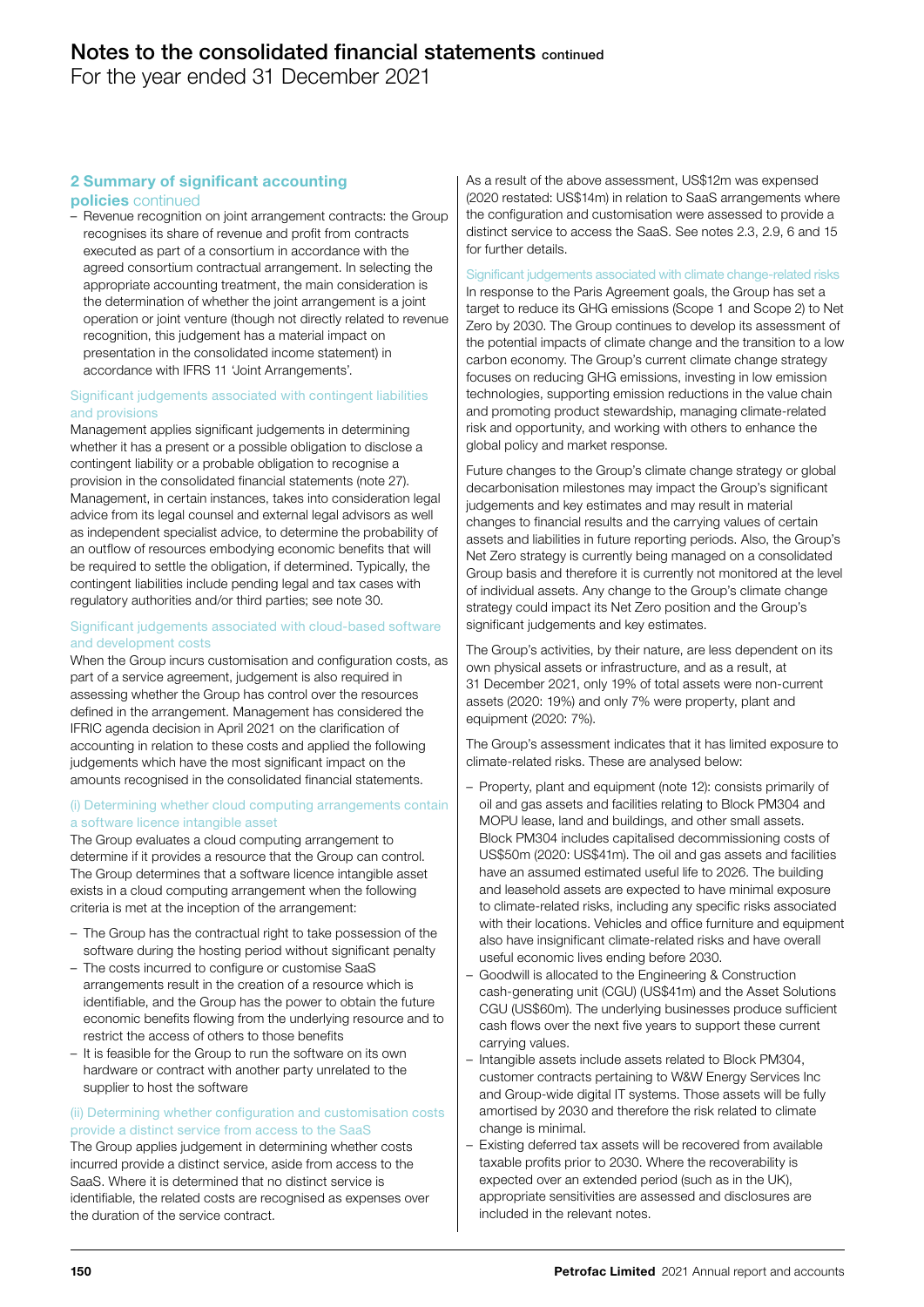## 2 Summary of significant accounting policies continued

- Revenue recognition on joint arrangement contracts: the Group recognises its share of revenue and profit from contracts executed as part of a consortium in accordance with the agreed consortium contractual arrangement. In selecting the appropriate accounting treatment, the main consideration is the determination of whether the joint arrangement is a joint operation or joint venture (though not directly related to revenue recognition, this judgement has a material impact on presentation in the consolidated income statement) in accordance with IFRS 11 'Joint Arrangements'.

### Significant judgements associated with contingent liabilities and provisions

Management applies significant judgements in determining whether it has a present or a possible obligation to disclose a contingent liability or a probable obligation to recognise a provision in the consolidated financial statements (note 27). Management, in certain instances, takes into consideration legal advice from its legal counsel and external legal advisors as well as independent specialist advice, to determine the probability of an outflow of resources embodying economic benefits that will be required to settle the obligation, if determined. Typically, the contingent liabilities include pending legal and tax cases with regulatory authorities and/or third parties; see note 30.

### Significant judgements associated with cloud-based software and development costs

When the Group incurs customisation and configuration costs, as part of a service agreement, judgement is also required in assessing whether the Group has control over the resources defined in the arrangement. Management has considered the IFRIC agenda decision in April 2021 on the clarification of accounting in relation to these costs and applied the following judgements which have the most significant impact on the amounts recognised in the consolidated financial statements.

#### (i) Determining whether cloud computing arrangements contain a software licence intangible asset

The Group evaluates a cloud computing arrangement to determine if it provides a resource that the Group can control. The Group determines that a software licence intangible asset exists in a cloud computing arrangement when the following criteria is met at the inception of the arrangement:

- The Group has the contractual right to take possession of the software during the hosting period without significant penalty
- The costs incurred to configure or customise SaaS arrangements result in the creation of a resource which is identifiable, and the Group has the power to obtain the future economic benefits flowing from the underlying resource and to restrict the access of others to those benefits
- It is feasible for the Group to run the software on its own hardware or contract with another party unrelated to the supplier to host the software

#### (ii) Determining whether configuration and customisation costs provide a distinct service from access to the SaaS

The Group applies judgement in determining whether costs incurred provide a distinct service, aside from access to the SaaS. Where it is determined that no distinct service is identifiable, the related costs are recognised as expenses over the duration of the service contract.

As a result of the above assessment, US$12m was expensed (2020 restated: US$14m) in relation to SaaS arrangements where the configuration and customisation were assessed to provide a distinct service to access the SaaS. See notes 2.3, 2.9, 6 and 15 for further details.

### Significant judgements associated with climate change-related risks

In response to the Paris Agreement goals, the Group has set a target to reduce its GHG emissions (Scope 1 and Scope 2) to Net Zero by 2030. The Group continues to develop its assessment of the potential impacts of climate change and the transition to a low carbon economy. The Group's current climate change strategy focuses on reducing GHG emissions, investing in low emission technologies, supporting emission reductions in the value chain and promoting product stewardship, managing climate-related risk and opportunity, and working with others to enhance the global policy and market response.

Future changes to the Group's climate change strategy or global decarbonisation milestones may impact the Group's significant judgements and key estimates and may result in material changes to financial results and the carrying values of certain assets and liabilities in future reporting periods. Also, the Group's Net Zero strategy is currently being managed on a consolidated Group basis and therefore it is currently not monitored at the level of individual assets. Any change to the Group's climate change strategy could impact its Net Zero position and the Group's significant judgements and key estimates.

The Group's activities, by their nature, are less dependent on its own physical assets or infrastructure, and as a result, at 31 December 2021, only 19% of total assets were non-current assets (2020: 19%) and only 7% were property, plant and equipment (2020: 7%).

The Group's assessment indicates that it has limited exposure to climate-related risks. These are analysed below:

- Property, plant and equipment (note 12): consists primarily of oil and gas assets and facilities relating to Block PM304 and MOPU lease, land and buildings, and other small assets. Block PM304 includes capitalised decommissioning costs of US$50m (2020: US$41m). The oil and gas assets and facilities have an assumed estimated useful life to 2026. The building and leasehold assets are expected to have minimal exposure to climate-related risks, including any specific risks associated with their locations. Vehicles and office furniture and equipment also have insignificant climate-related risks and have overall useful economic lives ending before 2030.
- Goodwill is allocated to the Engineering & Construction cash-generating unit (CGU) (US$41m) and the Asset Solutions CGU (US$60m). The underlying businesses produce sufficient cash flows over the next five years to support these current carrying values.
- Intangible assets include assets related to Block PM304, customer contracts pertaining to W&W Energy Services Inc and Group-wide digital IT systems. Those assets will be fully amortised by 2030 and therefore the risk related to climate change is minimal.
- Existing deferred tax assets will be recovered from available taxable profits prior to 2030. Where the recoverability is expected over an extended period (such as in the UK), appropriate sensitivities are assessed and disclosures are included in the relevant notes.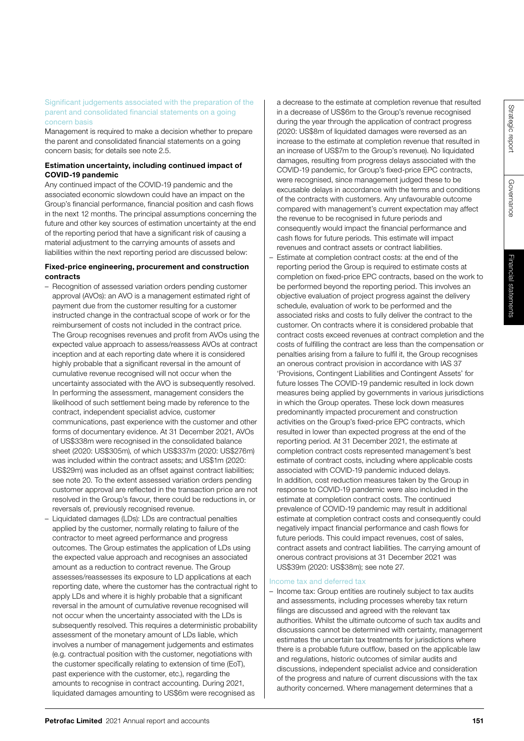### Significant judgements associated with the preparation of the parent and consolidated financial statements on a going concern basis

Management is required to make a decision whether to prepare the parent and consolidated financial statements on a going concern basis; for details see note 2.5.

### Estimation uncertainty, including continued impact of COVID-19 pandemic

Any continued impact of the COVID-19 pandemic and the associated economic slowdown could have an impact on the Group's financial performance, financial position and cash flows in the next 12 months. The principal assumptions concerning the future and other key sources of estimation uncertainty at the end of the reporting period that have a significant risk of causing a material adjustment to the carrying amounts of assets and liabilities within the next reporting period are discussed below:

### Fixed-price engineering, procurement and construction contracts

- Recognition of assessed variation orders pending customer approval (AVOs): an AVO is a management estimated right of payment due from the customer resulting for a customer instructed change in the contractual scope of work or for the reimbursement of costs not included in the contract price. The Group recognises revenues and profit from AVOs using the expected value approach to assess/reassess AVOs at contract inception and at each reporting date where it is considered highly probable that a significant reversal in the amount of cumulative revenue recognised will not occur when the uncertainty associated with the AVO is subsequently resolved. In performing the assessment, management considers the likelihood of such settlement being made by reference to the contract, independent specialist advice, customer communications, past experience with the customer and other forms of documentary evidence. At 31 December 2021, AVOs of US$338m were recognised in the consolidated balance sheet (2020: US$305m), of which US$337m (2020: US$276m) was included within the contract assets; and US$1m (2020: US$29m) was included as an offset against contract liabilities; see note 20. To the extent assessed variation orders pending customer approval are reflected in the transaction price are not resolved in the Group's favour, there could be reductions in, or reversals of, previously recognised revenue.
- Liquidated damages (LDs): LDs are contractual penalties applied by the customer, normally relating to failure of the contractor to meet agreed performance and progress outcomes. The Group estimates the application of LDs using the expected value approach and recognises an associated amount as a reduction to contract revenue. The Group assesses/reassesses its exposure to LD applications at each reporting date, where the customer has the contractual right to apply LDs and where it is highly probable that a significant reversal in the amount of cumulative revenue recognised will not occur when the uncertainty associated with the LDs is subsequently resolved. This requires a deterministic probability assessment of the monetary amount of LDs liable, which involves a number of management judgements and estimates (e.g. contractual position with the customer, negotiations with the customer specifically relating to extension of time (EoT), past experience with the customer, etc.), regarding the amounts to recognise in contract accounting. During 2021, liquidated damages amounting to US$6m were recognised as a decrease to the estimate at completion revenue that resulted in a decrease of US$6m to the Group's revenue recognised during the year through the application of contract progress (2020: US$8m of liquidated damages were reversed as an increase to the estimate at completion revenue that resulted in an increase of US$7m to the Group's revenue). No liquidated damages, resulting from progress delays associated with the COVID-19 pandemic, for Group's fixed-price EPC contracts, were recognised, since management judged these to be excusable delays in accordance with the terms and conditions of the contracts with customers. Any unfavourable outcome compared with management's current expectation may affect the revenue to be recognised in future periods and consequently would impact the financial performance and cash flows for future periods. This estimate will impact revenues and contract assets or contract liabilities.
- Estimate at completion contract costs: at the end of the reporting period the Group is required to estimate costs at completion on fixed-price EPC contracts, based on the work to be performed beyond the reporting period. This involves an objective evaluation of project progress against the delivery schedule, evaluation of work to be performed and the associated risks and costs to fully deliver the contract to the customer. On contracts where it is considered probable that contract costs exceed revenues at contract completion and the costs of fulfilling the contract are less than the compensation or penalties arising from a failure to fulfil it, the Group recognises an onerous contract provision in accordance with IAS 37 'Provisions, Contingent Liabilities and Contingent Assets' for future losses The COVID-19 pandemic resulted in lock down measures being applied by governments in various jurisdictions in which the Group operates. These lock down measures predominantly impacted procurement and construction activities on the Group's fixed-price EPC contracts, which resulted in lower than expected progress at the end of the reporting period. At 31 December 2021, the estimate at completion contract costs represented management's best estimate of contract costs, including where applicable costs associated with COVID-19 pandemic induced delays. In addition, cost reduction measures taken by the Group in response to COVID-19 pandemic were also included in the estimate at completion contract costs. The continued prevalence of COVID-19 pandemic may result in additional estimate at completion contract costs and consequently could negatively impact financial performance and cash flows for future periods. This could impact revenues, cost of sales, contract assets and contract liabilities. The carrying amount of onerous contract provisions at 31 December 2021 was US$39m (2020: US$38m); see note 27.

### Income tax and deferred tax

- Income tax: Group entities are routinely subject to tax audits and assessments, including processes whereby tax return filings are discussed and agreed with the relevant tax authorities. Whilst the ultimate outcome of such tax audits and discussions cannot be determined with certainty, management estimates the uncertain tax treatments for jurisdictions where there is a probable future outflow, based on the applicable law and regulations, historic outcomes of similar audits and discussions, independent specialist advice and consideration of the progress and nature of current discussions with the tax authority concerned. Where management determines that a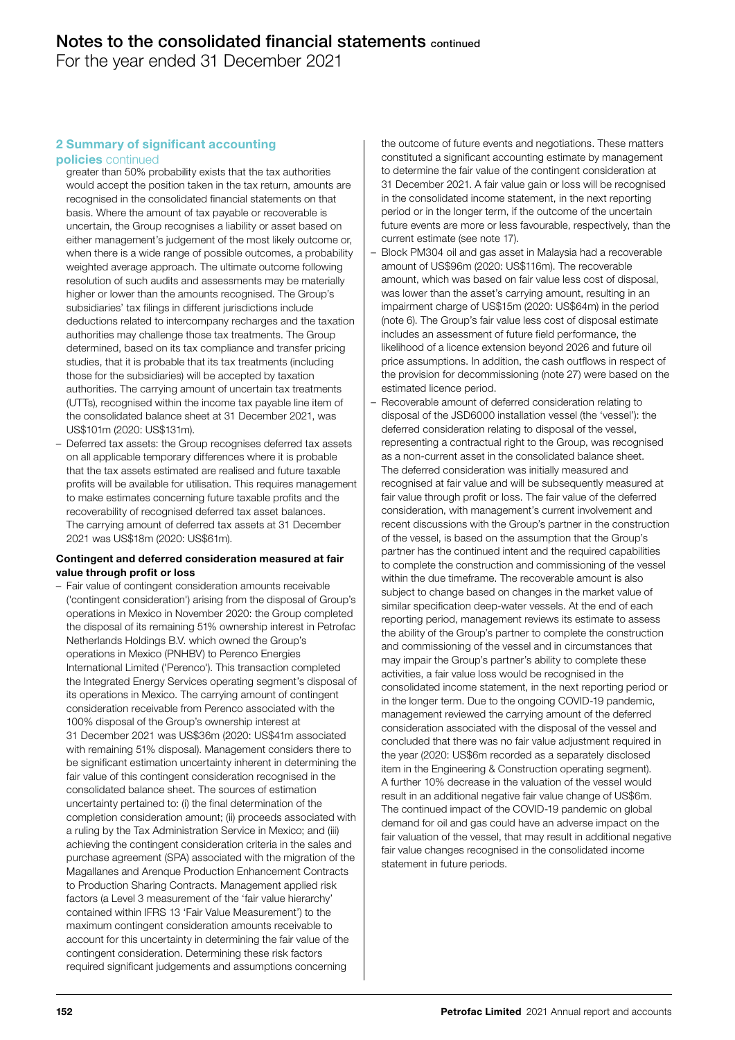## 2 Summary of significant accounting policies continued

greater than 50% probability exists that the tax authorities would accept the position taken in the tax return, amounts are recognised in the consolidated financial statements on that basis. Where the amount of tax payable or recoverable is uncertain, the Group recognises a liability or asset based on either management's judgement of the most likely outcome or, when there is a wide range of possible outcomes, a probability weighted average approach. The ultimate outcome following resolution of such audits and assessments may be materially higher or lower than the amounts recognised. The Group's subsidiaries' tax filings in different jurisdictions include deductions related to intercompany recharges and the taxation authorities may challenge those tax treatments. The Group determined, based on its tax compliance and transfer pricing studies, that it is probable that its tax treatments (including those for the subsidiaries) will be accepted by taxation authorities. The carrying amount of uncertain tax treatments (UTTs), recognised within the income tax payable line item of the consolidated balance sheet at 31 December 2021, was US$101m (2020: US$131m).

- Deferred tax assets: the Group recognises deferred tax assets on all applicable temporary differences where it is probable that the tax assets estimated are realised and future taxable profits will be available for utilisation. This requires management to make estimates concerning future taxable profits and the recoverability of recognised deferred tax asset balances. The carrying amount of deferred tax assets at 31 December 2021 was US$18m (2020: US$61m).

**Contingent and deferred consideration measured at fair value through profit or loss**

- Fair value of contingent consideration amounts receivable ('contingent consideration') arising from the disposal of Group's operations in Mexico in November 2020: the Group completed the disposal of its remaining 51% ownership interest in Petrofac Netherlands Holdings B.V. which owned the Group's operations in Mexico (PNHBV) to Perenco Energies International Limited ('Perenco'). This transaction completed the Integrated Energy Services operating segment's disposal of its operations in Mexico. The carrying amount of contingent consideration receivable from Perenco associated with the 100% disposal of the Group's ownership interest at 31 December 2021 was US$36m (2020: US$41m associated with remaining 51% disposal). Management considers there to be significant estimation uncertainty inherent in determining the fair value of this contingent consideration recognised in the consolidated balance sheet. The sources of estimation uncertainty pertained to: (i) the final determination of the completion consideration amount; (ii) proceeds associated with a ruling by the Tax Administration Service in Mexico; and (iii) achieving the contingent consideration criteria in the sales and purchase agreement (SPA) associated with the migration of the Magallanes and Arenque Production Enhancement Contracts to Production Sharing Contracts. Management applied risk factors (a Level 3 measurement of the 'fair value hierarchy' contained within IFRS 13 'Fair Value Measurement') to the maximum contingent consideration amounts receivable to account for this uncertainty in determining the fair value of the contingent consideration. Determining these risk factors required significant judgements and assumptions concerning the outcome of future events and negotiations. These matters constituted a significant accounting estimate by management to determine the fair value of the contingent consideration at 31 December 2021. A fair value gain or loss will be recognised in the consolidated income statement, in the next reporting period or in the longer term, if the outcome of the uncertain future events are more or less favourable, respectively, than the current estimate (see note 17).
- Block PM304 oil and gas asset in Malaysia had a recoverable amount of US$96m (2020: US$116m). The recoverable amount, which was based on fair value less cost of disposal, was lower than the asset's carrying amount, resulting in an impairment charge of US$15m (2020: US$64m) in the period (note 6). The Group's fair value less cost of disposal estimate includes an assessment of future field performance, the likelihood of a licence extension beyond 2026 and future oil price assumptions. In addition, the cash outflows in respect of the provision for decommissioning (note 27) were based on the estimated licence period.
- Recoverable amount of deferred consideration relating to disposal of the JSD6000 installation vessel (the 'vessel'): the deferred consideration relating to disposal of the vessel, representing a contractual right to the Group, was recognised as a non-current asset in the consolidated balance sheet. The deferred consideration was initially measured and recognised at fair value and will be subsequently measured at fair value through profit or loss. The fair value of the deferred consideration, with management's current involvement and recent discussions with the Group's partner in the construction of the vessel, is based on the assumption that the Group's partner has the continued intent and the required capabilities to complete the construction and commissioning of the vessel within the due timeframe. The recoverable amount is also subject to change based on changes in the market value of similar specification deep-water vessels. At the end of each reporting period, management reviews its estimate to assess the ability of the Group's partner to complete the construction and commissioning of the vessel and in circumstances that may impair the Group's partner's ability to complete these activities, a fair value loss would be recognised in the consolidated income statement, in the next reporting period or in the longer term. Due to the ongoing COVID-19 pandemic, management reviewed the carrying amount of the deferred consideration associated with the disposal of the vessel and concluded that there was no fair value adjustment required in the year (2020: US$6m recorded as a separately disclosed item in the Engineering & Construction operating segment). A further 10% decrease in the valuation of the vessel would result in an additional negative fair value change of US$6m. The continued impact of the COVID-19 pandemic on global demand for oil and gas could have an adverse impact on the fair valuation of the vessel, that may result in additional negative fair value changes recognised in the consolidated income statement in future periods.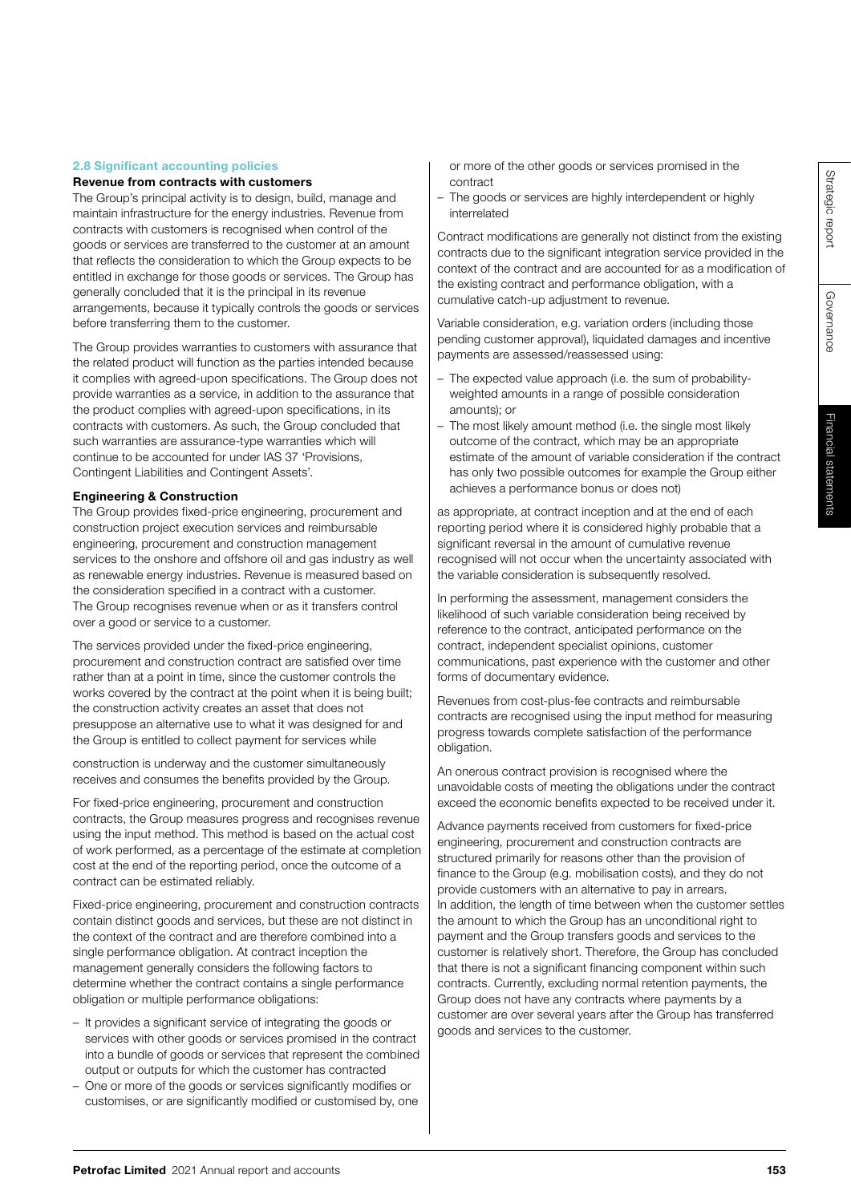### 2.8 Significant accounting policies

#### Revenue from contracts with customers

The Group's principal activity is to design, build, manage and maintain infrastructure for the energy industries. Revenue from contracts with customers is recognised when control of the goods or services are transferred to the customer at an amount that reflects the consideration to which the Group expects to be entitled in exchange for those goods or services. The Group has generally concluded that it is the principal in its revenue arrangements, because it typically controls the goods or services before transferring them to the customer.

The Group provides warranties to customers with assurance that the related product will function as the parties intended because it complies with agreed-upon specifications. The Group does not provide warranties as a service, in addition to the assurance that the product complies with agreed-upon specifications, in its contracts with customers. As such, the Group concluded that such warranties are assurance-type warranties which will continue to be accounted for under IAS 37 'Provisions, Contingent Liabilities and Contingent Assets'.

#### Engineering & Construction

The Group provides fixed-price engineering, procurement and construction project execution services and reimbursable engineering, procurement and construction management services to the onshore and offshore oil and gas industry as well as renewable energy industries. Revenue is measured based on the consideration specified in a contract with a customer. The Group recognises revenue when or as it transfers control over a good or service to a customer.

The services provided under the fixed-price engineering, procurement and construction contract are satisfied over time rather than at a point in time, since the customer controls the works covered by the contract at the point when it is being built; the construction activity creates an asset that does not presuppose an alternative use to what it was designed for and the Group is entitled to collect payment for services while construction is underway and the customer simultaneously receives and consumes the benefits provided by the Group.

For fixed-price engineering, procurement and construction contracts, the Group measures progress and recognises revenue using the input method. This method is based on the actual cost of work performed, as a percentage of the estimate at completion cost at the end of the reporting period, once the outcome of a contract can be estimated reliably.

Fixed-price engineering, procurement and construction contracts contain distinct goods and services, but these are not distinct in the context of the contract and are therefore combined into a single performance obligation. At contract inception the management generally considers the following factors to determine whether the contract contains a single performance obligation or multiple performance obligations:

- It provides a significant service of integrating the goods or services with other goods or services promised in the contract into a bundle of goods or services that represent the combined output or outputs for which the customer has contracted
- One or more of the goods or services significantly modifies or customises, or are significantly modified or customised by, one or more of the other goods or services promised in the contract
- The goods or services are highly interdependent or highly interrelated

Contract modifications are generally not distinct from the existing contracts due to the significant integration service provided in the context of the contract and are accounted for as a modification of the existing contract and performance obligation, with a cumulative catch-up adjustment to revenue.

Variable consideration, e.g. variation orders (including those pending customer approval), liquidated damages and incentive payments are assessed/reassessed using:

- The expected value approach (i.e. the sum of probability-weighted amounts in a range of possible consideration amounts); or
- The most likely amount method (i.e. the single most likely outcome of the contract, which may be an appropriate estimate of the amount of variable consideration if the contract has only two possible outcomes for example the Group either achieves a performance bonus or does not)

as appropriate, at contract inception and at the end of each reporting period where it is considered highly probable that a significant reversal in the amount of cumulative revenue recognised will not occur when the uncertainty associated with the variable consideration is subsequently resolved.

In performing the assessment, management considers the likelihood of such variable consideration being received by reference to the contract, anticipated performance on the contract, independent specialist opinions, customer communications, past experience with the customer and other forms of documentary evidence.

Revenues from cost-plus-fee contracts and reimbursable contracts are recognised using the input method for measuring progress towards complete satisfaction of the performance obligation.

An onerous contract provision is recognised where the unavoidable costs of meeting the obligations under the contract exceed the economic benefits expected to be received under it.

Advance payments received from customers for fixed-price engineering, procurement and construction contracts are structured primarily for reasons other than the provision of finance to the Group (e.g. mobilisation costs), and they do not provide customers with an alternative to pay in arrears. In addition, the length of time between when the customer settles the amount to which the Group has an unconditional right to payment and the Group transfers goods and services to the customer is relatively short. Therefore, the Group has concluded that there is not a significant financing component within such contracts. Currently, excluding normal retention payments, the Group does not have any contracts where payments by a customer are over several years after the Group has transferred goods and services to the customer.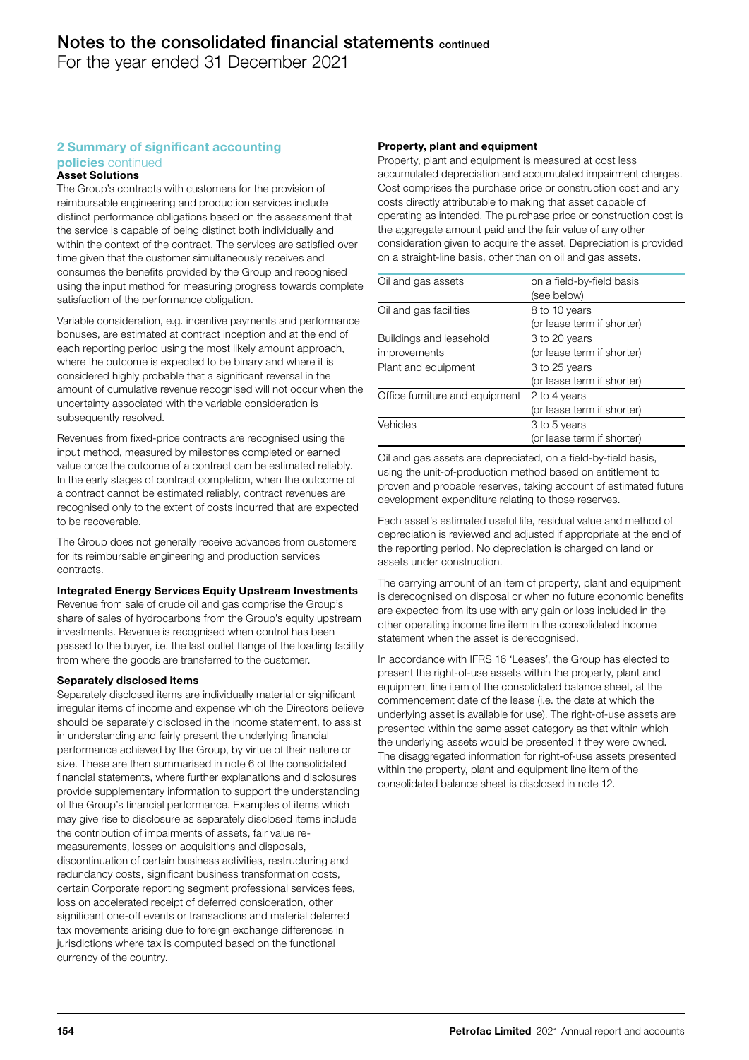# Notes to the consolidated financial statements continued

For the year ended 31 December 2021

## 2 Summary of significant accounting policies continued

**Asset Solutions**

The Group's contracts with customers for the provision of reimbursable engineering and production services include distinct performance obligations based on the assessment that the service is capable of being distinct both individually and within the context of the contract. The services are satisfied over time given that the customer simultaneously receives and consumes the benefits provided by the Group and recognised using the input method for measuring progress towards complete satisfaction of the performance obligation.

Variable consideration, e.g. incentive payments and performance bonuses, are estimated at contract inception and at the end of each reporting period using the most likely amount approach, where the outcome is expected to be binary and where it is considered highly probable that a significant reversal in the amount of cumulative revenue recognised will not occur when the uncertainty associated with the variable consideration is subsequently resolved.

Revenues from fixed-price contracts are recognised using the input method, measured by milestones completed or earned value once the outcome of a contract can be estimated reliably. In the early stages of contract completion, when the outcome of a contract cannot be estimated reliably, contract revenues are recognised only to the extent of costs incurred that are expected to be recoverable.

The Group does not generally receive advances from customers for its reimbursable engineering and production services contracts.

**Integrated Energy Services Equity Upstream Investments**

Revenue from sale of crude oil and gas comprise the Group's share of sales of hydrocarbons from the Group's equity upstream investments. Revenue is recognised when control has been passed to the buyer, i.e. the last outlet flange of the loading facility from where the goods are transferred to the customer.

**Separately disclosed items**

Separately disclosed items are individually material or significant irregular items of income and expense which the Directors believe should be separately disclosed in the income statement, to assist in understanding and fairly present the underlying financial performance achieved by the Group, by virtue of their nature or size. These are then summarised in note 6 of the consolidated financial statements, where further explanations and disclosures provide supplementary information to support the understanding of the Group's financial performance. Examples of items which may give rise to disclosure as separately disclosed items include the contribution of impairments of assets, fair value re-measurements, losses on acquisitions and disposals, discontinuation of certain business activities, restructuring and redundancy costs, significant business transformation costs, certain Corporate reporting segment professional services fees, loss on accelerated receipt of deferred consideration, other significant one-off events or transactions and material deferred tax movements arising due to foreign exchange differences in jurisdictions where tax is computed based on the functional currency of the country.

**Property, plant and equipment**

Property, plant and equipment is measured at cost less accumulated depreciation and accumulated impairment charges. Cost comprises the purchase price or construction cost and any costs directly attributable to making that asset capable of operating as intended. The purchase price or construction cost is the aggregate amount paid and the fair value of any other consideration given to acquire the asset. Depreciation is provided on a straight-line basis, other than on oil and gas assets.

| | |
|---|---|
| Oil and gas assets | on a field-by-field basis (see below) |
| Oil and gas facilities | 8 to 10 years (or lease term if shorter) |
| Buildings and leasehold improvements | 3 to 20 years (or lease term if shorter) |
| Plant and equipment | 3 to 25 years (or lease term if shorter) |
| Office furniture and equipment | 2 to 4 years (or lease term if shorter) |
| Vehicles | 3 to 5 years (or lease term if shorter) |

Oil and gas assets are depreciated, on a field-by-field basis, using the unit-of-production method based on entitlement to proven and probable reserves, taking account of estimated future development expenditure relating to those reserves.

Each asset's estimated useful life, residual value and method of depreciation is reviewed and adjusted if appropriate at the end of the reporting period. No depreciation is charged on land or assets under construction.

The carrying amount of an item of property, plant and equipment is derecognised on disposal or when no future economic benefits are expected from its use with any gain or loss included in the other operating income line item in the consolidated income statement when the asset is derecognised.

In accordance with IFRS 16 'Leases', the Group has elected to present the right-of-use assets within the property, plant and equipment line item of the consolidated balance sheet, at the commencement date of the lease (i.e. the date at which the underlying asset is available for use). The right-of-use assets are presented within the same asset category as that within which the underlying assets would be presented if they were owned. The disaggregated information for right-of-use assets presented within the property, plant and equipment line item of the consolidated balance sheet is disclosed in note 12.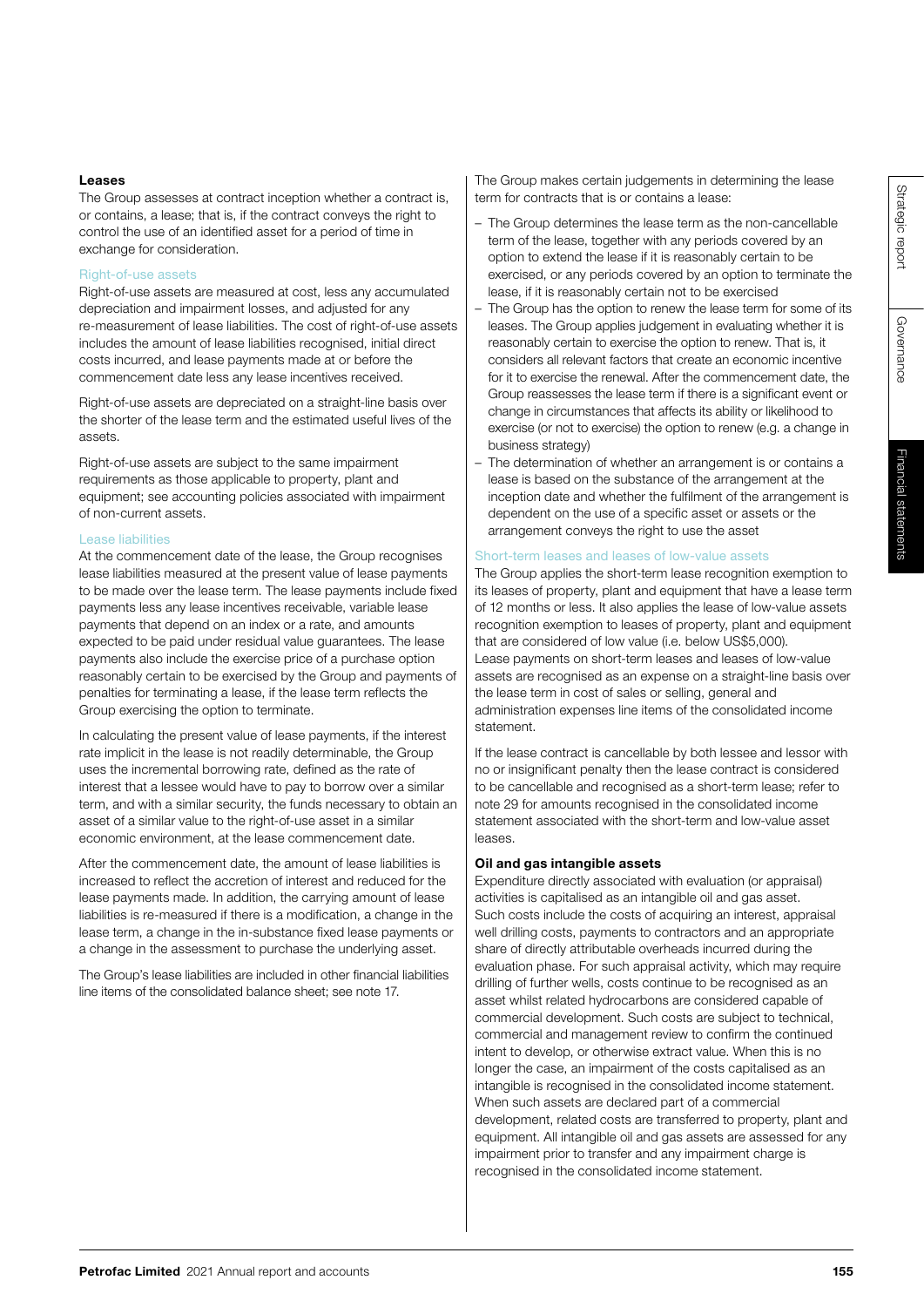### Leases

The Group assesses at contract inception whether a contract is, or contains, a lease; that is, if the contract conveys the right to control the use of an identified asset for a period of time in exchange for consideration.

#### Right-of-use assets

Right-of-use assets are measured at cost, less any accumulated depreciation and impairment losses, and adjusted for any re-measurement of lease liabilities. The cost of right-of-use assets includes the amount of lease liabilities recognised, initial direct costs incurred, and lease payments made at or before the commencement date less any lease incentives received.

Right-of-use assets are depreciated on a straight-line basis over the shorter of the lease term and the estimated useful lives of the assets.

Right-of-use assets are subject to the same impairment requirements as those applicable to property, plant and equipment; see accounting policies associated with impairment of non-current assets.

#### Lease liabilities

At the commencement date of the lease, the Group recognises lease liabilities measured at the present value of lease payments to be made over the lease term. The lease payments include fixed payments less any lease incentives receivable, variable lease payments that depend on an index or a rate, and amounts expected to be paid under residual value guarantees. The lease payments also include the exercise price of a purchase option reasonably certain to be exercised by the Group and payments of penalties for terminating a lease, if the lease term reflects the Group exercising the option to terminate.

In calculating the present value of lease payments, if the interest rate implicit in the lease is not readily determinable, the Group uses the incremental borrowing rate, defined as the rate of interest that a lessee would have to pay to borrow over a similar term, and with a similar security, the funds necessary to obtain an asset of a similar value to the right-of-use asset in a similar economic environment, at the lease commencement date.

After the commencement date, the amount of lease liabilities is increased to reflect the accretion of interest and reduced for the lease payments made. In addition, the carrying amount of lease liabilities is re-measured if there is a modification, a change in the lease term, a change in the in-substance fixed lease payments or a change in the assessment to purchase the underlying asset.

The Group's lease liabilities are included in other financial liabilities line items of the consolidated balance sheet; see note 17.

The Group makes certain judgements in determining the lease term for contracts that is or contains a lease:

- The Group determines the lease term as the non-cancellable term of the lease, together with any periods covered by an option to extend the lease if it is reasonably certain to be exercised, or any periods covered by an option to terminate the lease, if it is reasonably certain not to be exercised
- The Group has the option to renew the lease term for some of its leases. The Group applies judgement in evaluating whether it is reasonably certain to exercise the option to renew. That is, it considers all relevant factors that create an economic incentive for it to exercise the renewal. After the commencement date, the Group reassesses the lease term if there is a significant event or change in circumstances that affects its ability or likelihood to exercise (or not to exercise) the option to renew (e.g. a change in business strategy)
- The determination of whether an arrangement is or contains a lease is based on the substance of the arrangement at the inception date and whether the fulfilment of the arrangement is dependent on the use of a specific asset or assets or the arrangement conveys the right to use the asset

#### Short-term leases and leases of low-value assets

The Group applies the short-term lease recognition exemption to its leases of property, plant and equipment that have a lease term of 12 months or less. It also applies the lease of low-value assets recognition exemption to leases of property, plant and equipment that are considered of low value (i.e. below US$5,000). Lease payments on short-term leases and leases of low-value assets are recognised as an expense on a straight-line basis over the lease term in cost of sales or selling, general and administration expenses line items of the consolidated income statement.

If the lease contract is cancellable by both lessee and lessor with no or insignificant penalty then the lease contract is considered to be cancellable and recognised as a short-term lease; refer to note 29 for amounts recognised in the consolidated income statement associated with the short-term and low-value asset leases.

### Oil and gas intangible assets

Expenditure directly associated with evaluation (or appraisal) activities is capitalised as an intangible oil and gas asset. Such costs include the costs of acquiring an interest, appraisal well drilling costs, payments to contractors and an appropriate share of directly attributable overheads incurred during the evaluation phase. For such appraisal activity, which may require drilling of further wells, costs continue to be recognised as an asset whilst related hydrocarbons are considered capable of commercial development. Such costs are subject to technical, commercial and management review to confirm the continued intent to develop, or otherwise extract value. When this is no longer the case, an impairment of the costs capitalised as an intangible is recognised in the consolidated income statement. When such assets are declared part of a commercial development, related costs are transferred to property, plant and equipment. All intangible oil and gas assets are assessed for any impairment prior to transfer and any impairment charge is recognised in the consolidated income statement.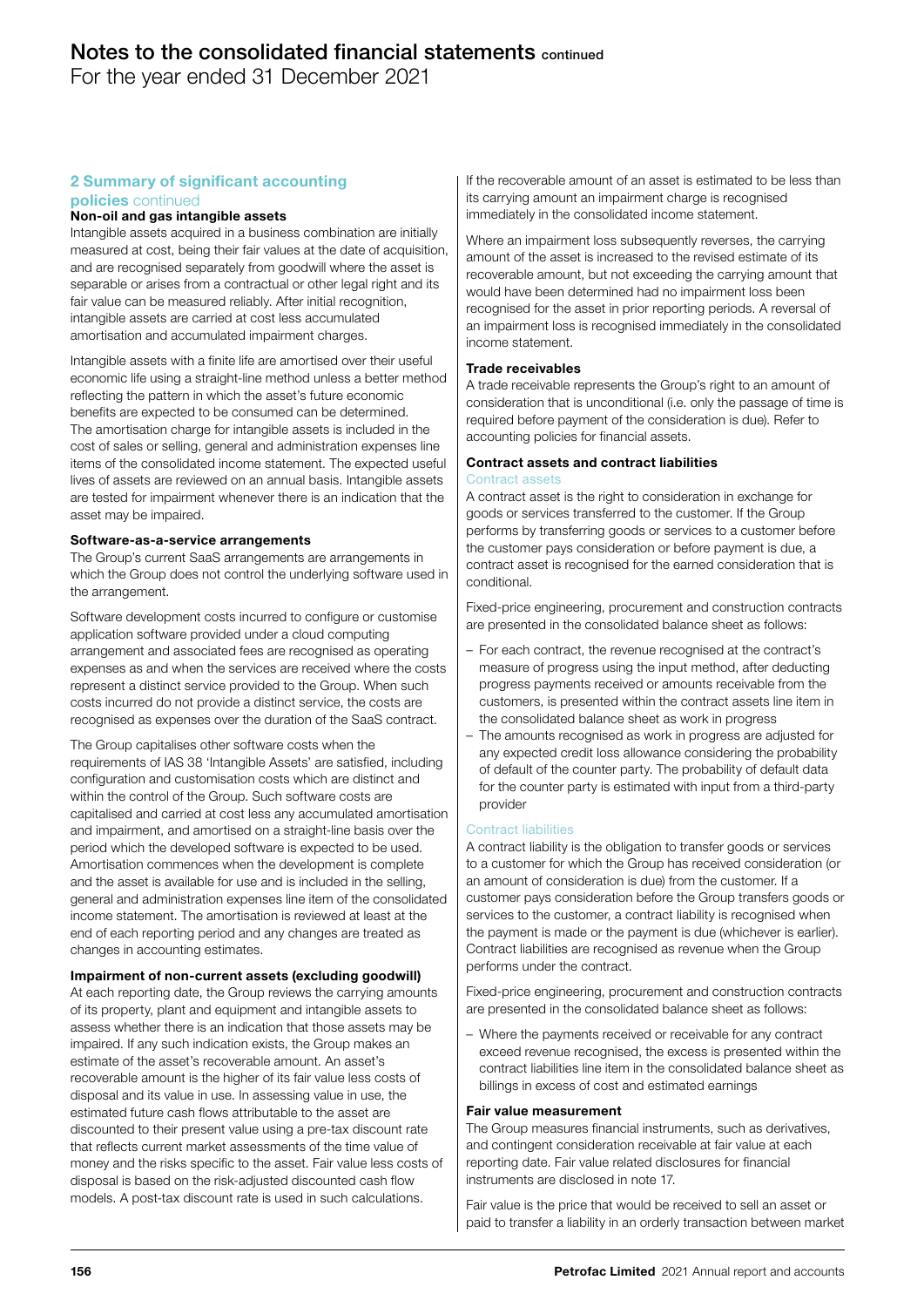# Notes to the consolidated financial statements continued

For the year ended 31 December 2021

## 2 Summary of significant accounting policies continued

### Non-oil and gas intangible assets

Intangible assets acquired in a business combination are initially measured at cost, being their fair values at the date of acquisition, and are recognised separately from goodwill where the asset is separable or arises from a contractual or other legal right and its fair value can be measured reliably. After initial recognition, intangible assets are carried at cost less accumulated amortisation and accumulated impairment charges.

Intangible assets with a finite life are amortised over their useful economic life using a straight-line method unless a better method reflecting the pattern in which the asset's future economic benefits are expected to be consumed can be determined. The amortisation charge for intangible assets is included in the cost of sales or selling, general and administration expenses line items of the consolidated income statement. The expected useful lives of assets are reviewed on an annual basis. Intangible assets are tested for impairment whenever there is an indication that the asset may be impaired.

### Software-as-a-service arrangements

The Group's current SaaS arrangements are arrangements in which the Group does not control the underlying software used in the arrangement.

Software development costs incurred to configure or customise application software provided under a cloud computing arrangement and associated fees are recognised as operating expenses as and when the services are received where the costs represent a distinct service provided to the Group. When such costs incurred do not provide a distinct service, the costs are recognised as expenses over the duration of the SaaS contract.

The Group capitalises other software costs when the requirements of IAS 38 'Intangible Assets' are satisfied, including configuration and customisation costs which are distinct and within the control of the Group. Such software costs are capitalised and carried at cost less any accumulated amortisation and impairment, and amortised on a straight-line basis over the period which the developed software is expected to be used. Amortisation commences when the development is complete and the asset is available for use and is included in the selling, general and administration expenses line item of the consolidated income statement. The amortisation is reviewed at least at the end of each reporting period and any changes are treated as changes in accounting estimates.

### Impairment of non-current assets (excluding goodwill)

At each reporting date, the Group reviews the carrying amounts of its property, plant and equipment and intangible assets to assess whether there is an indication that those assets may be impaired. If any such indication exists, the Group makes an estimate of the asset's recoverable amount. An asset's recoverable amount is the higher of its fair value less costs of disposal and its value in use. In assessing value in use, the estimated future cash flows attributable to the asset are discounted to their present value using a pre-tax discount rate that reflects current market assessments of the time value of money and the risks specific to the asset. Fair value less costs of disposal is based on the risk-adjusted discounted cash flow models. A post-tax discount rate is used in such calculations.

If the recoverable amount of an asset is estimated to be less than its carrying amount an impairment charge is recognised immediately in the consolidated income statement.

Where an impairment loss subsequently reverses, the carrying amount of the asset is increased to the revised estimate of its recoverable amount, but not exceeding the carrying amount that would have been determined had no impairment loss been recognised for the asset in prior reporting periods. A reversal of an impairment loss is recognised immediately in the consolidated income statement.

### Trade receivables

A trade receivable represents the Group's right to an amount of consideration that is unconditional (i.e. only the passage of time is required before payment of the consideration is due). Refer to accounting policies for financial assets.

### Contract assets and contract liabilities

#### Contract assets

A contract asset is the right to consideration in exchange for goods or services transferred to the customer. If the Group performs by transferring goods or services to a customer before the customer pays consideration or before payment is due, a contract asset is recognised for the earned consideration that is conditional.

Fixed-price engineering, procurement and construction contracts are presented in the consolidated balance sheet as follows:

- For each contract, the revenue recognised at the contract's measure of progress using the input method, after deducting progress payments received or amounts receivable from the customers, is presented within the contract assets line item in the consolidated balance sheet as work in progress
- The amounts recognised as work in progress are adjusted for any expected credit loss allowance considering the probability of default of the counter party. The probability of default data for the counter party is estimated with input from a third-party provider

#### Contract liabilities

A contract liability is the obligation to transfer goods or services to a customer for which the Group has received consideration (or an amount of consideration is due) from the customer. If a customer pays consideration before the Group transfers goods or services to the customer, a contract liability is recognised when the payment is made or the payment is due (whichever is earlier). Contract liabilities are recognised as revenue when the Group performs under the contract.

Fixed-price engineering, procurement and construction contracts are presented in the consolidated balance sheet as follows:

- Where the payments received or receivable for any contract exceed revenue recognised, the excess is presented within the contract liabilities line item in the consolidated balance sheet as billings in excess of cost and estimated earnings

### Fair value measurement

The Group measures financial instruments, such as derivatives, and contingent consideration receivable at fair value at each reporting date. Fair value related disclosures for financial instruments are disclosed in note 17.

Fair value is the price that would be received to sell an asset or paid to transfer a liability in an orderly transaction between market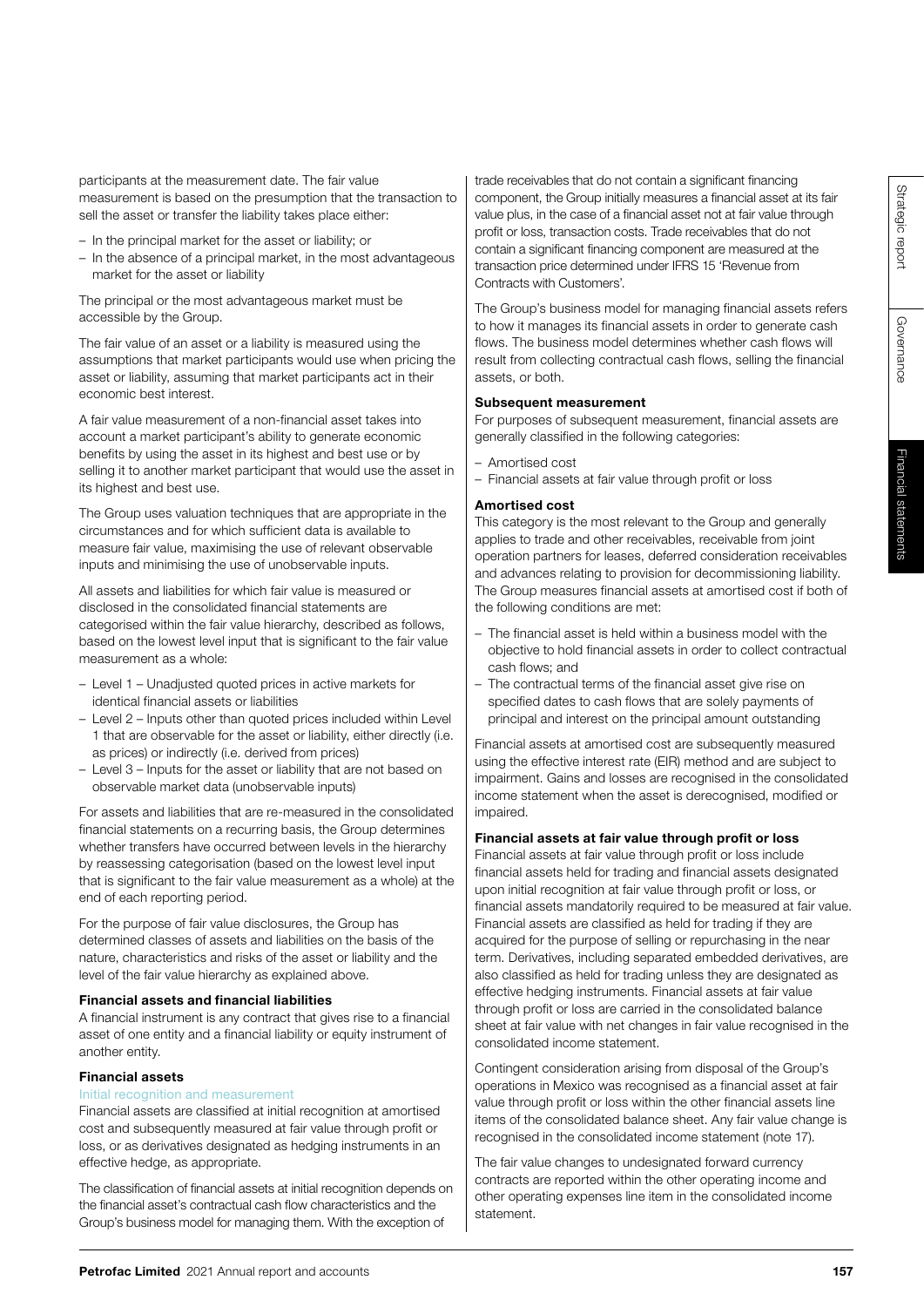participants at the measurement date. The fair value measurement is based on the presumption that the transaction to sell the asset or transfer the liability takes place either:

- In the principal market for the asset or liability; or
- In the absence of a principal market, in the most advantageous market for the asset or liability

The principal or the most advantageous market must be accessible by the Group.

The fair value of an asset or a liability is measured using the assumptions that market participants would use when pricing the asset or liability, assuming that market participants act in their economic best interest.

A fair value measurement of a non-financial asset takes into account a market participant's ability to generate economic benefits by using the asset in its highest and best use or by selling it to another market participant that would use the asset in its highest and best use.

The Group uses valuation techniques that are appropriate in the circumstances and for which sufficient data is available to measure fair value, maximising the use of relevant observable inputs and minimising the use of unobservable inputs.

All assets and liabilities for which fair value is measured or disclosed in the consolidated financial statements are categorised within the fair value hierarchy, described as follows, based on the lowest level input that is significant to the fair value measurement as a whole:

- Level 1 – Unadjusted quoted prices in active markets for identical financial assets or liabilities
- Level 2 – Inputs other than quoted prices included within Level 1 that are observable for the asset or liability, either directly (i.e. as prices) or indirectly (i.e. derived from prices)
- Level 3 – Inputs for the asset or liability that are not based on observable market data (unobservable inputs)

For assets and liabilities that are re-measured in the consolidated financial statements on a recurring basis, the Group determines whether transfers have occurred between levels in the hierarchy by reassessing categorisation (based on the lowest level input that is significant to the fair value measurement as a whole) at the end of each reporting period.

For the purpose of fair value disclosures, the Group has determined classes of assets and liabilities on the basis of the nature, characteristics and risks of the asset or liability and the level of the fair value hierarchy as explained above.

**Financial assets and financial liabilities**

A financial instrument is any contract that gives rise to a financial asset of one entity and a financial liability or equity instrument of another entity.

**Financial assets**

*Initial recognition and measurement*

Financial assets are classified at initial recognition at amortised cost and subsequently measured at fair value through profit or loss, or as derivatives designated as hedging instruments in an effective hedge, as appropriate.

The classification of financial assets at initial recognition depends on the financial asset's contractual cash flow characteristics and the Group's business model for managing them. With the exception of trade receivables that do not contain a significant financing component, the Group initially measures a financial asset at its fair value plus, in the case of a financial asset not at fair value through profit or loss, transaction costs. Trade receivables that do not contain a significant financing component are measured at the transaction price determined under IFRS 15 'Revenue from Contracts with Customers'.

The Group's business model for managing financial assets refers to how it manages its financial assets in order to generate cash flows. The business model determines whether cash flows will result from collecting contractual cash flows, selling the financial assets, or both.

**Subsequent measurement**

For purposes of subsequent measurement, financial assets are generally classified in the following categories:

- Amortised cost
- Financial assets at fair value through profit or loss

**Amortised cost**

This category is the most relevant to the Group and generally applies to trade and other receivables, receivable from joint operation partners for leases, deferred consideration receivables and advances relating to provision for decommissioning liability. The Group measures financial assets at amortised cost if both of the following conditions are met:

- The financial asset is held within a business model with the objective to hold financial assets in order to collect contractual cash flows; and
- The contractual terms of the financial asset give rise on specified dates to cash flows that are solely payments of principal and interest on the principal amount outstanding

Financial assets at amortised cost are subsequently measured using the effective interest rate (EIR) method and are subject to impairment. Gains and losses are recognised in the consolidated income statement when the asset is derecognised, modified or impaired.

**Financial assets at fair value through profit or loss**

Financial assets at fair value through profit or loss include financial assets held for trading and financial assets designated upon initial recognition at fair value through profit or loss, or financial assets mandatorily required to be measured at fair value. Financial assets are classified as held for trading if they are acquired for the purpose of selling or repurchasing in the near term. Derivatives, including separated embedded derivatives, are also classified as held for trading unless they are designated as effective hedging instruments. Financial assets at fair value through profit or loss are carried in the consolidated balance sheet at fair value with net changes in fair value recognised in the consolidated income statement.

Contingent consideration arising from disposal of the Group's operations in Mexico was recognised as a financial asset at fair value through profit or loss within the other financial assets line items of the consolidated balance sheet. Any fair value change is recognised in the consolidated income statement (note 17).

The fair value changes to undesignated forward currency contracts are reported within the other operating income and other operating expenses line item in the consolidated income statement.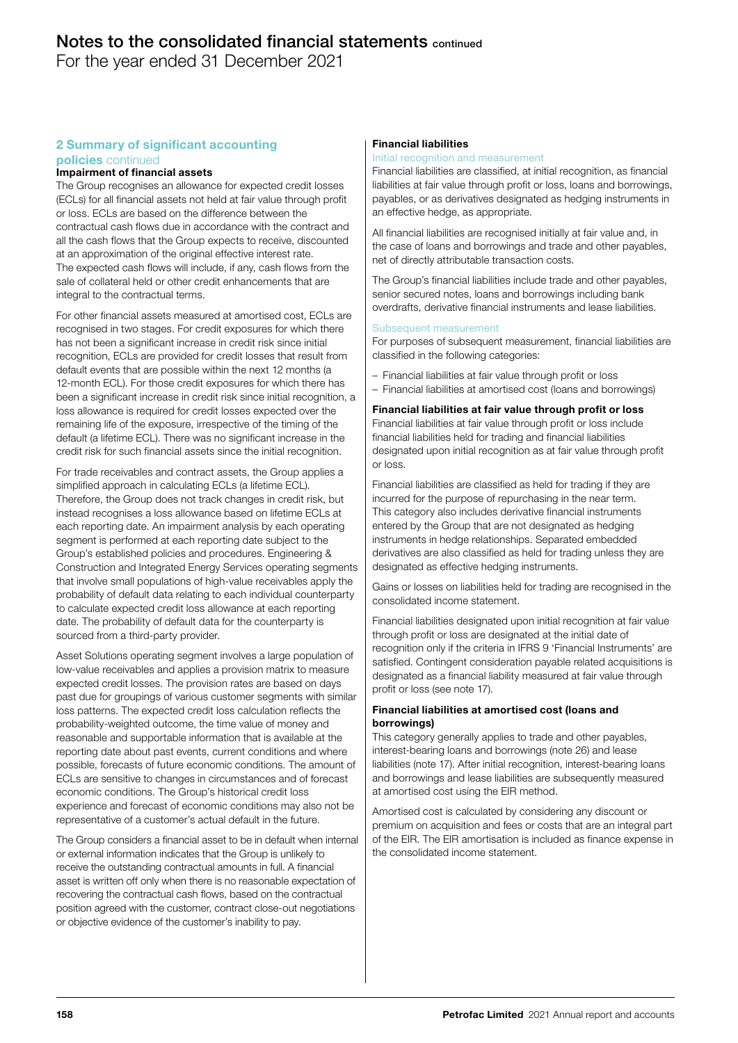## 2 Summary of significant accounting policies continued

### Impairment of financial assets

The Group recognises an allowance for expected credit losses (ECLs) for all financial assets not held at fair value through profit or loss. ECLs are based on the difference between the contractual cash flows due in accordance with the contract and all the cash flows that the Group expects to receive, discounted at an approximation of the original effective interest rate. The expected cash flows will include, if any, cash flows from the sale of collateral held or other credit enhancements that are integral to the contractual terms.

For other financial assets measured at amortised cost, ECLs are recognised in two stages. For credit exposures for which there has not been a significant increase in credit risk since initial recognition, ECLs are provided for credit losses that result from default events that are possible within the next 12 months (a 12-month ECL). For those credit exposures for which there has been a significant increase in credit risk since initial recognition, a loss allowance is required for credit losses expected over the remaining life of the exposure, irrespective of the timing of the default (a lifetime ECL). There was no significant increase in the credit risk for such financial assets since the initial recognition.

For trade receivables and contract assets, the Group applies a simplified approach in calculating ECLs (a lifetime ECL). Therefore, the Group does not track changes in credit risk, but instead recognises a loss allowance based on lifetime ECLs at each reporting date. An impairment analysis by each operating segment is performed at each reporting date subject to the Group's established policies and procedures. Engineering & Construction and Integrated Energy Services operating segments that involve small populations of high-value receivables apply the probability of default data relating to each individual counterparty to calculate expected credit loss allowance at each reporting date. The probability of default data for the counterparty is sourced from a third-party provider.

Asset Solutions operating segment involves a large population of low-value receivables and applies a provision matrix to measure expected credit losses. The provision rates are based on days past due for groupings of various customer segments with similar loss patterns. The expected credit loss calculation reflects the probability-weighted outcome, the time value of money and reasonable and supportable information that is available at the reporting date about past events, current conditions and where possible, forecasts of future economic conditions. The amount of ECLs are sensitive to changes in circumstances and of forecast economic conditions. The Group's historical credit loss experience and forecast of economic conditions may also not be representative of a customer's actual default in the future.

The Group considers a financial asset to be in default when internal or external information indicates that the Group is unlikely to receive the outstanding contractual amounts in full. A financial asset is written off only when there is no reasonable expectation of recovering the contractual cash flows, based on the contractual position agreed with the customer, contract close-out negotiations or objective evidence of the customer's inability to pay.

### Financial liabilities

#### Initial recognition and measurement

Financial liabilities are classified, at initial recognition, as financial liabilities at fair value through profit or loss, loans and borrowings, payables, or as derivatives designated as hedging instruments in an effective hedge, as appropriate.

All financial liabilities are recognised initially at fair value and, in the case of loans and borrowings and trade and other payables, net of directly attributable transaction costs.

The Group's financial liabilities include trade and other payables, senior secured notes, loans and borrowings including bank overdrafts, derivative financial instruments and lease liabilities.

#### Subsequent measurement

For purposes of subsequent measurement, financial liabilities are classified in the following categories:

- Financial liabilities at fair value through profit or loss
- Financial liabilities at amortised cost (loans and borrowings)

**Financial liabilities at fair value through profit or loss**

Financial liabilities at fair value through profit or loss include financial liabilities held for trading and financial liabilities designated upon initial recognition as at fair value through profit or loss.

Financial liabilities are classified as held for trading if they are incurred for the purpose of repurchasing in the near term. This category also includes derivative financial instruments entered by the Group that are not designated as hedging instruments in hedge relationships. Separated embedded derivatives are also classified as held for trading unless they are designated as effective hedging instruments.

Gains or losses on liabilities held for trading are recognised in the consolidated income statement.

Financial liabilities designated upon initial recognition at fair value through profit or loss are designated at the initial date of recognition only if the criteria in IFRS 9 'Financial Instruments' are satisfied. Contingent consideration payable related acquisitions is designated as a financial liability measured at fair value through profit or loss (see note 17).

**Financial liabilities at amortised cost (loans and borrowings)**

This category generally applies to trade and other payables, interest-bearing loans and borrowings (note 26) and lease liabilities (note 17). After initial recognition, interest-bearing loans and borrowings and lease liabilities are subsequently measured at amortised cost using the EIR method.

Amortised cost is calculated by considering any discount or premium on acquisition and fees or costs that are an integral part of the EIR. The EIR amortisation is included as finance expense in the consolidated income statement.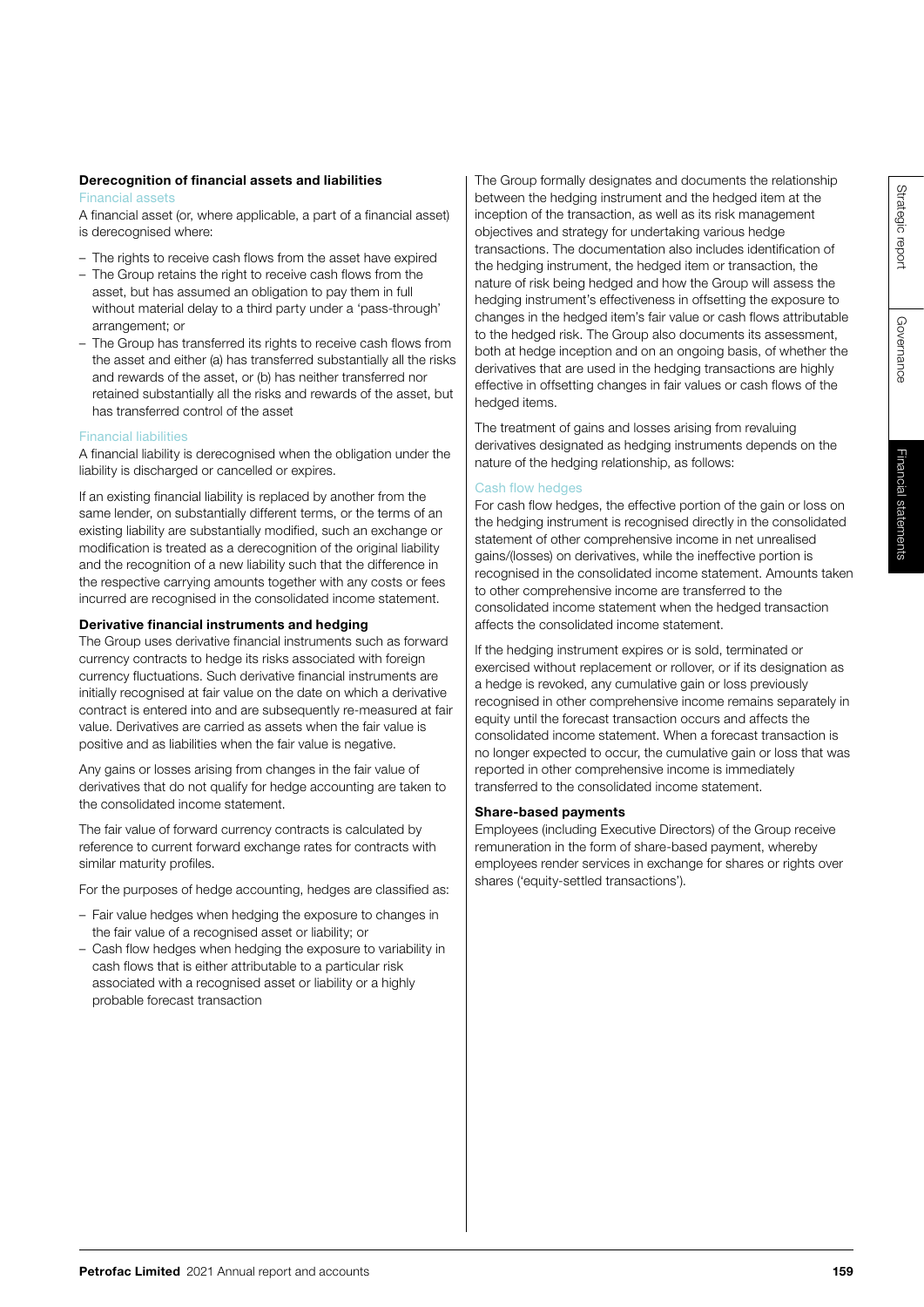### Derecognition of financial assets and liabilities

#### Financial assets

A financial asset (or, where applicable, a part of a financial asset) is derecognised where:

- The rights to receive cash flows from the asset have expired
- The Group retains the right to receive cash flows from the asset, but has assumed an obligation to pay them in full without material delay to a third party under a 'pass-through' arrangement; or
- The Group has transferred its rights to receive cash flows from the asset and either (a) has transferred substantially all the risks and rewards of the asset, or (b) has neither transferred nor retained substantially all the risks and rewards of the asset, but has transferred control of the asset

#### Financial liabilities

A financial liability is derecognised when the obligation under the liability is discharged or cancelled or expires.

If an existing financial liability is replaced by another from the same lender, on substantially different terms, or the terms of an existing liability are substantially modified, such an exchange or modification is treated as a derecognition of the original liability and the recognition of a new liability such that the difference in the respective carrying amounts together with any costs or fees incurred are recognised in the consolidated income statement.

### Derivative financial instruments and hedging

The Group uses derivative financial instruments such as forward currency contracts to hedge its risks associated with foreign currency fluctuations. Such derivative financial instruments are initially recognised at fair value on the date on which a derivative contract is entered into and are subsequently re-measured at fair value. Derivatives are carried as assets when the fair value is positive and as liabilities when the fair value is negative.

Any gains or losses arising from changes in the fair value of derivatives that do not qualify for hedge accounting are taken to the consolidated income statement.

The fair value of forward currency contracts is calculated by reference to current forward exchange rates for contracts with similar maturity profiles.

For the purposes of hedge accounting, hedges are classified as:

- Fair value hedges when hedging the exposure to changes in the fair value of a recognised asset or liability; or
- Cash flow hedges when hedging the exposure to variability in cash flows that is either attributable to a particular risk associated with a recognised asset or liability or a highly probable forecast transaction

The Group formally designates and documents the relationship between the hedging instrument and the hedged item at the inception of the transaction, as well as its risk management objectives and strategy for undertaking various hedge transactions. The documentation also includes identification of the hedging instrument, the hedged item or transaction, the nature of risk being hedged and how the Group will assess the hedging instrument's effectiveness in offsetting the exposure to changes in the hedged item's fair value or cash flows attributable to the hedged risk. The Group also documents its assessment, both at hedge inception and on an ongoing basis, of whether the derivatives that are used in the hedging transactions are highly effective in offsetting changes in fair values or cash flows of the hedged items.

The treatment of gains and losses arising from revaluing derivatives designated as hedging instruments depends on the nature of the hedging relationship, as follows:

#### Cash flow hedges

For cash flow hedges, the effective portion of the gain or loss on the hedging instrument is recognised directly in the consolidated statement of other comprehensive income in net unrealised gains/(losses) on derivatives, while the ineffective portion is recognised in the consolidated income statement. Amounts taken to other comprehensive income are transferred to the consolidated income statement when the hedged transaction affects the consolidated income statement.

If the hedging instrument expires or is sold, terminated or exercised without replacement or rollover, or if its designation as a hedge is revoked, any cumulative gain or loss previously recognised in other comprehensive income remains separately in equity until the forecast transaction occurs and affects the consolidated income statement. When a forecast transaction is no longer expected to occur, the cumulative gain or loss that was reported in other comprehensive income is immediately transferred to the consolidated income statement.

### Share-based payments

Employees (including Executive Directors) of the Group receive remuneration in the form of share-based payment, whereby employees render services in exchange for shares or rights over shares ('equity-settled transactions').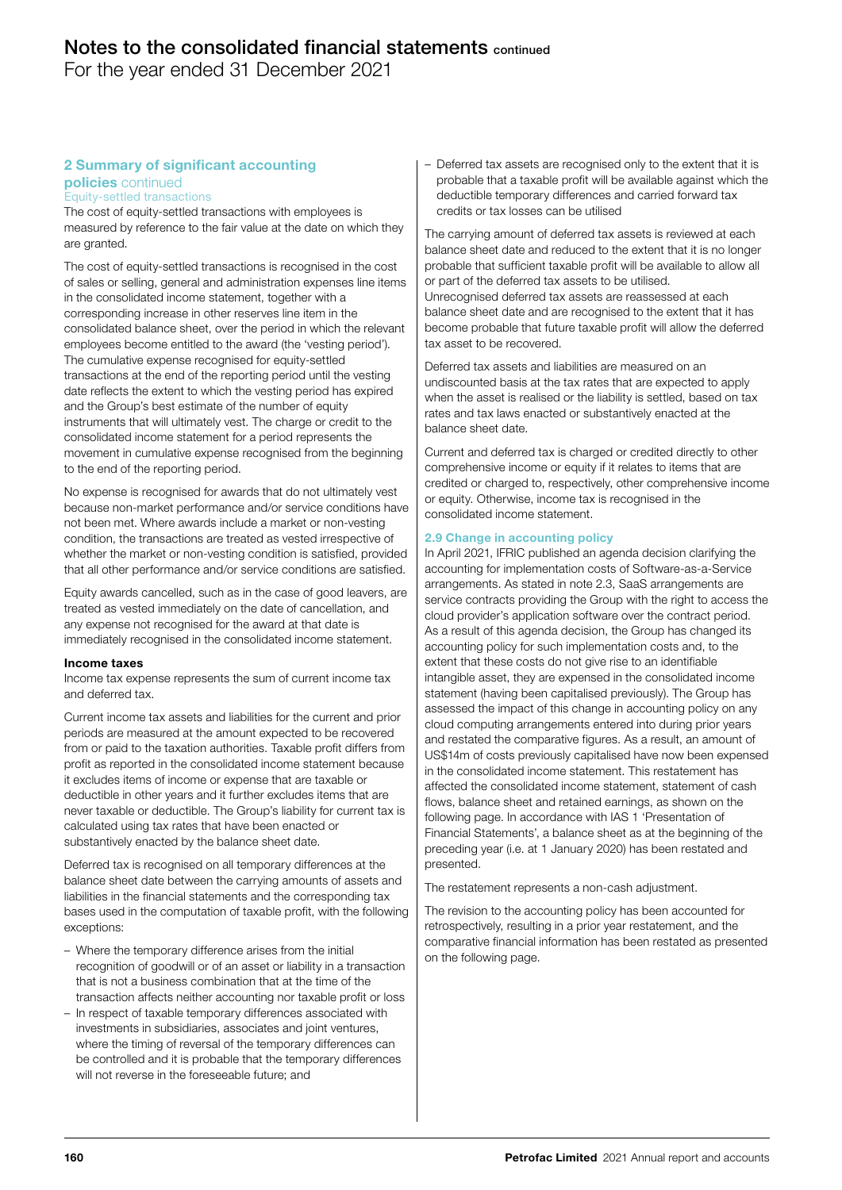## 2 Summary of significant accounting policies continued

### Equity-settled transactions

The cost of equity-settled transactions with employees is measured by reference to the fair value at the date on which they are granted.

The cost of equity-settled transactions is recognised in the cost of sales or selling, general and administration expenses line items in the consolidated income statement, together with a corresponding increase in other reserves line item in the consolidated balance sheet, over the period in which the relevant employees become entitled to the award (the 'vesting period'). The cumulative expense recognised for equity-settled transactions at the end of the reporting period until the vesting date reflects the extent to which the vesting period has expired and the Group's best estimate of the number of equity instruments that will ultimately vest. The charge or credit to the consolidated income statement for a period represents the movement in cumulative expense recognised from the beginning to the end of the reporting period.

No expense is recognised for awards that do not ultimately vest because non-market performance and/or service conditions have not been met. Where awards include a market or non-vesting condition, the transactions are treated as vested irrespective of whether the market or non-vesting condition is satisfied, provided that all other performance and/or service conditions are satisfied.

Equity awards cancelled, such as in the case of good leavers, are treated as vested immediately on the date of cancellation, and any expense not recognised for the award at that date is immediately recognised in the consolidated income statement.

**Income taxes**

Income tax expense represents the sum of current income tax and deferred tax.

Current income tax assets and liabilities for the current and prior periods are measured at the amount expected to be recovered from or paid to the taxation authorities. Taxable profit differs from profit as reported in the consolidated income statement because it excludes items of income or expense that are taxable or deductible in other years and it further excludes items that are never taxable or deductible. The Group's liability for current tax is calculated using tax rates that have been enacted or substantively enacted by the balance sheet date.

Deferred tax is recognised on all temporary differences at the balance sheet date between the carrying amounts of assets and liabilities in the financial statements and the corresponding tax bases used in the computation of taxable profit, with the following exceptions:

- Where the temporary difference arises from the initial recognition of goodwill or of an asset or liability in a transaction that is not a business combination that at the time of the transaction affects neither accounting nor taxable profit or loss
- In respect of taxable temporary differences associated with investments in subsidiaries, associates and joint ventures, where the timing of reversal of the temporary differences can be controlled and it is probable that the temporary differences will not reverse in the foreseeable future; and
- Deferred tax assets are recognised only to the extent that it is probable that a taxable profit will be available against which the deductible temporary differences and carried forward tax credits or tax losses can be utilised

The carrying amount of deferred tax assets is reviewed at each balance sheet date and reduced to the extent that it is no longer probable that sufficient taxable profit will be available to allow all or part of the deferred tax assets to be utilised. Unrecognised deferred tax assets are reassessed at each balance sheet date and are recognised to the extent that it has become probable that future taxable profit will allow the deferred tax asset to be recovered.

Deferred tax assets and liabilities are measured on an undiscounted basis at the tax rates that are expected to apply when the asset is realised or the liability is settled, based on tax rates and tax laws enacted or substantively enacted at the balance sheet date.

Current and deferred tax is charged or credited directly to other comprehensive income or equity if it relates to items that are credited or charged to, respectively, other comprehensive income or equity. Otherwise, income tax is recognised in the consolidated income statement.

### 2.9 Change in accounting policy

In April 2021, IFRIC published an agenda decision clarifying the accounting for implementation costs of Software-as-a-Service arrangements. As stated in note 2.3, SaaS arrangements are service contracts providing the Group with the right to access the cloud provider's application software over the contract period. As a result of this agenda decision, the Group has changed its accounting policy for such implementation costs and, to the extent that these costs do not give rise to an identifiable intangible asset, they are expensed in the consolidated income statement (having been capitalised previously). The Group has assessed the impact of this change in accounting policy on any cloud computing arrangements entered into during prior years and restated the comparative figures. As a result, an amount of US$14m of costs previously capitalised have now been expensed in the consolidated income statement. This restatement has affected the consolidated income statement, statement of cash flows, balance sheet and retained earnings, as shown on the following page. In accordance with IAS 1 'Presentation of Financial Statements', a balance sheet as at the beginning of the preceding year (i.e. at 1 January 2020) has been restated and presented.

The restatement represents a non-cash adjustment.

The revision to the accounting policy has been accounted for retrospectively, resulting in a prior year restatement, and the comparative financial information has been restated as presented on the following page.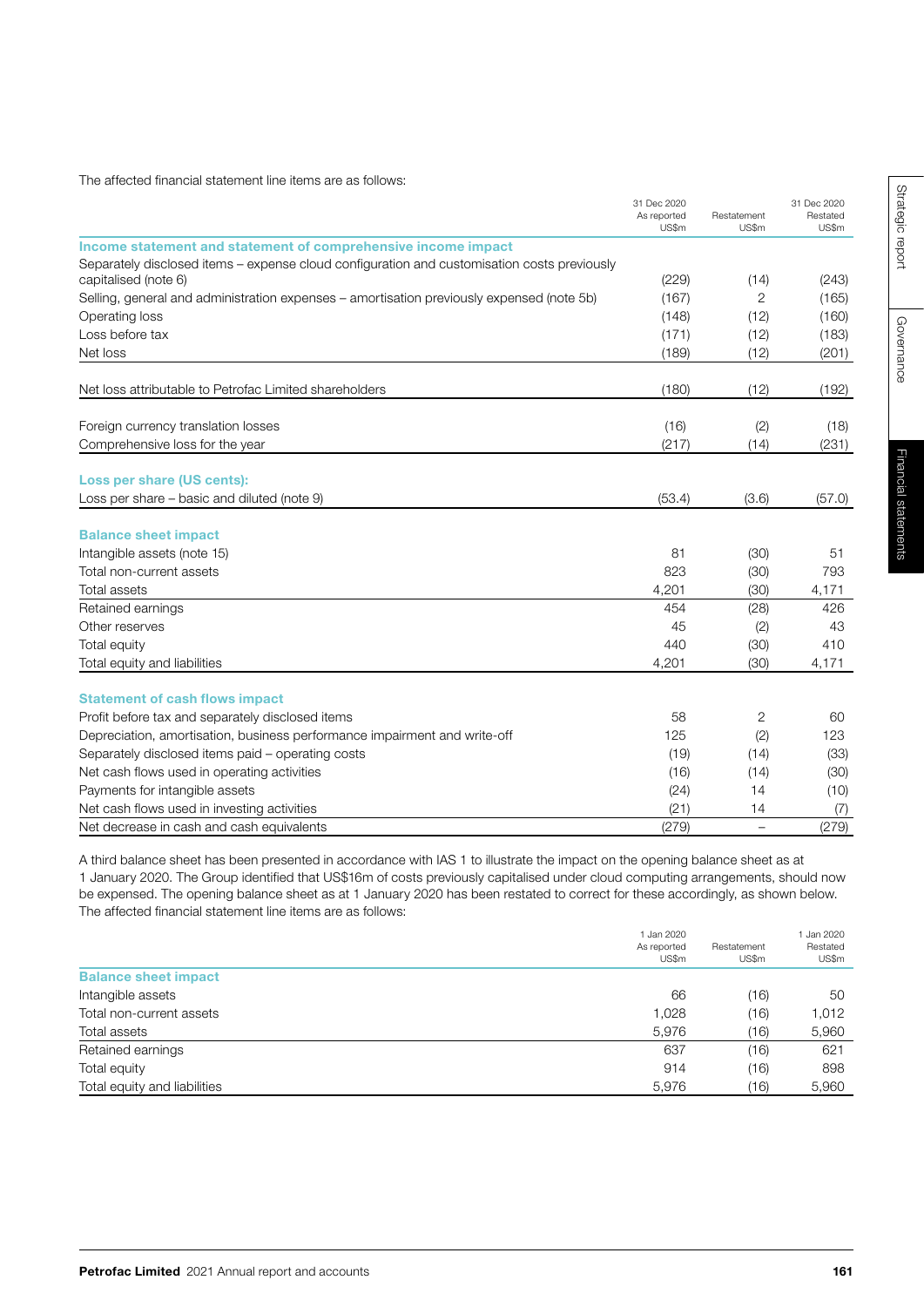The affected financial statement line items are as follows:

| | 31 Dec 2020 As reported US$m | Restatement US$m | 31 Dec 2020 Restated US$m |
|---|---|---|---|
| **Income statement and statement of comprehensive income impact** | | | |
| Separately disclosed items – expense cloud configuration and customisation costs previously capitalised (note 6) | (229) | (14) | (243) |
| Selling, general and administration expenses – amortisation previously expensed (note 5b) | (167) | 2 | (165) |
| Operating loss | (148) | (12) | (160) |
| Loss before tax | (171) | (12) | (183) |
| Net loss | (189) | (12) | (201) |
| Net loss attributable to Petrofac Limited shareholders | (180) | (12) | (192) |
| Foreign currency translation losses | (16) | (2) | (18) |
| Comprehensive loss for the year | (217) | (14) | (231) |
| **Loss per share (US cents):** | | | |
| Loss per share – basic and diluted (note 9) | (53.4) | (3.6) | (57.0) |
| **Balance sheet impact** | | | |
| Intangible assets (note 15) | 81 | (30) | 51 |
| Total non-current assets | 823 | (30) | 793 |
| Total assets | 4,201 | (30) | 4,171 |
| Retained earnings | 454 | (28) | 426 |
| Other reserves | 45 | (2) | 43 |
| Total equity | 440 | (30) | 410 |
| Total equity and liabilities | 4,201 | (30) | 4,171 |
| **Statement of cash flows impact** | | | |
| Profit before tax and separately disclosed items | 58 | 2 | 60 |
| Depreciation, amortisation, business performance impairment and write-off | 125 | (2) | 123 |
| Separately disclosed items paid – operating costs | (19) | (14) | (33) |
| Net cash flows used in operating activities | (16) | (14) | (30) |
| Payments for intangible assets | (24) | 14 | (10) |
| Net cash flows used in investing activities | (21) | 14 | (7) |
| Net decrease in cash and cash equivalents | (279) | – | (279) |

A third balance sheet has been presented in accordance with IAS 1 to illustrate the impact on the opening balance sheet as at 1 January 2020. The Group identified that US$16m of costs previously capitalised under cloud computing arrangements, should now be expensed. The opening balance sheet as at 1 January 2020 has been restated to correct for these accordingly, as shown below. The affected financial statement line items are as follows:

| | 1 Jan 2020 As reported US$m | Restatement US$m | 1 Jan 2020 Restated US$m |
|---|---|---|---|
| **Balance sheet impact** | | | |
| Intangible assets | 66 | (16) | 50 |
| Total non-current assets | 1,028 | (16) | 1,012 |
| Total assets | 5,976 | (16) | 5,960 |
| Retained earnings | 637 | (16) | 621 |
| Total equity | 914 | (16) | 898 |
| Total equity and liabilities | 5,976 | (16) | 5,960 |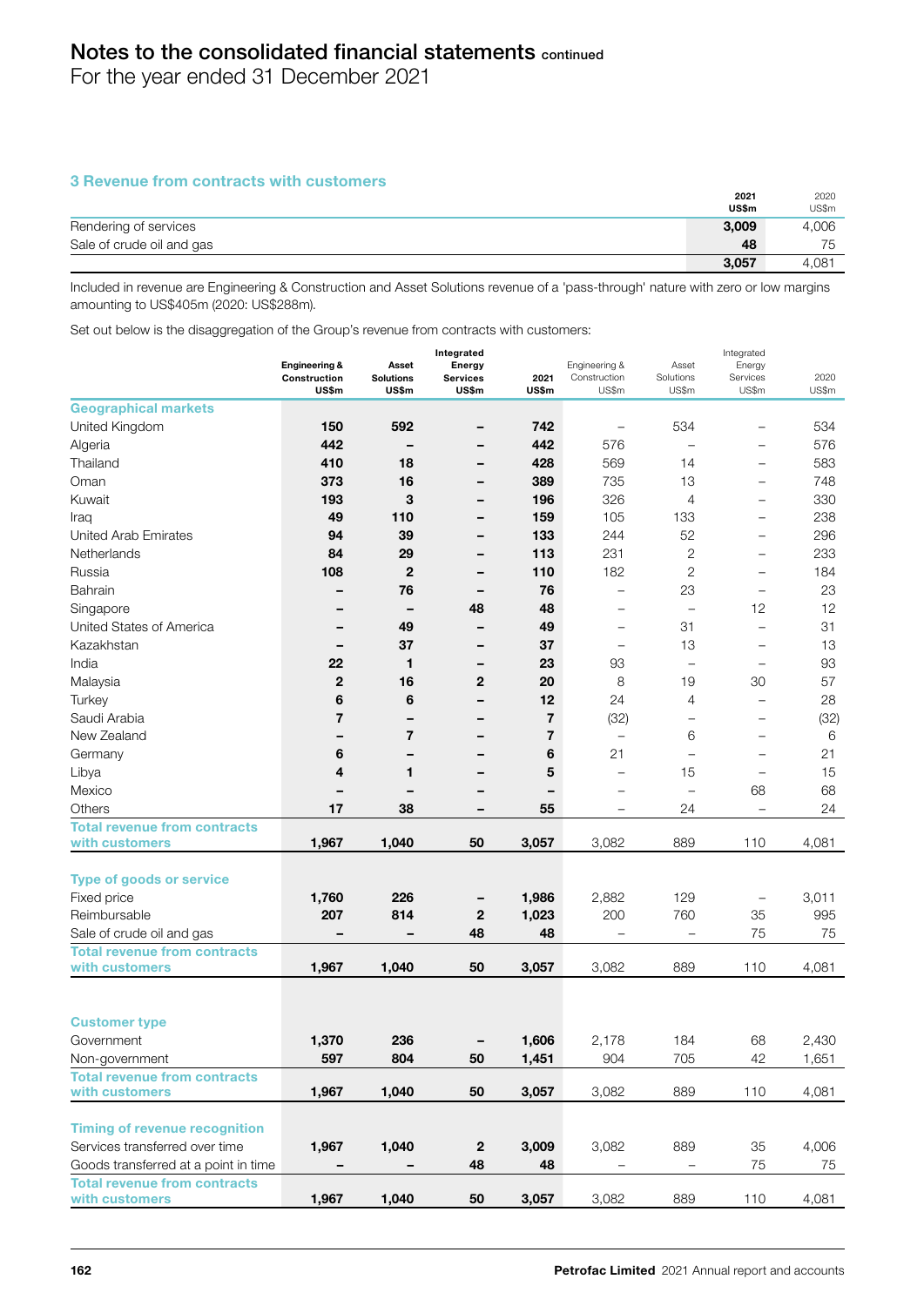## 3 Revenue from contracts with customers

| | 2021 US$m | 2020 US$m |
|---|---|---|
| Rendering of services | **3,009** | 4,006 |
| Sale of crude oil and gas | **48** | 75 |
| | **3,057** | 4,081 |

Included in revenue are Engineering & Construction and Asset Solutions revenue of a 'pass-through' nature with zero or low margins amounting to US$405m (2020: US$288m).

Set out below is the disaggregation of the Group's revenue from contracts with customers:

| | Engineering & Construction US$m | Asset Solutions US$m | Integrated Energy Services US$m | 2021 US$m | Engineering & Construction US$m | Asset Solutions US$m | Integrated Energy Services US$m | 2020 US$m |
|---|---|---|---|---|---|---|---|---|
| **Geographical markets** | | | | | | | | |
| United Kingdom | **150** | **592** | **–** | **742** | – | 534 | – | 534 |
| Algeria | **442** | **–** | **–** | **442** | 576 | – | – | 576 |
| Thailand | **410** | **18** | **–** | **428** | 569 | 14 | – | 583 |
| Oman | **373** | **16** | **–** | **389** | 735 | 13 | – | 748 |
| Kuwait | **193** | **3** | **–** | **196** | 326 | 4 | – | 330 |
| Iraq | **49** | **110** | **–** | **159** | 105 | 133 | – | 238 |
| United Arab Emirates | **94** | **39** | **–** | **133** | 244 | 52 | – | 296 |
| Netherlands | **84** | **29** | **–** | **113** | 231 | 2 | – | 233 |
| Russia | **108** | **2** | **–** | **110** | 182 | 2 | – | 184 |
| Bahrain | **–** | **76** | **–** | **76** | – | 23 | – | 23 |
| Singapore | **–** | **–** | **48** | **48** | – | – | 12 | 12 |
| United States of America | **–** | **49** | **–** | **49** | – | 31 | – | 31 |
| Kazakhstan | **–** | **37** | **–** | **37** | – | 13 | – | 13 |
| India | **22** | **1** | **–** | **23** | 93 | – | – | 93 |
| Malaysia | **2** | **16** | **2** | **20** | 8 | 19 | 30 | 57 |
| Turkey | **6** | **6** | **–** | **12** | 24 | 4 | – | 28 |
| Saudi Arabia | **7** | **–** | **–** | **7** | (32) | – | – | (32) |
| New Zealand | **–** | **7** | **–** | **7** | – | 6 | – | 6 |
| Germany | **6** | **–** | **–** | **6** | 21 | – | – | 21 |
| Libya | **4** | **1** | **–** | **5** | – | 15 | – | 15 |
| Mexico | **–** | **–** | **–** | **–** | – | – | 68 | 68 |
| Others | **17** | **38** | **–** | **55** | – | 24 | – | 24 |
| **Total revenue from contracts with customers** | **1,967** | **1,040** | **50** | **3,057** | 3,082 | 889 | 110 | 4,081 |
| **Type of goods or service** | | | | | | | | |
| Fixed price | **1,760** | **226** | **–** | **1,986** | 2,882 | 129 | – | 3,011 |
| Reimbursable | **207** | **814** | **2** | **1,023** | 200 | 760 | 35 | 995 |
| Sale of crude oil and gas | **–** | **–** | **48** | **48** | – | – | 75 | 75 |
| **Total revenue from contracts with customers** | **1,967** | **1,040** | **50** | **3,057** | 3,082 | 889 | 110 | 4,081 |
| **Customer type** | | | | | | | | |
| Government | **1,370** | **236** | **–** | **1,606** | 2,178 | 184 | 68 | 2,430 |
| Non-government | **597** | **804** | **50** | **1,451** | 904 | 705 | 42 | 1,651 |
| **Total revenue from contracts with customers** | **1,967** | **1,040** | **50** | **3,057** | 3,082 | 889 | 110 | 4,081 |
| **Timing of revenue recognition** | | | | | | | | |
| Services transferred over time | **1,967** | **1,040** | **2** | **3,009** | 3,082 | 889 | 35 | 4,006 |
| Goods transferred at a point in time | **–** | **–** | **48** | **48** | – | – | 75 | 75 |
| **Total revenue from contracts with customers** | **1,967** | **1,040** | **50** | **3,057** | 3,082 | 889 | 110 | 4,081 |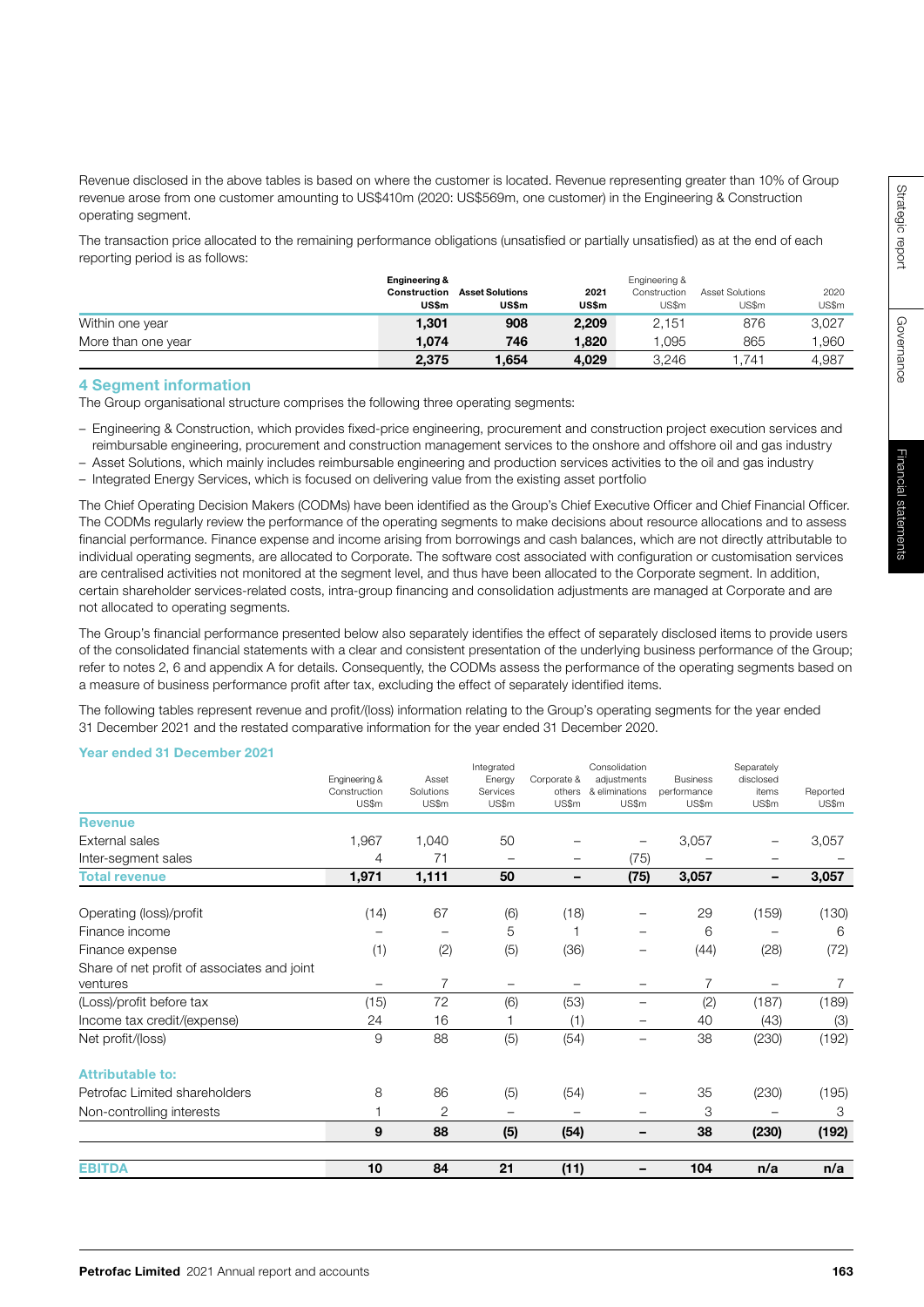Revenue disclosed in the above tables is based on where the customer is located. Revenue representing greater than 10% of Group revenue arose from one customer amounting to US$410m (2020: US$569m, one customer) in the Engineering & Construction operating segment.

The transaction price allocated to the remaining performance obligations (unsatisfied or partially unsatisfied) as at the end of each reporting period is as follows:

| | Engineering & Construction US$m | Asset Solutions US$m | 2021 US$m | Engineering & Construction US$m | Asset Solutions US$m | 2020 US$m |
|---|---|---|---|---|---|---|
| Within one year | **1,301** | **908** | **2,209** | 2,151 | 876 | 3,027 |
| More than one year | **1,074** | **746** | **1,820** | 1,095 | 865 | 1,960 |
| | **2,375** | **1,654** | **4,029** | 3,246 | 1,741 | 4,987 |

## 4 Segment information

The Group organisational structure comprises the following three operating segments:

- Engineering & Construction, which provides fixed-price engineering, procurement and construction project execution services and reimbursable engineering, procurement and construction management services to the onshore and offshore oil and gas industry
- Asset Solutions, which mainly includes reimbursable engineering and production services activities to the oil and gas industry
- Integrated Energy Services, which is focused on delivering value from the existing asset portfolio

The Chief Operating Decision Makers (CODMs) have been identified as the Group's Chief Executive Officer and Chief Financial Officer. The CODMs regularly review the performance of the operating segments to make decisions about resource allocations and to assess financial performance. Finance expense and income arising from borrowings and cash balances, which are not directly attributable to individual operating segments, are allocated to Corporate. The software cost associated with configuration or customisation services are centralised activities not monitored at the segment level, and thus have been allocated to the Corporate segment. In addition, certain shareholder services-related costs, intra-group financing and consolidation adjustments are managed at Corporate and are not allocated to operating segments.

The Group's financial performance presented below also separately identifies the effect of separately disclosed items to provide users of the consolidated financial statements with a clear and consistent presentation of the underlying business performance of the Group; refer to notes 2, 6 and appendix A for details. Consequently, the CODMs assess the performance of the operating segments based on a measure of business performance profit after tax, excluding the effect of separately identified items.

The following tables represent revenue and profit/(loss) information relating to the Group's operating segments for the year ended 31 December 2021 and the restated comparative information for the year ended 31 December 2020.

### Year ended 31 December 2021

| | Engineering & Construction US$m | Asset Solutions US$m | Integrated Energy Services US$m | Corporate & others US$m | Consolidation adjustments & eliminations US$m | Business performance US$m | Separately disclosed items US$m | Reported US$m |
|---|---|---|---|---|---|---|---|---|
| **Revenue** | | | | | | | | |
| External sales | 1,967 | 1,040 | 50 | – | – | 3,057 | – | 3,057 |
| Inter-segment sales | 4 | 71 | – | – | (75) | – | – | – |
| **Total revenue** | **1,971** | **1,111** | **50** | **–** | **(75)** | **3,057** | **–** | **3,057** |
| | | | | | | | | |
| Operating (loss)/profit | (14) | 67 | (6) | (18) | – | 29 | (159) | (130) |
| Finance income | – | – | 5 | 1 | – | 6 | – | 6 |
| Finance expense | (1) | (2) | (5) | (36) | – | (44) | (28) | (72) |
| Share of net profit of associates and joint ventures | – | 7 | – | – | – | 7 | – | 7 |
| (Loss)/profit before tax | (15) | 72 | (6) | (53) | – | (2) | (187) | (189) |
| Income tax credit/(expense) | 24 | 16 | 1 | (1) | – | 40 | (43) | (3) |
| Net profit/(loss) | 9 | 88 | (5) | (54) | – | 38 | (230) | (192) |
| | | | | | | | | |
| **Attributable to:** | | | | | | | | |
| Petrofac Limited shareholders | 8 | 86 | (5) | (54) | – | 35 | (230) | (195) |
| Non-controlling interests | 1 | 2 | – | – | – | 3 | – | 3 |
| | **9** | **88** | **(5)** | **(54)** | **–** | **38** | **(230)** | **(192)** |
| | | | | | | | | |
| **EBITDA** | **10** | **84** | **21** | **(11)** | **–** | **104** | **n/a** | **n/a** |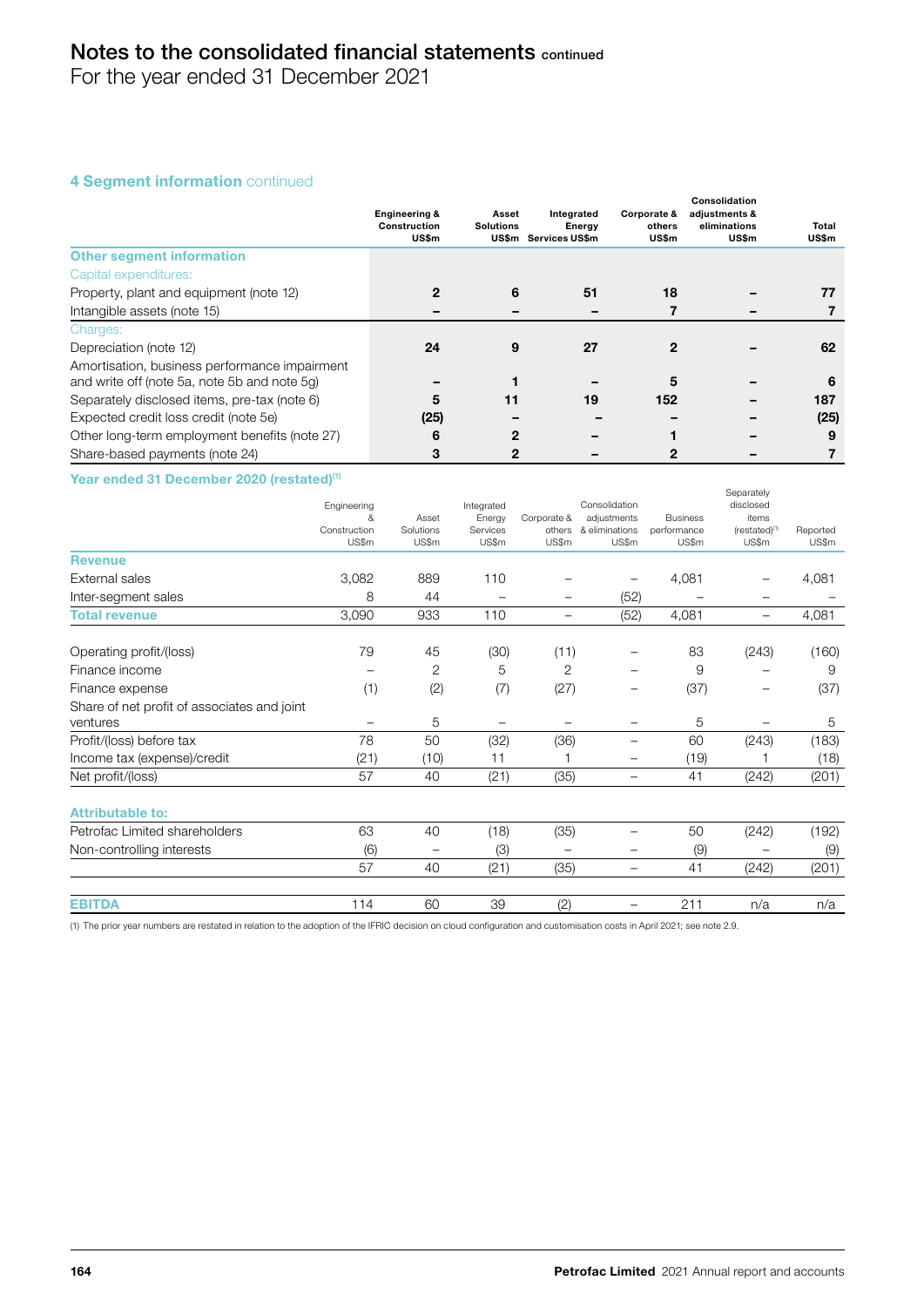# Notes to the consolidated financial statements continued

For the year ended 31 December 2021

## 4 Segment information continued

| | Engineering & Construction US$m | Asset Solutions US$m | Integrated Energy Services US$m | Corporate & others US$m | Consolidation adjustments & eliminations US$m | Total US$m |
|---|---|---|---|---|---|---|
| **Other segment information** | | | | | | |
| Capital expenditures: | | | | | | |
| Property, plant and equipment (note 12) | **2** | **6** | **51** | **18** | **–** | **77** |
| Intangible assets (note 15) | **–** | **–** | **–** | **7** | **–** | **7** |
| Charges: | | | | | | |
| Depreciation (note 12) | **24** | **9** | **27** | **2** | **–** | **62** |
| Amortisation, business performance impairment and write off (note 5a, note 5b and note 5g) | **–** | **1** | **–** | **5** | **–** | **6** |
| Separately disclosed items, pre-tax (note 6) | **5** | **11** | **19** | **152** | **–** | **187** |
| Expected credit loss credit (note 5e) | **(25)** | **–** | **–** | **–** | **–** | **(25)** |
| Other long-term employment benefits (note 27) | **6** | **2** | **–** | **1** | **–** | **9** |
| Share-based payments (note 24) | **3** | **2** | **–** | **2** | **–** | **7** |

### Year ended 31 December 2020 (restated)[1]

| | Engineering & Construction US$m | Asset Solutions US$m | Integrated Energy Services US$m | Corporate & others US$m | Consolidation adjustments & eliminations US$m | Business performance US$m | Separately disclosed items (restated)[1] US$m | Reported US$m |
|---|---|---|---|---|---|---|---|---|
| **Revenue** | | | | | | | | |
| External sales | 3,082 | 889 | 110 | – | – | 4,081 | – | 4,081 |
| Inter-segment sales | 8 | 44 | – | – | (52) | – | – | – |
| **Total revenue** | 3,090 | 933 | 110 | – | (52) | 4,081 | – | 4,081 |
| Operating profit/(loss) | 79 | 45 | (30) | (11) | – | 83 | (243) | (160) |
| Finance income | – | 2 | 5 | 2 | – | 9 | – | 9 |
| Finance expense | (1) | (2) | (7) | (27) | – | (37) | – | (37) |
| Share of net profit of associates and joint ventures | – | 5 | – | – | – | 5 | – | 5 |
| Profit/(loss) before tax | 78 | 50 | (32) | (36) | – | 60 | (243) | (183) |
| Income tax (expense)/credit | (21) | (10) | 11 | 1 | – | (19) | 1 | (18) |
| Net profit/(loss) | 57 | 40 | (21) | (35) | – | 41 | (242) | (201) |
| **Attributable to:** | | | | | | | | |
| Petrofac Limited shareholders | 63 | 40 | (18) | (35) | – | 50 | (242) | (192) |
| Non-controlling interests | (6) | – | (3) | – | – | (9) | – | (9) |
| | 57 | 40 | (21) | (35) | – | 41 | (242) | (201) |
| **EBITDA** | 114 | 60 | 39 | (2) | – | 211 | n/a | n/a |

(1) The prior year numbers are restated in relation to the adoption of the IFRIC decision on cloud configuration and customisation costs in April 2021; see note 2.9.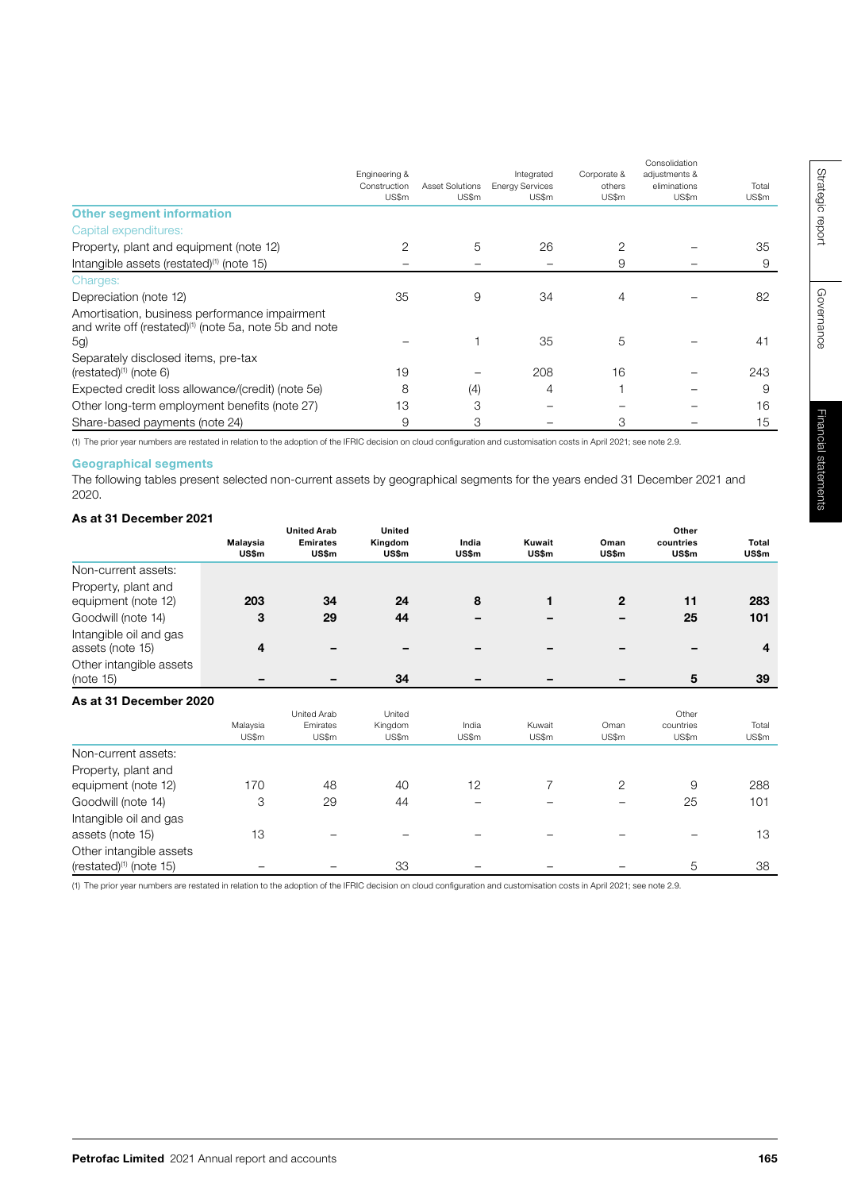| | Engineering & Construction US$m | Asset Solutions US$m | Integrated Energy Services US$m | Corporate & others US$m | Consolidation adjustments & eliminations US$m | Total US$m |
|---|---|---|---|---|---|---|
| **Other segment information** | | | | | | |
| Capital expenditures: | | | | | | |
| Property, plant and equipment (note 12) | 2 | 5 | 26 | 2 | – | 35 |
| Intangible assets (restated)[1] (note 15) | – | – | – | 9 | – | 9 |
| Charges: | | | | | | |
| Depreciation (note 12) | 35 | 9 | 34 | 4 | – | 82 |
| Amortisation, business performance impairment and write off (restated)[1] (note 5a, note 5b and note 5g) | – | 1 | 35 | 5 | – | 41 |
| Separately disclosed items, pre-tax (restated)[1] (note 6) | 19 | – | 208 | 16 | – | 243 |
| Expected credit loss allowance/(credit) (note 5e) | 8 | (4) | 4 | 1 | – | 9 |
| Other long-term employment benefits (note 27) | 13 | 3 | – | – | – | 16 |
| Share-based payments (note 24) | 9 | 3 | – | 3 | – | 15 |

(1) The prior year numbers are restated in relation to the adoption of the IFRIC decision on cloud configuration and customisation costs in April 2021; see note 2.9.

### Geographical segments

The following tables present selected non-current assets by geographical segments for the years ended 31 December 2021 and 2020.

**As at 31 December 2021**

| | Malaysia US$m | United Arab Emirates US$m | United Kingdom US$m | India US$m | Kuwait US$m | Oman US$m | Other countries US$m | Total US$m |
|---|---|---|---|---|---|---|---|---|
| Non-current assets: | | | | | | | | |
| Property, plant and equipment (note 12) | **203** | **34** | **24** | **8** | **1** | **2** | **11** | **283** |
| Goodwill (note 14) | **3** | **29** | **44** | **–** | **–** | **–** | **25** | **101** |
| Intangible oil and gas assets (note 15) | **4** | **–** | **–** | **–** | **–** | **–** | **–** | **4** |
| Other intangible assets (note 15) | **–** | **–** | **34** | **–** | **–** | **–** | **5** | **39** |

**As at 31 December 2020**

| | Malaysia US$m | United Arab Emirates US$m | United Kingdom US$m | India US$m | Kuwait US$m | Oman US$m | Other countries US$m | Total US$m |
|---|---|---|---|---|---|---|---|---|
| Non-current assets: | | | | | | | | |
| Property, plant and equipment (note 12) | 170 | 48 | 40 | 12 | 7 | 2 | 9 | 288 |
| Goodwill (note 14) | 3 | 29 | 44 | – | – | – | 25 | 101 |
| Intangible oil and gas assets (note 15) | 13 | – | – | – | – | – | – | 13 |
| Other intangible assets (restated)[1] (note 15) | – | – | 33 | – | – | – | 5 | 38 |

(1) The prior year numbers are restated in relation to the adoption of the IFRIC decision on cloud configuration and customisation costs in April 2021; see note 2.9.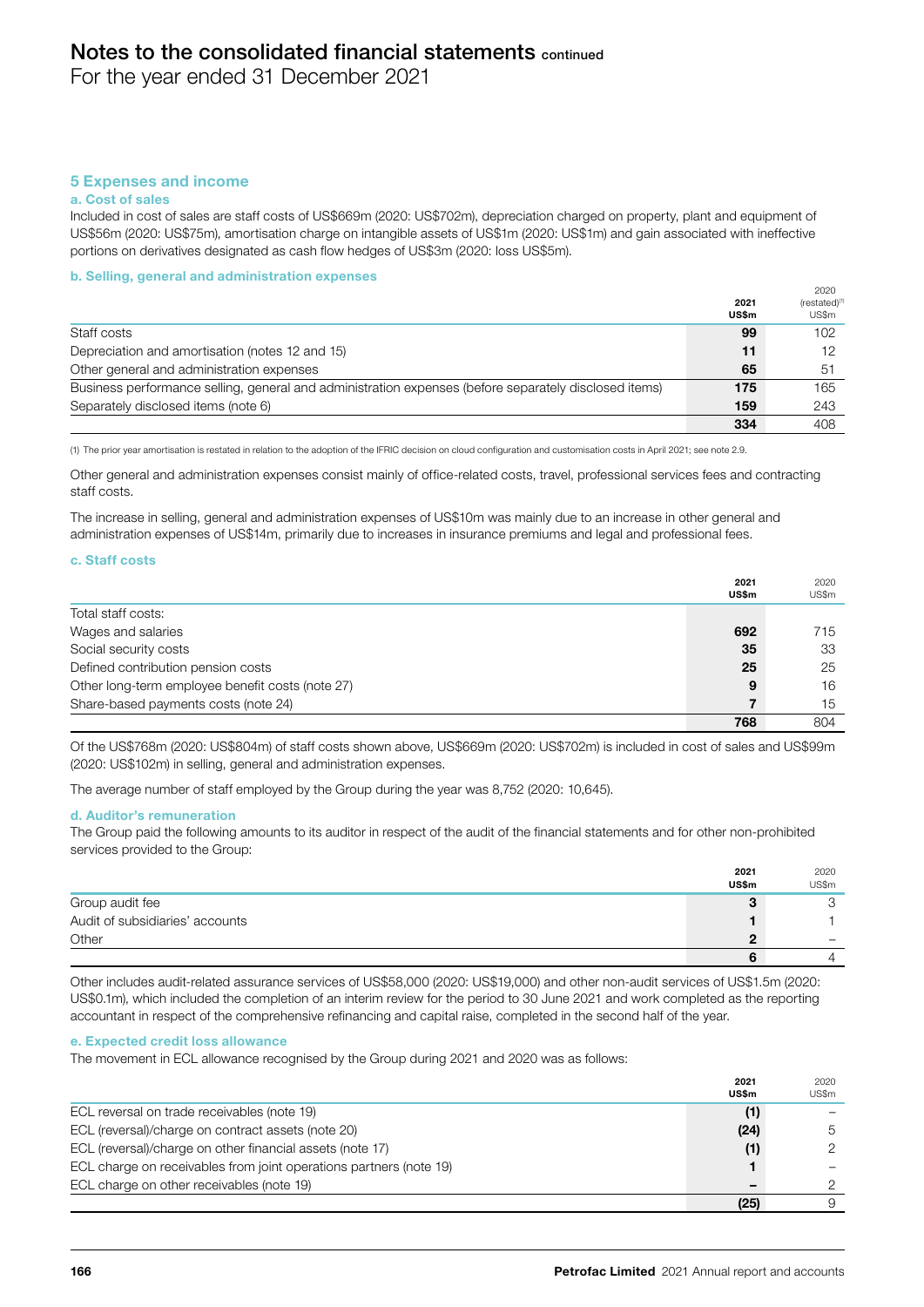# Notes to the consolidated financial statements continued

For the year ended 31 December 2021

## 5 Expenses and income

### a. Cost of sales

Included in cost of sales are staff costs of US$669m (2020: US$702m), depreciation charged on property, plant and equipment of US$56m (2020: US$75m), amortisation charge on intangible assets of US$1m (2020: US$1m) and gain associated with ineffective portions on derivatives designated as cash flow hedges of US$3m (2020: loss US$5m).

### b. Selling, general and administration expenses

| | **2021 US$m** | 2020 (restated)[1] US$m |
|---|---|---|
| Staff costs | **99** | 102 |
| Depreciation and amortisation (notes 12 and 15) | **11** | 12 |
| Other general and administration expenses | **65** | 51 |
| Business performance selling, general and administration expenses (before separately disclosed items) | **175** | 165 |
| Separately disclosed items (note 6) | **159** | 243 |
| | **334** | 408 |

(1) The prior year amortisation is restated in relation to the adoption of the IFRIC decision on cloud configuration and customisation costs in April 2021; see note 2.9.

Other general and administration expenses consist mainly of office-related costs, travel, professional services fees and contracting staff costs.

The increase in selling, general and administration expenses of US$10m was mainly due to an increase in other general and administration expenses of US$14m, primarily due to increases in insurance premiums and legal and professional fees.

### c. Staff costs

| | **2021 US$m** | 2020 US$m |
|---|---|---|
| Total staff costs: | | |
| Wages and salaries | **692** | 715 |
| Social security costs | **35** | 33 |
| Defined contribution pension costs | **25** | 25 |
| Other long-term employee benefit costs (note 27) | **9** | 16 |
| Share-based payments costs (note 24) | **7** | 15 |
| | **768** | 804 |

Of the US$768m (2020: US$804m) of staff costs shown above, US$669m (2020: US$702m) is included in cost of sales and US$99m (2020: US$102m) in selling, general and administration expenses.

The average number of staff employed by the Group during the year was 8,752 (2020: 10,645).

### d. Auditor's remuneration

The Group paid the following amounts to its auditor in respect of the audit of the financial statements and for other non-prohibited services provided to the Group:

| | **2021 US$m** | 2020 US$m |
|---|---|---|
| Group audit fee | **3** | 3 |
| Audit of subsidiaries' accounts | **1** | 1 |
| Other | **2** | – |
| | **6** | 4 |

Other includes audit-related assurance services of US$58,000 (2020: US$19,000) and other non-audit services of US$1.5m (2020: US$0.1m), which included the completion of an interim review for the period to 30 June 2021 and work completed as the reporting accountant in respect of the comprehensive refinancing and capital raise, completed in the second half of the year.

### e. Expected credit loss allowance

The movement in ECL allowance recognised by the Group during 2021 and 2020 was as follows:

| | **2021 US$m** | 2020 US$m |
|---|---|---|
| ECL reversal on trade receivables (note 19) | **(1)** | – |
| ECL (reversal)/charge on contract assets (note 20) | **(24)** | 5 |
| ECL (reversal)/charge on other financial assets (note 17) | **(1)** | 2 |
| ECL charge on receivables from joint operations partners (note 19) | **1** | – |
| ECL charge on other receivables (note 19) | **–** | 2 |
| | **(25)** | 9 |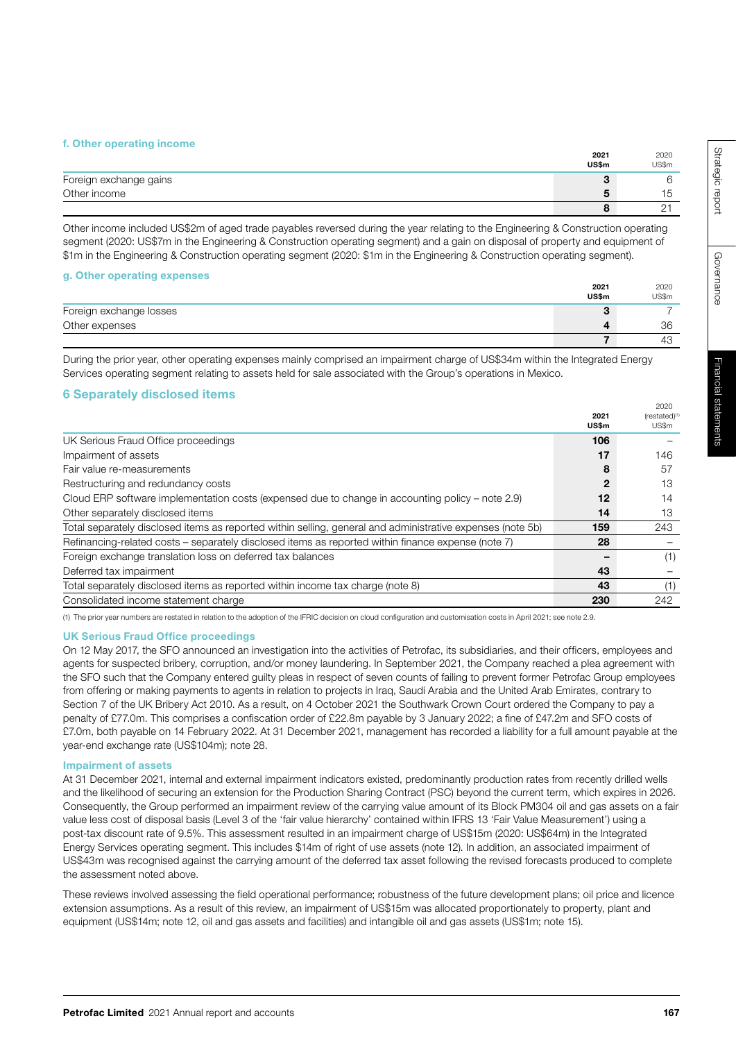### f. Other operating income

| | 2021 US$m | 2020 US$m |
|---|---|---|
| Foreign exchange gains | **3** | 6 |
| Other income | **5** | 15 |
| | **8** | 21 |

Other income included US$2m of aged trade payables reversed during the year relating to the Engineering & Construction operating segment (2020: US$7m in the Engineering & Construction operating segment) and a gain on disposal of property and equipment of $1m in the Engineering & Construction operating segment (2020: $1m in the Engineering & Construction operating segment).

### g. Other operating expenses

| | 2021 US$m | 2020 US$m |
|---|---|---|
| Foreign exchange losses | **3** | 7 |
| Other expenses | **4** | 36 |
| | **7** | 43 |

During the prior year, other operating expenses mainly comprised an impairment charge of US$34m within the Integrated Energy Services operating segment relating to assets held for sale associated with the Group's operations in Mexico.

## 6 Separately disclosed items

| | 2021 US$m | 2020 (restated)[1] US$m |
|---|---|---|
| UK Serious Fraud Office proceedings | **106** | – |
| Impairment of assets | **17** | 146 |
| Fair value re-measurements | **8** | 57 |
| Restructuring and redundancy costs | **2** | 13 |
| Cloud ERP software implementation costs (expensed due to change in accounting policy – note 2.9) | **12** | 14 |
| Other separately disclosed items | **14** | 13 |
| Total separately disclosed items as reported within selling, general and administrative expenses (note 5b) | **159** | 243 |
| Refinancing-related costs – separately disclosed items as reported within finance expense (note 7) | **28** | – |
| Foreign exchange translation loss on deferred tax balances | **–** | (1) |
| Deferred tax impairment | **43** | – |
| Total separately disclosed items as reported within income tax charge (note 8) | **43** | (1) |
| Consolidated income statement charge | **230** | 242 |

(1) The prior year numbers are restated in relation to the adoption of the IFRIC decision on cloud configuration and customisation costs in April 2021; see note 2.9.

#### UK Serious Fraud Office proceedings

On 12 May 2017, the SFO announced an investigation into the activities of Petrofac, its subsidiaries, and their officers, employees and agents for suspected bribery, corruption, and/or money laundering. In September 2021, the Company reached a plea agreement with the SFO such that the Company entered guilty pleas in respect of seven counts of failing to prevent former Petrofac Group employees from offering or making payments to agents in relation to projects in Iraq, Saudi Arabia and the United Arab Emirates, contrary to Section 7 of the UK Bribery Act 2010. As a result, on 4 October 2021 the Southwark Crown Court ordered the Company to pay a penalty of £77.0m. This comprises a confiscation order of £22.8m payable by 3 January 2022; a fine of £47.2m and SFO costs of £7.0m, both payable on 14 February 2022. At 31 December 2021, management has recorded a liability for a full amount payable at the year-end exchange rate (US$104m); note 28.

#### Impairment of assets

At 31 December 2021, internal and external impairment indicators existed, predominantly production rates from recently drilled wells and the likelihood of securing an extension for the Production Sharing Contract (PSC) beyond the current term, which expires in 2026. Consequently, the Group performed an impairment review of the carrying value amount of its Block PM304 oil and gas assets on a fair value less cost of disposal basis (Level 3 of the 'fair value hierarchy' contained within IFRS 13 'Fair Value Measurement') using a post-tax discount rate of 9.5%. This assessment resulted in an impairment charge of US$15m (2020: US$64m) in the Integrated Energy Services operating segment. This includes $14m of right of use assets (note 12). In addition, an associated impairment of US$43m was recognised against the carrying amount of the deferred tax asset following the revised forecasts produced to complete the assessment noted above.

These reviews involved assessing the field operational performance; robustness of the future development plans; oil price and licence extension assumptions. As a result of this review, an impairment of US$15m was allocated proportionately to property, plant and equipment (US$14m; note 12, oil and gas assets and facilities) and intangible oil and gas assets (US$1m; note 15).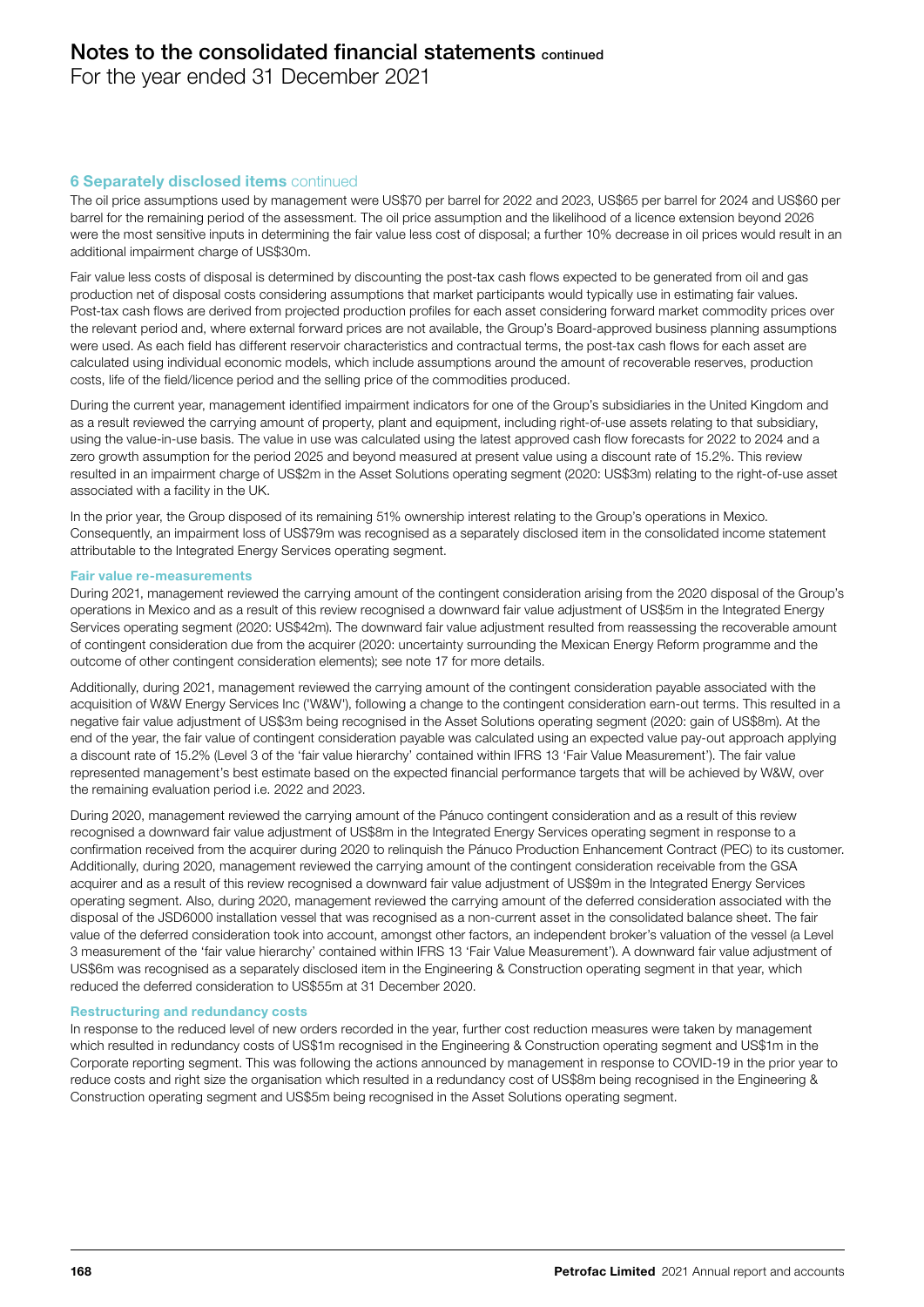## 6 Separately disclosed items continued

The oil price assumptions used by management were US$70 per barrel for 2022 and 2023, US$65 per barrel for 2024 and US$60 per barrel for the remaining period of the assessment. The oil price assumption and the likelihood of a licence extension beyond 2026 were the most sensitive inputs in determining the fair value less cost of disposal; a further 10% decrease in oil prices would result in an additional impairment charge of US$30m.

Fair value less costs of disposal is determined by discounting the post-tax cash flows expected to be generated from oil and gas production net of disposal costs considering assumptions that market participants would typically use in estimating fair values. Post-tax cash flows are derived from projected production profiles for each asset considering forward market commodity prices over the relevant period and, where external forward prices are not available, the Group's Board-approved business planning assumptions were used. As each field has different reservoir characteristics and contractual terms, the post-tax cash flows for each asset are calculated using individual economic models, which include assumptions around the amount of recoverable reserves, production costs, life of the field/licence period and the selling price of the commodities produced.

During the current year, management identified impairment indicators for one of the Group's subsidiaries in the United Kingdom and as a result reviewed the carrying amount of property, plant and equipment, including right-of-use assets relating to that subsidiary, using the value-in-use basis. The value in use was calculated using the latest approved cash flow forecasts for 2022 to 2024 and a zero growth assumption for the period 2025 and beyond measured at present value using a discount rate of 15.2%. This review resulted in an impairment charge of US$2m in the Asset Solutions operating segment (2020: US$3m) relating to the right-of-use asset associated with a facility in the UK.

In the prior year, the Group disposed of its remaining 51% ownership interest relating to the Group's operations in Mexico. Consequently, an impairment loss of US$79m was recognised as a separately disclosed item in the consolidated income statement attributable to the Integrated Energy Services operating segment.

### Fair value re-measurements

During 2021, management reviewed the carrying amount of the contingent consideration arising from the 2020 disposal of the Group's operations in Mexico and as a result of this review recognised a downward fair value adjustment of US$5m in the Integrated Energy Services operating segment (2020: US$42m). The downward fair value adjustment resulted from reassessing the recoverable amount of contingent consideration due from the acquirer (2020: uncertainty surrounding the Mexican Energy Reform programme and the outcome of other contingent consideration elements); see note 17 for more details.

Additionally, during 2021, management reviewed the carrying amount of the contingent consideration payable associated with the acquisition of W&W Energy Services Inc ('W&W'), following a change to the contingent consideration earn-out terms. This resulted in a negative fair value adjustment of US$3m being recognised in the Asset Solutions operating segment (2020: gain of US$8m). At the end of the year, the fair value of contingent consideration payable was calculated using an expected value pay-out approach applying a discount rate of 15.2% (Level 3 of the 'fair value hierarchy' contained within IFRS 13 'Fair Value Measurement'). The fair value represented management's best estimate based on the expected financial performance targets that will be achieved by W&W, over the remaining evaluation period i.e. 2022 and 2023.

During 2020, management reviewed the carrying amount of the Pánuco contingent consideration and as a result of this review recognised a downward fair value adjustment of US$8m in the Integrated Energy Services operating segment in response to a confirmation received from the acquirer during 2020 to relinquish the Pánuco Production Enhancement Contract (PEC) to its customer. Additionally, during 2020, management reviewed the carrying amount of the contingent consideration receivable from the GSA acquirer and as a result of this review recognised a downward fair value adjustment of US$9m in the Integrated Energy Services operating segment. Also, during 2020, management reviewed the carrying amount of the deferred consideration associated with the disposal of the JSD6000 installation vessel that was recognised as a non-current asset in the consolidated balance sheet. The fair value of the deferred consideration took into account, amongst other factors, an independent broker's valuation of the vessel (a Level 3 measurement of the 'fair value hierarchy' contained within IFRS 13 'Fair Value Measurement'). A downward fair value adjustment of US$6m was recognised as a separately disclosed item in the Engineering & Construction operating segment in that year, which reduced the deferred consideration to US$55m at 31 December 2020.

### Restructuring and redundancy costs

In response to the reduced level of new orders recorded in the year, further cost reduction measures were taken by management which resulted in redundancy costs of US$1m recognised in the Engineering & Construction operating segment and US$1m in the Corporate reporting segment. This was following the actions announced by management in response to COVID-19 in the prior year to reduce costs and right size the organisation which resulted in a redundancy cost of US$8m being recognised in the Engineering & Construction operating segment and US$5m being recognised in the Asset Solutions operating segment.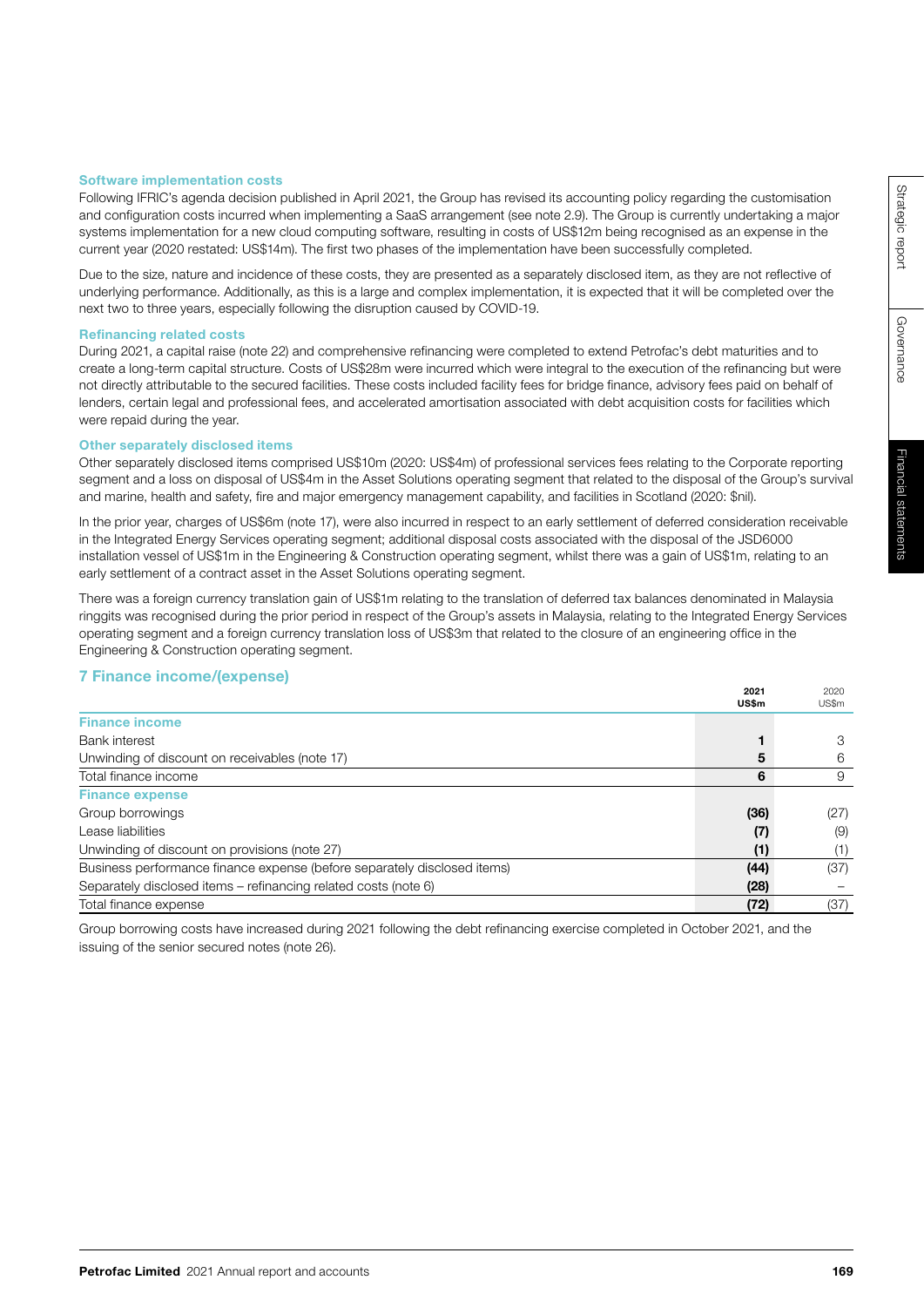### Software implementation costs

Following IFRIC's agenda decision published in April 2021, the Group has revised its accounting policy regarding the customisation and configuration costs incurred when implementing a SaaS arrangement (see note 2.9). The Group is currently undertaking a major systems implementation for a new cloud computing software, resulting in costs of US$12m being recognised as an expense in the current year (2020 restated: US$14m). The first two phases of the implementation have been successfully completed.

Due to the size, nature and incidence of these costs, they are presented as a separately disclosed item, as they are not reflective of underlying performance. Additionally, as this is a large and complex implementation, it is expected that it will be completed over the next two to three years, especially following the disruption caused by COVID-19.

### Refinancing related costs

During 2021, a capital raise (note 22) and comprehensive refinancing were completed to extend Petrofac's debt maturities and to create a long-term capital structure. Costs of US$28m were incurred which were integral to the execution of the refinancing but were not directly attributable to the secured facilities. These costs included facility fees for bridge finance, advisory fees paid on behalf of lenders, certain legal and professional fees, and accelerated amortisation associated with debt acquisition costs for facilities which were repaid during the year.

### Other separately disclosed items

Other separately disclosed items comprised US$10m (2020: US$4m) of professional services fees relating to the Corporate reporting segment and a loss on disposal of US$4m in the Asset Solutions operating segment that related to the disposal of the Group's survival and marine, health and safety, fire and major emergency management capability, and facilities in Scotland (2020: $nil).

In the prior year, charges of US$6m (note 17), were also incurred in respect to an early settlement of deferred consideration receivable in the Integrated Energy Services operating segment; additional disposal costs associated with the disposal of the JSD6000 installation vessel of US$1m in the Engineering & Construction operating segment, whilst there was a gain of US$1m, relating to an early settlement of a contract asset in the Asset Solutions operating segment.

There was a foreign currency translation gain of US$1m relating to the translation of deferred tax balances denominated in Malaysia ringgits was recognised during the prior period in respect of the Group's assets in Malaysia, relating to the Integrated Energy Services operating segment and a foreign currency translation loss of US$3m that related to the closure of an engineering office in the Engineering & Construction operating segment.

## 7 Finance income/(expense)

| | **2021 US$m** | 2020 US$m |
|---|---|---|
| **Finance income** | | |
| Bank interest | **1** | 3 |
| Unwinding of discount on receivables (note 17) | **5** | 6 |
| Total finance income | **6** | 9 |
| **Finance expense** | | |
| Group borrowings | **(36)** | (27) |
| Lease liabilities | **(7)** | (9) |
| Unwinding of discount on provisions (note 27) | **(1)** | (1) |
| Business performance finance expense (before separately disclosed items) | **(44)** | (37) |
| Separately disclosed items – refinancing related costs (note 6) | **(28)** | – |
| Total finance expense | **(72)** | (37) |

Group borrowing costs have increased during 2021 following the debt refinancing exercise completed in October 2021, and the issuing of the senior secured notes (note 26).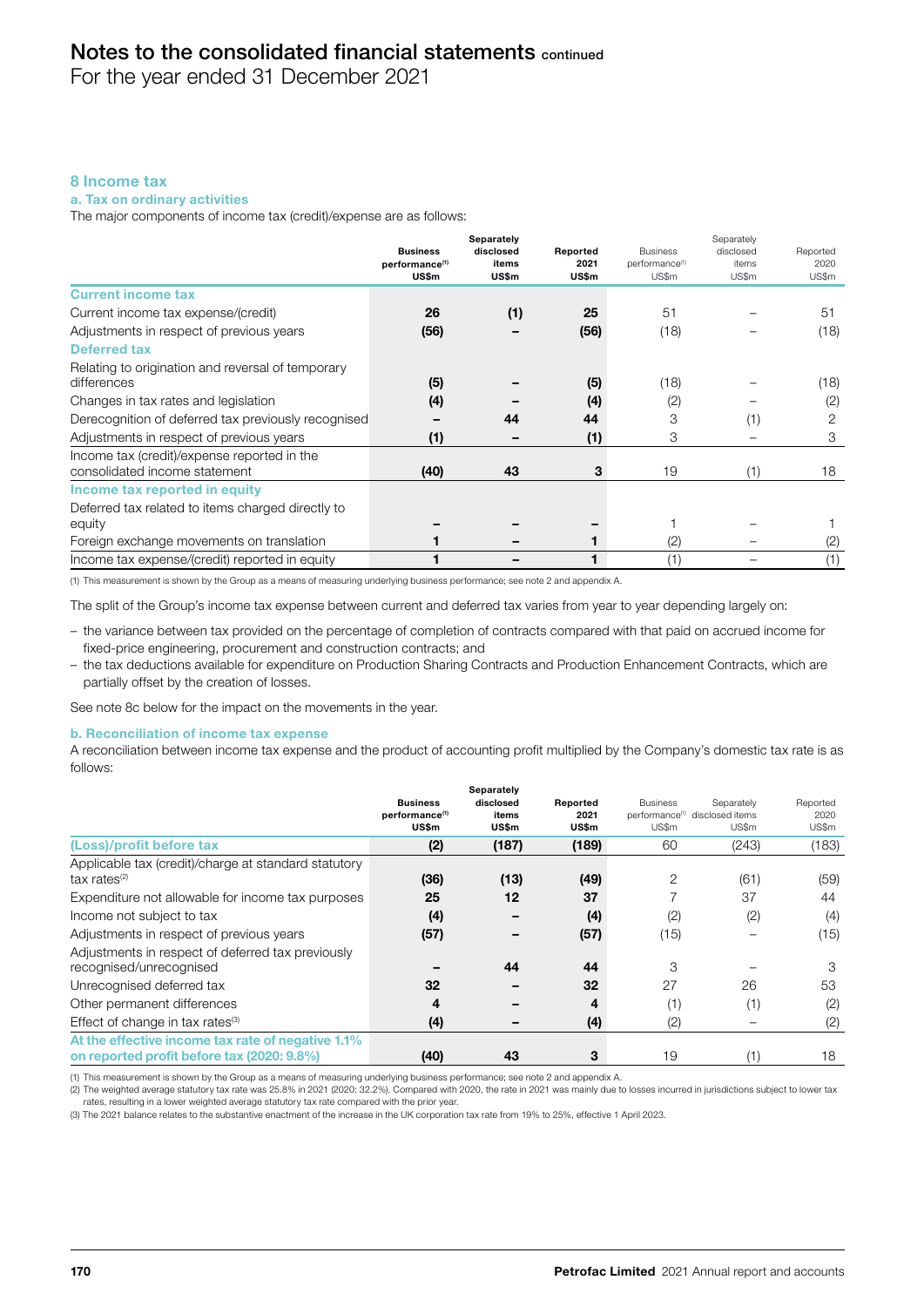## 8 Income tax

### a. Tax on ordinary activities

The major components of income tax (credit)/expense are as follows:

| | Business performance[(1)] US$m | Separately disclosed items US$m | Reported 2021 US$m | Business performance[(1)] US$m | Separately disclosed items US$m | Reported 2020 US$m |
|---|---|---|---|---|---|---|
| **Current income tax** | | | | | | |
| Current income tax expense/(credit) | **26** | **(1)** | **25** | 51 | – | 51 |
| Adjustments in respect of previous years | **(56)** | **–** | **(56)** | (18) | – | (18) |
| **Deferred tax** | | | | | | |
| Relating to origination and reversal of temporary differences | **(5)** | **–** | **(5)** | (18) | – | (18) |
| Changes in tax rates and legislation | **(4)** | **–** | **(4)** | (2) | – | (2) |
| Derecognition of deferred tax previously recognised | **–** | **44** | **44** | 3 | (1) | 2 |
| Adjustments in respect of previous years | **(1)** | **–** | **(1)** | 3 | – | 3 |
| Income tax (credit)/expense reported in the consolidated income statement | **(40)** | **43** | **3** | 19 | (1) | 18 |
| **Income tax reported in equity** | | | | | | |
| Deferred tax related to items charged directly to equity | **–** | **–** | **–** | 1 | – | 1 |
| Foreign exchange movements on translation | **1** | **–** | **1** | (2) | – | (2) |
| Income tax expense/(credit) reported in equity | **1** | **–** | **1** | (1) | – | (1) |

(1) This measurement is shown by the Group as a means of measuring underlying business performance; see note 2 and appendix A.

The split of the Group's income tax expense between current and deferred tax varies from year to year depending largely on:

- the variance between tax provided on the percentage of completion of contracts compared with that paid on accrued income for fixed-price engineering, procurement and construction contracts; and
- the tax deductions available for expenditure on Production Sharing Contracts and Production Enhancement Contracts, which are partially offset by the creation of losses.

See note 8c below for the impact on the movements in the year.

### b. Reconciliation of income tax expense

A reconciliation between income tax expense and the product of accounting profit multiplied by the Company's domestic tax rate is as follows:

| | Business performance[(1)] US$m | Separately disclosed items US$m | Reported 2021 US$m | Business performance[(1)] US$m | Separately disclosed items US$m | Reported 2020 US$m |
|---|---|---|---|---|---|---|
| **(Loss)/profit before tax** | **(2)** | **(187)** | **(189)** | 60 | (243) | (183) |
| Applicable tax (credit)/charge at standard statutory tax rates[(2)] | **(36)** | **(13)** | **(49)** | 2 | (61) | (59) |
| Expenditure not allowable for income tax purposes | **25** | **12** | **37** | 7 | 37 | 44 |
| Income not subject to tax | **(4)** | **–** | **(4)** | (2) | (2) | (4) |
| Adjustments in respect of previous years | **(57)** | **–** | **(57)** | (15) | – | (15) |
| Adjustments in respect of deferred tax previously recognised/unrecognised | **–** | **44** | **44** | 3 | – | 3 |
| Unrecognised deferred tax | **32** | **–** | **32** | 27 | 26 | 53 |
| Other permanent differences | **4** | **–** | **4** | (1) | (1) | (2) |
| Effect of change in tax rates[(3)] | **(4)** | **–** | **(4)** | (2) | – | (2) |
| **At the effective income tax rate of negative 1.1% on reported profit before tax (2020: 9.8%)** | **(40)** | **43** | **3** | 19 | (1) | 18 |

(1) This measurement is shown by the Group as a means of measuring underlying business performance; see note 2 and appendix A.
(2) The weighted average statutory tax rate was 25.8% in 2021 (2020: 32.2%). Compared with 2020, the rate in 2021 was mainly due to losses incurred in jurisdictions subject to lower tax rates, resulting in a lower weighted average statutory tax rate compared with the prior year.
(3) The 2021 balance relates to the substantive enactment of the increase in the UK corporation tax rate from 19% to 25%, effective 1 April 2023.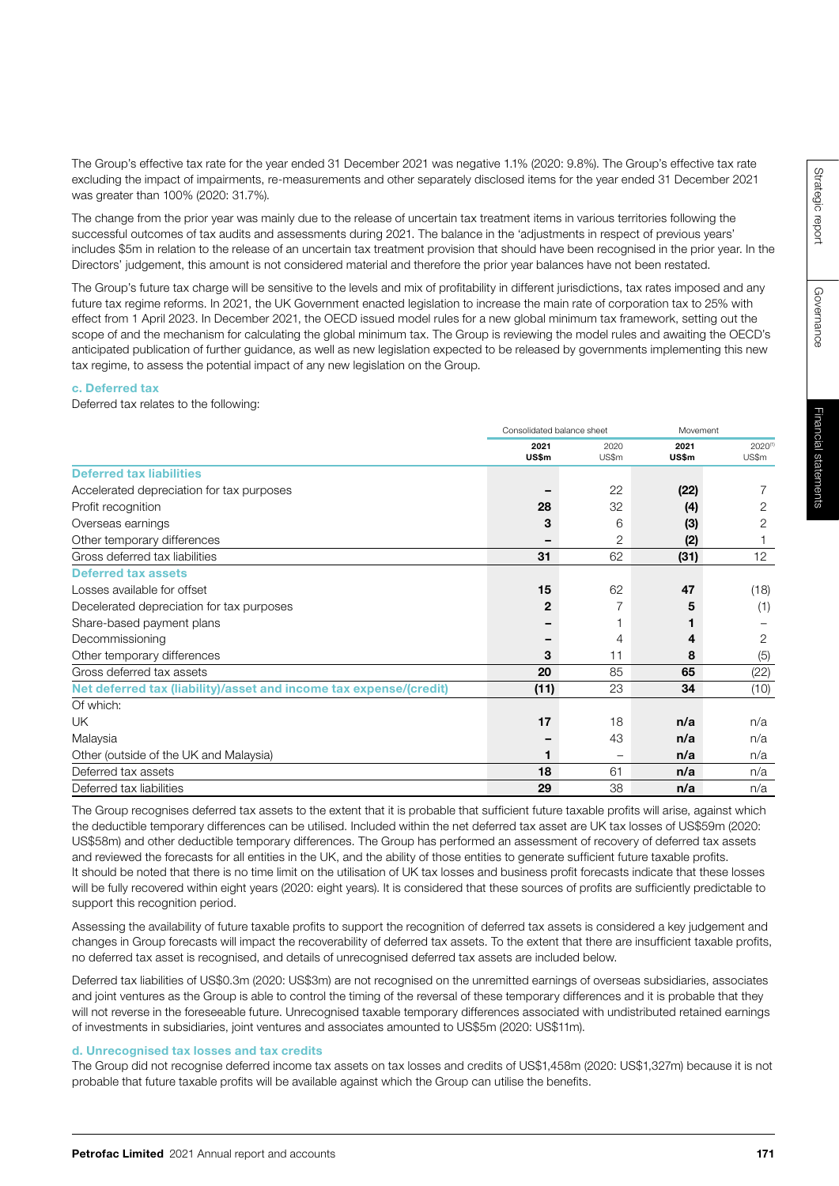The Group's effective tax rate for the year ended 31 December 2021 was negative 1.1% (2020: 9.8%). The Group's effective tax rate excluding the impact of impairments, re-measurements and other separately disclosed items for the year ended 31 December 2021 was greater than 100% (2020: 31.7%).

The change from the prior year was mainly due to the release of uncertain tax treatment items in various territories following the successful outcomes of tax audits and assessments during 2021. The balance in the 'adjustments in respect of previous years' includes $5m in relation to the release of an uncertain tax treatment provision that should have been recognised in the prior year. In the Directors' judgement, this amount is not considered material and therefore the prior year balances have not been restated.

The Group's future tax charge will be sensitive to the levels and mix of profitability in different jurisdictions, tax rates imposed and any future tax regime reforms. In 2021, the UK Government enacted legislation to increase the main rate of corporation tax to 25% with effect from 1 April 2023. In December 2021, the OECD issued model rules for a new global minimum tax framework, setting out the scope of and the mechanism for calculating the global minimum tax. The Group is reviewing the model rules and awaiting the OECD's anticipated publication of further guidance, as well as new legislation expected to be released by governments implementing this new tax regime, to assess the potential impact of any new legislation on the Group.

#### c. Deferred tax

Deferred tax relates to the following:

| | Consolidated balance sheet | | Movement | |
|---|---|---|---|---|
| | **2021 US$m** | 2020 US$m | **2021 US$m** | 2020[1] US$m |
| **Deferred tax liabilities** | | | | |
| Accelerated depreciation for tax purposes | **–** | 22 | **(22)** | 7 |
| Profit recognition | **28** | 32 | **(4)** | 2 |
| Overseas earnings | **3** | 6 | **(3)** | 2 |
| Other temporary differences | **–** | 2 | **(2)** | 1 |
| Gross deferred tax liabilities | **31** | 62 | **(31)** | 12 |
| **Deferred tax assets** | | | | |
| Losses available for offset | **15** | 62 | **47** | (18) |
| Decelerated depreciation for tax purposes | **2** | 7 | **5** | (1) |
| Share-based payment plans | **–** | 1 | **1** | – |
| Decommissioning | **–** | 4 | **4** | 2 |
| Other temporary differences | **3** | 11 | **8** | (5) |
| Gross deferred tax assets | **20** | 85 | **65** | (22) |
| **Net deferred tax (liability)/asset and income tax expense/(credit)** | **(11)** | 23 | **34** | (10) |
| Of which: | | | | |
| UK | **17** | 18 | **n/a** | n/a |
| Malaysia | **–** | 43 | **n/a** | n/a |
| Other (outside of the UK and Malaysia) | **1** | – | **n/a** | n/a |
| Deferred tax assets | **18** | 61 | **n/a** | n/a |
| Deferred tax liabilities | **29** | 38 | **n/a** | n/a |

The Group recognises deferred tax assets to the extent that it is probable that sufficient future taxable profits will arise, against which the deductible temporary differences can be utilised. Included within the net deferred tax asset are UK tax losses of US$59m (2020: US$58m) and other deductible temporary differences. The Group has performed an assessment of recovery of deferred tax assets and reviewed the forecasts for all entities in the UK, and the ability of those entities to generate sufficient future taxable profits. It should be noted that there is no time limit on the utilisation of UK tax losses and business profit forecasts indicate that these losses will be fully recovered within eight years (2020: eight years). It is considered that these sources of profits are sufficiently predictable to support this recognition period.

Assessing the availability of future taxable profits to support the recognition of deferred tax assets is considered a key judgement and changes in Group forecasts will impact the recoverability of deferred tax assets. To the extent that there are insufficient taxable profits, no deferred tax asset is recognised, and details of unrecognised deferred tax assets are included below.

Deferred tax liabilities of US$0.3m (2020: US$3m) are not recognised on the unremitted earnings of overseas subsidiaries, associates and joint ventures as the Group is able to control the timing of the reversal of these temporary differences and it is probable that they will not reverse in the foreseeable future. Unrecognised taxable temporary differences associated with undistributed retained earnings of investments in subsidiaries, joint ventures and associates amounted to US$5m (2020: US$11m).

#### d. Unrecognised tax losses and tax credits

The Group did not recognise deferred income tax assets on tax losses and credits of US$1,458m (2020: US$1,327m) because it is not probable that future taxable profits will be available against which the Group can utilise the benefits.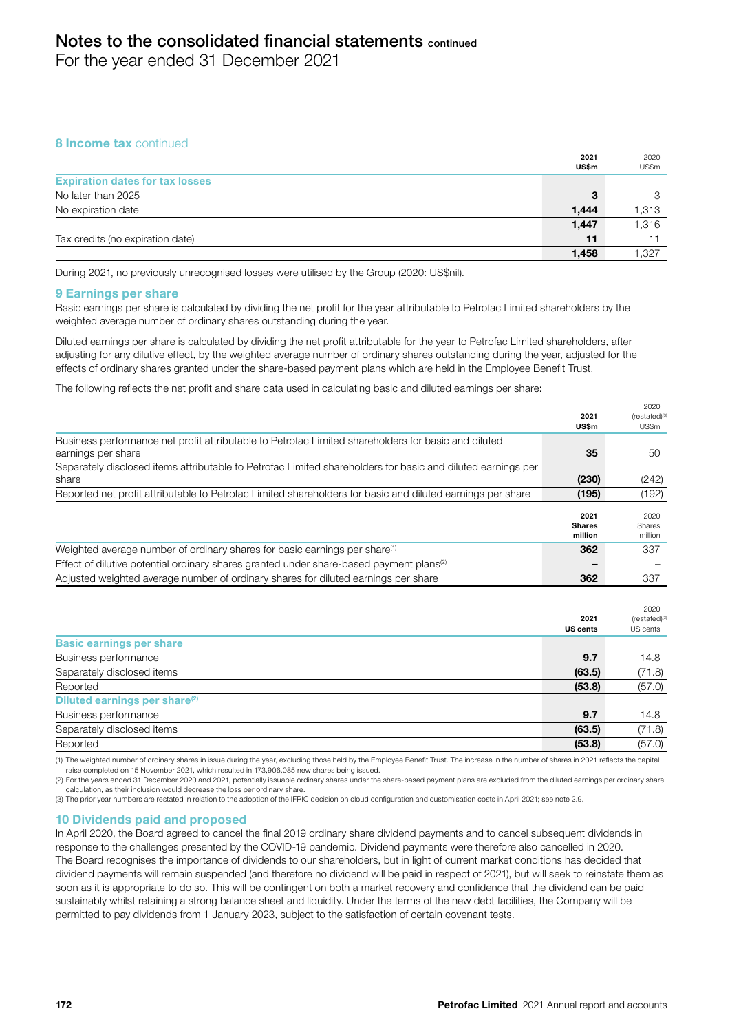# Notes to the consolidated financial statements continued

For the year ended 31 December 2021

### 8 Income tax continued

| | 2021 US$m | 2020 US$m |
|---|---|---|
| **Expiration dates for tax losses** | | |
| No later than 2025 | **3** | 3 |
| No expiration date | **1,444** | 1,313 |
| | **1,447** | 1,316 |
| Tax credits (no expiration date) | **11** | 11 |
| | **1,458** | 1,327 |

During 2021, no previously unrecognised losses were utilised by the Group (2020: US$nil).

### 9 Earnings per share

Basic earnings per share is calculated by dividing the net profit for the year attributable to Petrofac Limited shareholders by the weighted average number of ordinary shares outstanding during the year.

Diluted earnings per share is calculated by dividing the net profit attributable for the year to Petrofac Limited shareholders, after adjusting for any dilutive effect, by the weighted average number of ordinary shares outstanding during the year, adjusted for the effects of ordinary shares granted under the share-based payment plans which are held in the Employee Benefit Trust.

The following reflects the net profit and share data used in calculating basic and diluted earnings per share:

| | 2021 US$m | 2020 (restated)[3] US$m |
|---|---|---|
| Business performance net profit attributable to Petrofac Limited shareholders for basic and diluted earnings per share | **35** | 50 |
| Separately disclosed items attributable to Petrofac Limited shareholders for basic and diluted earnings per share | **(230)** | (242) |
| Reported net profit attributable to Petrofac Limited shareholders for basic and diluted earnings per share | **(195)** | (192) |

| | 2021 Shares million | 2020 Shares million |
|---|---|---|
| Weighted average number of ordinary shares for basic earnings per share[1] | **362** | 337 |
| Effect of dilutive potential ordinary shares granted under share-based payment plans[2] | **–** | – |
| Adjusted weighted average number of ordinary shares for diluted earnings per share | **362** | 337 |

| | 2021 US cents | 2020 (restated)[3] US cents |
|---|---|---|
| **Basic earnings per share** | | |
| Business performance | **9.7** | 14.8 |
| Separately disclosed items | **(63.5)** | (71.8) |
| Reported | **(53.8)** | (57.0) |
| **Diluted earnings per share[2]** | | |
| Business performance | **9.7** | 14.8 |
| Separately disclosed items | **(63.5)** | (71.8) |
| Reported | **(53.8)** | (57.0) |

(1) The weighted number of ordinary shares in issue during the year, excluding those held by the Employee Benefit Trust. The increase in the number of shares in 2021 reflects the capital raise completed on 15 November 2021, which resulted in 173,906,085 new shares being issued.
(2) For the years ended 31 December 2020 and 2021, potentially issuable ordinary shares under the share-based payment plans are excluded from the diluted earnings per ordinary share calculation, as their inclusion would decrease the loss per ordinary share.
(3) The prior year numbers are restated in relation to the adoption of the IFRIC decision on cloud configuration and customisation costs in April 2021; see note 2.9.

### 10 Dividends paid and proposed

In April 2020, the Board agreed to cancel the final 2019 ordinary share dividend payments and to cancel subsequent dividends in response to the challenges presented by the COVID-19 pandemic. Dividend payments were therefore also cancelled in 2020. The Board recognises the importance of dividends to our shareholders, but in light of current market conditions has decided that dividend payments will remain suspended (and therefore no dividend will be paid in respect of 2021), but will seek to reinstate them as soon as it is appropriate to do so. This will be contingent on both a market recovery and confidence that the dividend can be paid sustainably whilst retaining a strong balance sheet and liquidity. Under the terms of the new debt facilities, the Company will be permitted to pay dividends from 1 January 2023, subject to the satisfaction of certain covenant tests.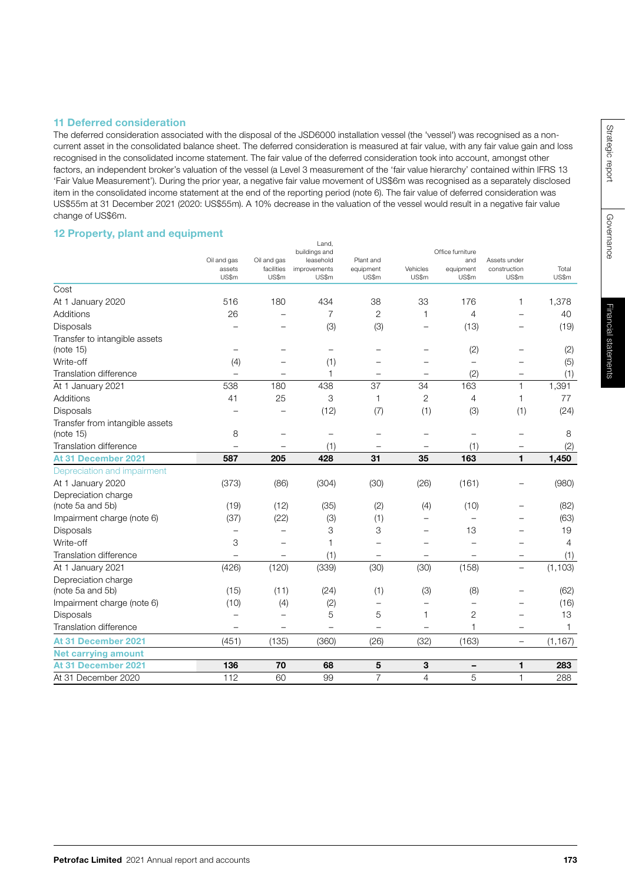## 11 Deferred consideration

The deferred consideration associated with the disposal of the JSD6000 installation vessel (the 'vessel') was recognised as a non-current asset in the consolidated balance sheet. The deferred consideration is measured at fair value, with any fair value gain and loss recognised in the consolidated income statement. The fair value of the deferred consideration took into account, amongst other factors, an independent broker's valuation of the vessel (a Level 3 measurement of the 'fair value hierarchy' contained within IFRS 13 'Fair Value Measurement'). During the prior year, a negative fair value movement of US$6m was recognised as a separately disclosed item in the consolidated income statement at the end of the reporting period (note 6). The fair value of deferred consideration was US$55m at 31 December 2021 (2020: US$55m). A 10% decrease in the valuation of the vessel would result in a negative fair value change of US$6m.

## 12 Property, plant and equipment

| | Oil and gas assets US$m | Oil and gas facilities US$m | Land, buildings and leasehold improvements US$m | Plant and equipment US$m | Vehicles US$m | Office furniture and equipment US$m | Assets under construction US$m | Total US$m |
|---|---|---|---|---|---|---|---|---|
| **Cost** | | | | | | | | |
| At 1 January 2020 | 516 | 180 | 434 | 38 | 33 | 176 | 1 | 1,378 |
| Additions | 26 | – | 7 | 2 | 1 | 4 | – | 40 |
| Disposals | – | – | (3) | (3) | – | (13) | – | (19) |
| Transfer to intangible assets (note 15) | – | – | – | – | – | (2) | – | (2) |
| Write-off | (4) | – | (1) | – | – | – | – | (5) |
| Translation difference | – | – | 1 | – | – | (2) | – | (1) |
| At 1 January 2021 | 538 | 180 | 438 | 37 | 34 | 163 | 1 | 1,391 |
| Additions | 41 | 25 | 3 | 1 | 2 | 4 | 1 | 77 |
| Disposals | – | – | (12) | (7) | (1) | (3) | (1) | (24) |
| Transfer from intangible assets (note 15) | 8 | – | – | – | – | – | – | 8 |
| Translation difference | – | – | (1) | – | – | (1) | – | (2) |
| **At 31 December 2021** | **587** | **205** | **428** | **31** | **35** | **163** | **1** | **1,450** |
| **Depreciation and impairment** | | | | | | | | |
| At 1 January 2020 | (373) | (86) | (304) | (30) | (26) | (161) | – | (980) |
| Depreciation charge (note 5a and 5b) | (19) | (12) | (35) | (2) | (4) | (10) | – | (82) |
| Impairment charge (note 6) | (37) | (22) | (3) | (1) | – | – | – | (63) |
| Disposals | – | – | 3 | 3 | – | 13 | – | 19 |
| Write-off | 3 | – | 1 | – | – | – | – | 4 |
| Translation difference | – | – | (1) | – | – | – | – | (1) |
| At 1 January 2021 | (426) | (120) | (339) | (30) | (30) | (158) | – | (1,103) |
| Depreciation charge (note 5a and 5b) | (15) | (11) | (24) | (1) | (3) | (8) | – | (62) |
| Impairment charge (note 6) | (10) | (4) | (2) | – | – | – | – | (16) |
| Disposals | – | – | 5 | 5 | 1 | 2 | – | 13 |
| Translation difference | – | – | – | – | – | 1 | – | 1 |
| **At 31 December 2021** | (451) | (135) | (360) | (26) | (32) | (163) | – | (1,167) |
| **Net carrying amount** | | | | | | | | |
| **At 31 December 2021** | **136** | **70** | **68** | **5** | **3** | **–** | **1** | **283** |
| At 31 December 2020 | 112 | 60 | 99 | 7 | 4 | 5 | 1 | 288 |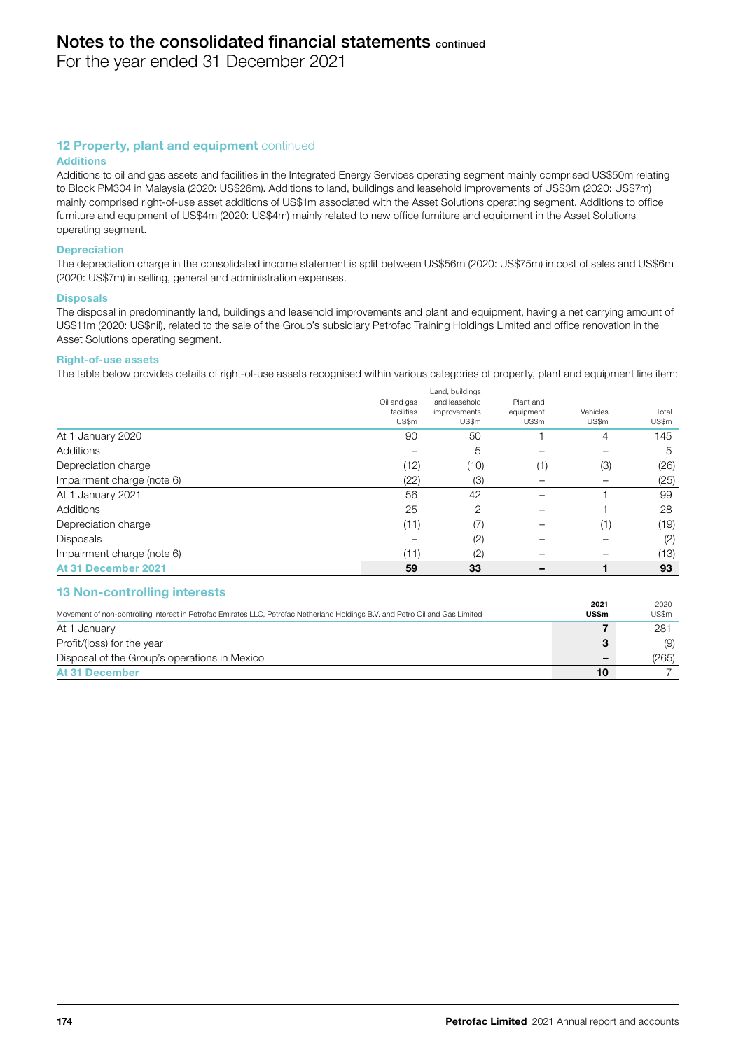# Notes to the consolidated financial statements continued

For the year ended 31 December 2021

## 12 Property, plant and equipment continued

### Additions

Additions to oil and gas assets and facilities in the Integrated Energy Services operating segment mainly comprised US$50m relating to Block PM304 in Malaysia (2020: US$26m). Additions to land, buildings and leasehold improvements of US$3m (2020: US$7m) mainly comprised right-of-use asset additions of US$1m associated with the Asset Solutions operating segment. Additions to office furniture and equipment of US$4m (2020: US$4m) mainly related to new office furniture and equipment in the Asset Solutions operating segment.

### Depreciation

The depreciation charge in the consolidated income statement is split between US$56m (2020: US$75m) in cost of sales and US$6m (2020: US$7m) in selling, general and administration expenses.

### Disposals

The disposal in predominantly land, buildings and leasehold improvements and plant and equipment, having a net carrying amount of US$11m (2020: US$nil), related to the sale of the Group's subsidiary Petrofac Training Holdings Limited and office renovation in the Asset Solutions operating segment.

### Right-of-use assets

The table below provides details of right-of-use assets recognised within various categories of property, plant and equipment line item:

| | Oil and gas facilities US$m | Land, buildings and leasehold improvements US$m | Plant and equipment US$m | Vehicles US$m | Total US$m |
|---|---|---|---|---|---|
| At 1 January 2020 | 90 | 50 | 1 | 4 | 145 |
| Additions | – | 5 | – | – | 5 |
| Depreciation charge | (12) | (10) | (1) | (3) | (26) |
| Impairment charge (note 6) | (22) | (3) | – | – | (25) |
| At 1 January 2021 | 56 | 42 | – | 1 | 99 |
| Additions | 25 | 2 | – | 1 | 28 |
| Depreciation charge | (11) | (7) | – | (1) | (19) |
| Disposals | – | (2) | – | – | (2) |
| Impairment charge (note 6) | (11) | (2) | – | – | (13) |
| **At 31 December 2021** | **59** | **33** | **–** | **1** | **93** |

## 13 Non-controlling interests

| Movement of non-controlling interest in Petrofac Emirates LLC, Petrofac Netherland Holdings B.V. and Petro Oil and Gas Limited | 2021 US$m | 2020 US$m |
|---|---|---|
| At 1 January | **7** | 281 |
| Profit/(loss) for the year | **3** | (9) |
| Disposal of the Group's operations in Mexico | **–** | (265) |
| **At 31 December** | **10** | 7 |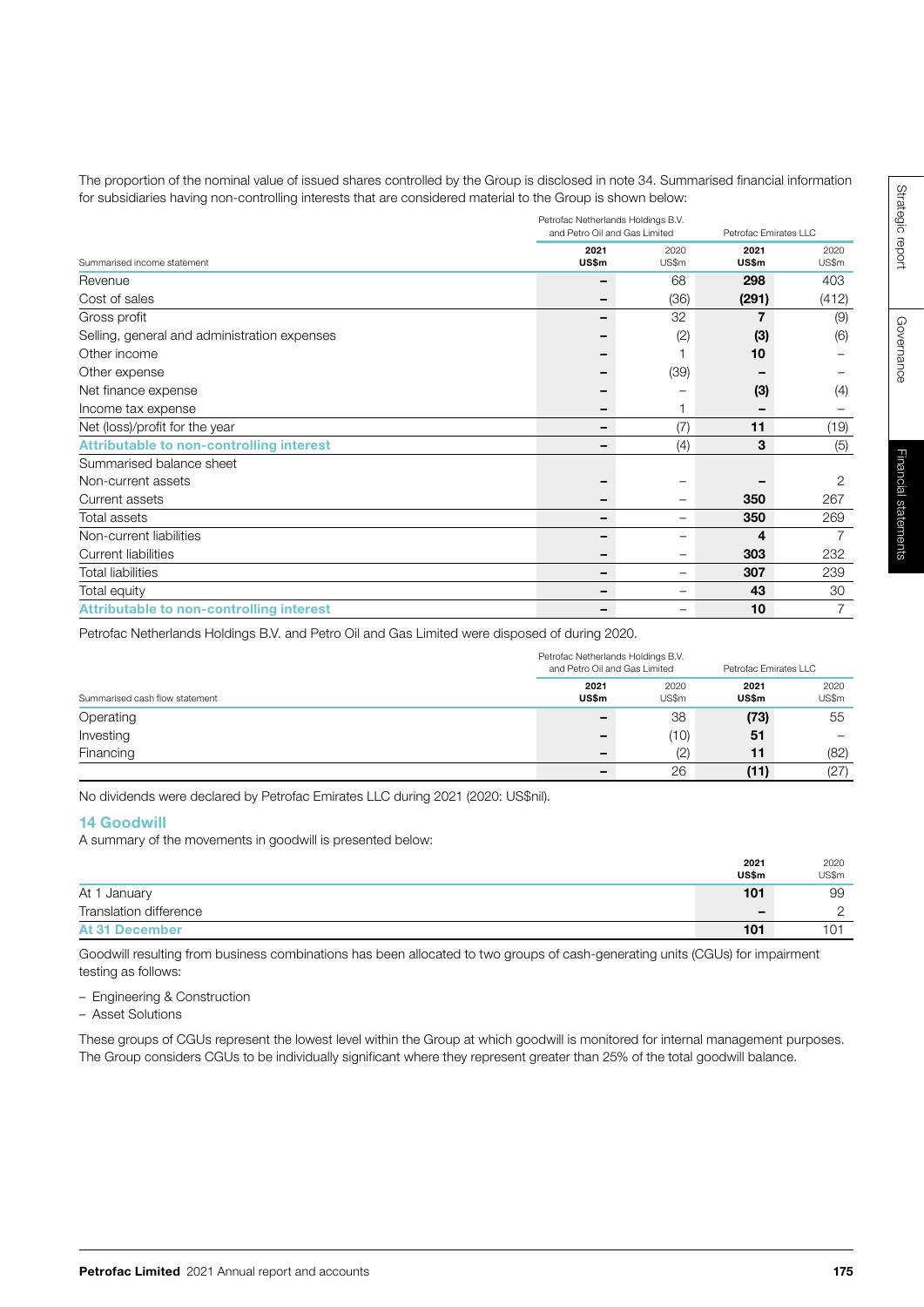The proportion of the nominal value of issued shares controlled by the Group is disclosed in note 34. Summarised financial information for subsidiaries having non-controlling interests that are considered material to the Group is shown below:

| | Petrofac Netherlands Holdings B.V. and Petro Oil and Gas Limited | | Petrofac Emirates LLC | |
|---|---|---|---|---|
| Summarised income statement | **2021 US$m** | 2020 US$m | **2021 US$m** | 2020 US$m |
| Revenue | **–** | 68 | **298** | 403 |
| Cost of sales | **–** | (36) | **(291)** | (412) |
| Gross profit | **–** | 32 | **7** | (9) |
| Selling, general and administration expenses | **–** | (2) | **(3)** | (6) |
| Other income | **–** | 1 | **10** | – |
| Other expense | **–** | (39) | **–** | – |
| Net finance expense | **–** | – | **(3)** | (4) |
| Income tax expense | **–** | 1 | **–** | – |
| Net (loss)/profit for the year | **–** | (7) | **11** | (19) |
| **Attributable to non-controlling interest** | **–** | (4) | **3** | (5) |
| Summarised balance sheet | | | | |
| Non-current assets | **–** | – | **–** | 2 |
| Current assets | **–** | – | **350** | 267 |
| Total assets | **–** | – | **350** | 269 |
| Non-current liabilities | **–** | – | **4** | 7 |
| Current liabilities | **–** | – | **303** | 232 |
| Total liabilities | **–** | – | **307** | 239 |
| Total equity | **–** | – | **43** | 30 |
| **Attributable to non-controlling interest** | **–** | – | **10** | 7 |

Petrofac Netherlands Holdings B.V. and Petro Oil and Gas Limited were disposed of during 2020.

| | Petrofac Netherlands Holdings B.V. and Petro Oil and Gas Limited | | Petrofac Emirates LLC | |
|---|---|---|---|---|
| Summarised cash flow statement | **2021 US$m** | 2020 US$m | **2021 US$m** | 2020 US$m |
| Operating | **–** | 38 | **(73)** | 55 |
| Investing | **–** | (10) | **51** | – |
| Financing | **–** | (2) | **11** | (82) |
| | **–** | 26 | **(11)** | (27) |

No dividends were declared by Petrofac Emirates LLC during 2021 (2020: US$nil).

## 14 Goodwill

A summary of the movements in goodwill is presented below:

| | **2021 US$m** | 2020 US$m |
|---|---|---|
| At 1 January | **101** | 99 |
| Translation difference | **–** | 2 |
| **At 31 December** | **101** | 101 |

Goodwill resulting from business combinations has been allocated to two groups of cash-generating units (CGUs) for impairment testing as follows:

- Engineering & Construction
- Asset Solutions

These groups of CGUs represent the lowest level within the Group at which goodwill is monitored for internal management purposes. The Group considers CGUs to be individually significant where they represent greater than 25% of the total goodwill balance.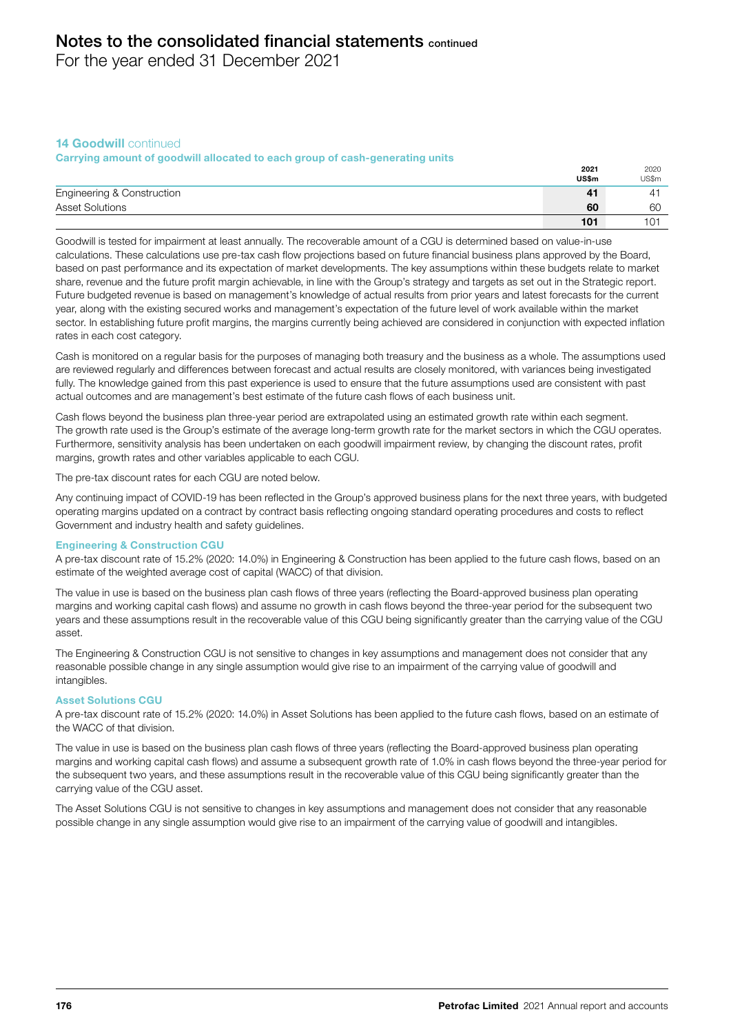## 14 Goodwill continued

### Carrying amount of goodwill allocated to each group of cash-generating units

| | 2021 US$m | 2020 US$m |
|---|---|---|
| Engineering & Construction | **41** | 41 |
| Asset Solutions | **60** | 60 |
| | **101** | 101 |

Goodwill is tested for impairment at least annually. The recoverable amount of a CGU is determined based on value-in-use calculations. These calculations use pre-tax cash flow projections based on future financial business plans approved by the Board, based on past performance and its expectation of market developments. The key assumptions within these budgets relate to market share, revenue and the future profit margin achievable, in line with the Group's strategy and targets as set out in the Strategic report. Future budgeted revenue is based on management's knowledge of actual results from prior years and latest forecasts for the current year, along with the existing secured works and management's expectation of the future level of work available within the market sector. In establishing future profit margins, the margins currently being achieved are considered in conjunction with expected inflation rates in each cost category.

Cash is monitored on a regular basis for the purposes of managing both treasury and the business as a whole. The assumptions used are reviewed regularly and differences between forecast and actual results are closely monitored, with variances being investigated fully. The knowledge gained from this past experience is used to ensure that the future assumptions used are consistent with past actual outcomes and are management's best estimate of the future cash flows of each business unit.

Cash flows beyond the business plan three-year period are extrapolated using an estimated growth rate within each segment. The growth rate used is the Group's estimate of the average long-term growth rate for the market sectors in which the CGU operates. Furthermore, sensitivity analysis has been undertaken on each goodwill impairment review, by changing the discount rates, profit margins, growth rates and other variables applicable to each CGU.

The pre-tax discount rates for each CGU are noted below.

Any continuing impact of COVID-19 has been reflected in the Group's approved business plans for the next three years, with budgeted operating margins updated on a contract by contract basis reflecting ongoing standard operating procedures and costs to reflect Government and industry health and safety guidelines.

### Engineering & Construction CGU

A pre-tax discount rate of 15.2% (2020: 14.0%) in Engineering & Construction has been applied to the future cash flows, based on an estimate of the weighted average cost of capital (WACC) of that division.

The value in use is based on the business plan cash flows of three years (reflecting the Board-approved business plan operating margins and working capital cash flows) and assume no growth in cash flows beyond the three-year period for the subsequent two years and these assumptions result in the recoverable value of this CGU being significantly greater than the carrying value of the CGU asset.

The Engineering & Construction CGU is not sensitive to changes in key assumptions and management does not consider that any reasonable possible change in any single assumption would give rise to an impairment of the carrying value of goodwill and intangibles.

### Asset Solutions CGU

A pre-tax discount rate of 15.2% (2020: 14.0%) in Asset Solutions has been applied to the future cash flows, based on an estimate of the WACC of that division.

The value in use is based on the business plan cash flows of three years (reflecting the Board-approved business plan operating margins and working capital cash flows) and assume a subsequent growth rate of 1.0% in cash flows beyond the three-year period for the subsequent two years, and these assumptions result in the recoverable value of this CGU being significantly greater than the carrying value of the CGU asset.

The Asset Solutions CGU is not sensitive to changes in key assumptions and management does not consider that any reasonable possible change in any single assumption would give rise to an impairment of the carrying value of goodwill and intangibles.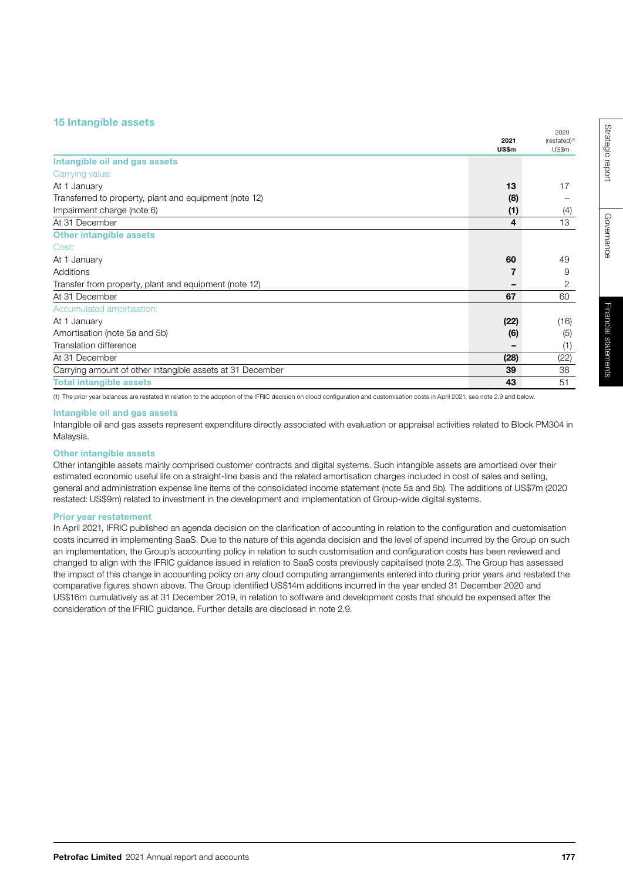## 15 Intangible assets

| | 2021 US$m | 2020 (restated)[1] US$m |
|---|---|---|
| **Intangible oil and gas assets** | | |
| Carrying value: | | |
| At 1 January | **13** | 17 |
| Transferred to property, plant and equipment (note 12) | **(8)** | – |
| Impairment charge (note 6) | **(1)** | (4) |
| At 31 December | **4** | 13 |
| **Other intangible assets** | | |
| Cost: | | |
| At 1 January | **60** | 49 |
| Additions | **7** | 9 |
| Transfer from property, plant and equipment (note 12) | **–** | 2 |
| At 31 December | **67** | 60 |
| Accumulated amortisation: | | |
| At 1 January | **(22)** | (16) |
| Amortisation (note 5a and 5b) | **(6)** | (5) |
| Translation difference | **–** | (1) |
| At 31 December | **(28)** | (22) |
| Carrying amount of other intangible assets at 31 December | **39** | 38 |
| **Total intangible assets** | **43** | 51 |

(1) The prior year balances are restated in relation to the adoption of the IFRIC decision on cloud configuration and customisation costs in April 2021; see note 2.9 and below.

### Intangible oil and gas assets

Intangible oil and gas assets represent expenditure directly associated with evaluation or appraisal activities related to Block PM304 in Malaysia.

### Other intangible assets

Other intangible assets mainly comprised customer contracts and digital systems. Such intangible assets are amortised over their estimated economic useful life on a straight-line basis and the related amortisation charges included in cost of sales and selling, general and administration expense line items of the consolidated income statement (note 5a and 5b). The additions of US$7m (2020 restated: US$9m) related to investment in the development and implementation of Group-wide digital systems.

### Prior year restatement

In April 2021, IFRIC published an agenda decision on the clarification of accounting in relation to the configuration and customisation costs incurred in implementing SaaS. Due to the nature of this agenda decision and the level of spend incurred by the Group on such an implementation, the Group's accounting policy in relation to such customisation and configuration costs has been reviewed and changed to align with the IFRIC guidance issued in relation to SaaS costs previously capitalised (note 2.3). The Group has assessed the impact of this change in accounting policy on any cloud computing arrangements entered into during prior years and restated the comparative figures shown above. The Group identified US$14m additions incurred in the year ended 31 December 2020 and US$16m cumulatively as at 31 December 2019, in relation to software and development costs that should be expensed after the consideration of the IFRIC guidance. Further details are disclosed in note 2.9.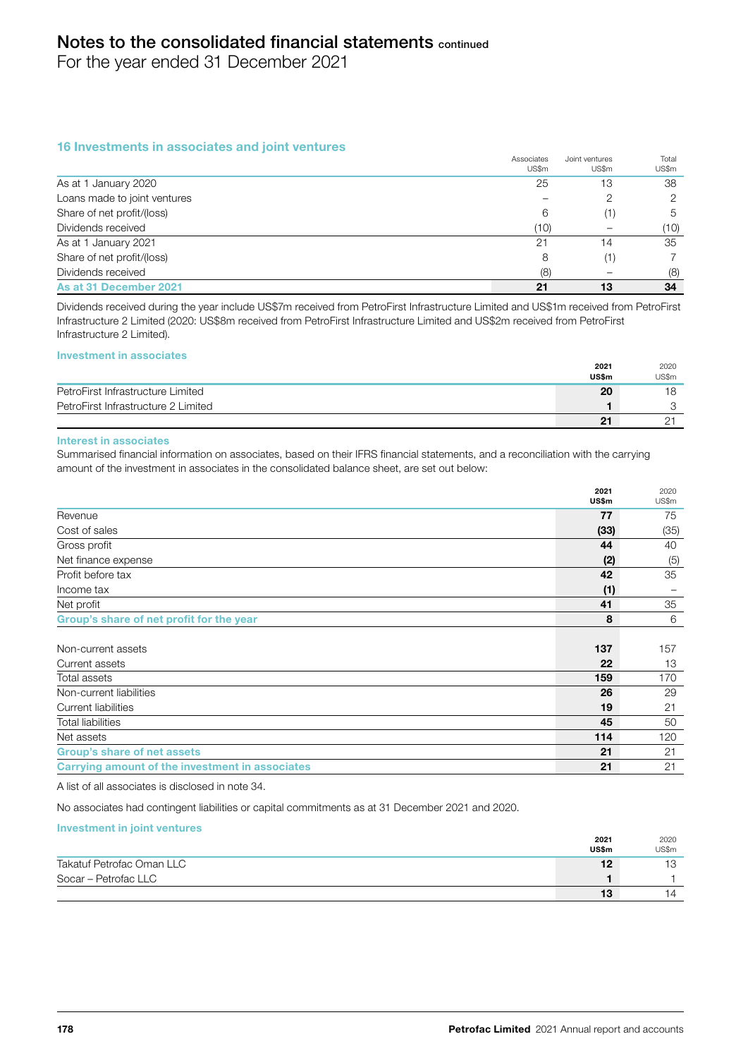# Notes to the consolidated financial statements continued

For the year ended 31 December 2021

## 16 Investments in associates and joint ventures

| | Associates US$m | Joint ventures US$m | Total US$m |
|---|---|---|---|
| As at 1 January 2020 | 25 | 13 | 38 |
| Loans made to joint ventures | – | 2 | 2 |
| Share of net profit/(loss) | 6 | (1) | 5 |
| Dividends received | (10) | – | (10) |
| As at 1 January 2021 | 21 | 14 | 35 |
| Share of net profit/(loss) | 8 | (1) | 7 |
| Dividends received | (8) | – | (8) |
| **As at 31 December 2021** | **21** | **13** | **34** |

Dividends received during the year include US$7m received from PetroFirst Infrastructure Limited and US$1m received from PetroFirst Infrastructure 2 Limited (2020: US$8m received from PetroFirst Infrastructure Limited and US$2m received from PetroFirst Infrastructure 2 Limited).

### Investment in associates

| | 2021 US$m | 2020 US$m |
|---|---|---|
| PetroFirst Infrastructure Limited | **20** | 18 |
| PetroFirst Infrastructure 2 Limited | **1** | 3 |
| | **21** | 21 |

### Interest in associates

Summarised financial information on associates, based on their IFRS financial statements, and a reconciliation with the carrying amount of the investment in associates in the consolidated balance sheet, are set out below:

| | 2021 US$m | 2020 US$m |
|---|---|---|
| Revenue | **77** | 75 |
| Cost of sales | **(33)** | (35) |
| Gross profit | **44** | 40 |
| Net finance expense | **(2)** | (5) |
| Profit before tax | **42** | 35 |
| Income tax | **(1)** | – |
| Net profit | **41** | 35 |
| **Group's share of net profit for the year** | **8** | 6 |
| | | |
| Non-current assets | **137** | 157 |
| Current assets | **22** | 13 |
| Total assets | **159** | 170 |
| Non-current liabilities | **26** | 29 |
| Current liabilities | **19** | 21 |
| Total liabilities | **45** | 50 |
| Net assets | **114** | 120 |
| **Group's share of net assets** | **21** | 21 |
| **Carrying amount of the investment in associates** | **21** | 21 |

A list of all associates is disclosed in note 34.

No associates had contingent liabilities or capital commitments as at 31 December 2021 and 2020.

### Investment in joint ventures

| | 2021 US$m | 2020 US$m |
|---|---|---|
| Takatuf Petrofac Oman LLC | **12** | 13 |
| Socar – Petrofac LLC | **1** | 1 |
| | **13** | 14 |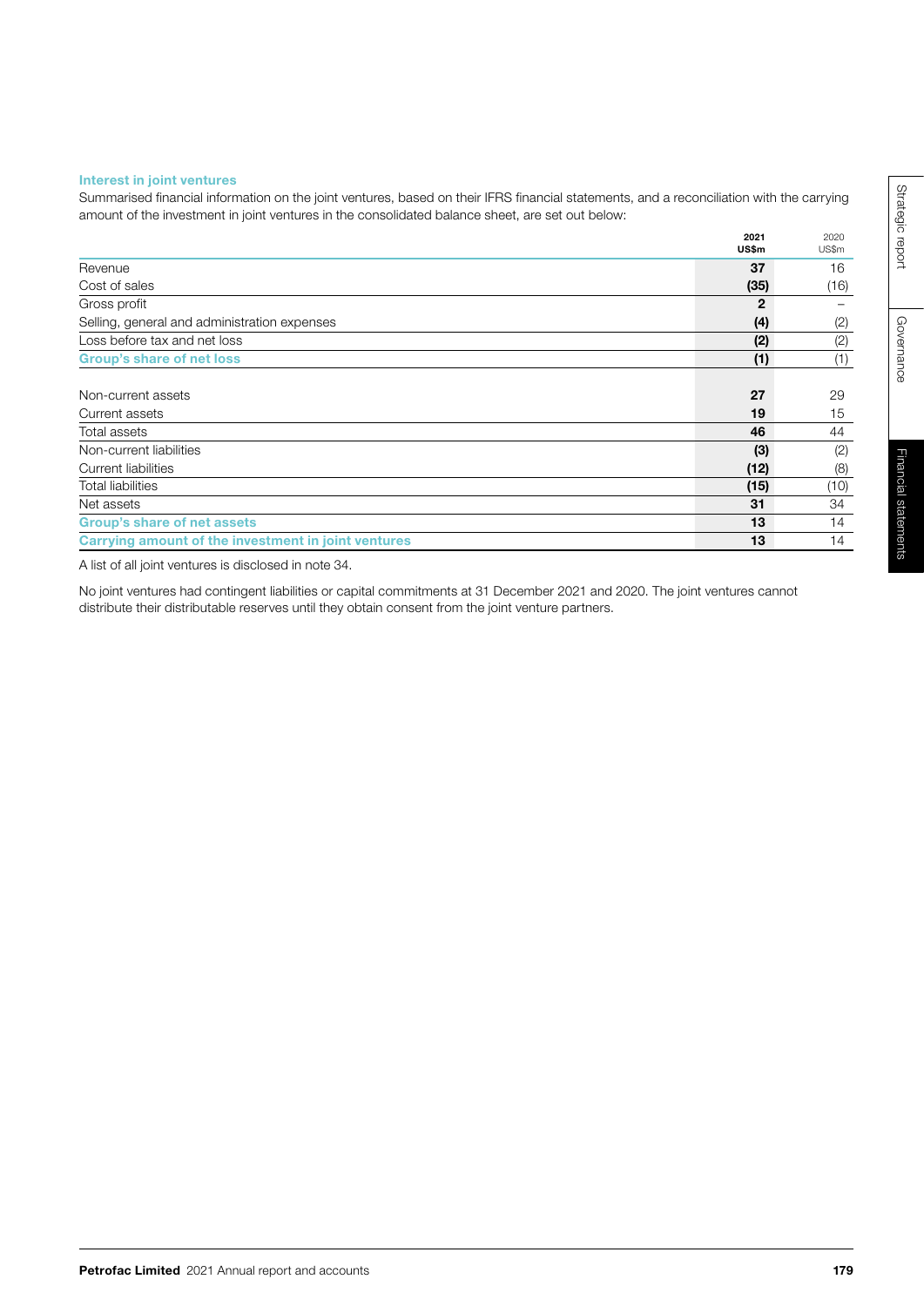### Interest in joint ventures

Summarised financial information on the joint ventures, based on their IFRS financial statements, and a reconciliation with the carrying amount of the investment in joint ventures in the consolidated balance sheet, are set out below:

| | 2021 US$m | 2020 US$m |
|---|---|---|
| Revenue | 37 | 16 |
| Cost of sales | (35) | (16) |
| Gross profit | 2 | – |
| Selling, general and administration expenses | (4) | (2) |
| Loss before tax and net loss | (2) | (2) |
| **Group's share of net loss** | (1) | (1) |
| | | |
| Non-current assets | 27 | 29 |
| Current assets | 19 | 15 |
| Total assets | 46 | 44 |
| Non-current liabilities | (3) | (2) |
| Current liabilities | (12) | (8) |
| Total liabilities | (15) | (10) |
| Net assets | 31 | 34 |
| **Group's share of net assets** | 13 | 14 |
| **Carrying amount of the investment in joint ventures** | 13 | 14 |

A list of all joint ventures is disclosed in note 34.

No joint ventures had contingent liabilities or capital commitments at 31 December 2021 and 2020. The joint ventures cannot distribute their distributable reserves until they obtain consent from the joint venture partners.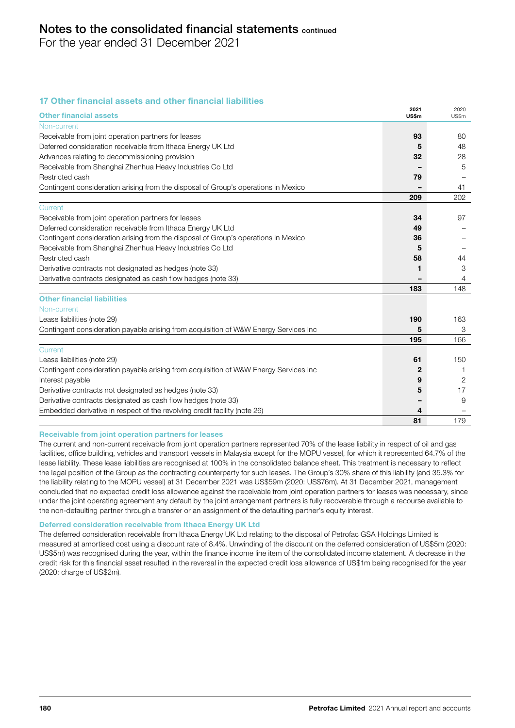## 17 Other financial assets and other financial liabilities

| Other financial assets | 2021 US$m | 2020 US$m |
|---|---|---|
| **Non-current** | | |
| Receivable from joint operation partners for leases | **93** | 80 |
| Deferred consideration receivable from Ithaca Energy UK Ltd | **5** | 48 |
| Advances relating to decommissioning provision | **32** | 28 |
| Receivable from Shanghai Zhenhua Heavy Industries Co Ltd | **–** | 5 |
| Restricted cash | **79** | – |
| Contingent consideration arising from the disposal of Group's operations in Mexico | **–** | 41 |
| | **209** | 202 |
| **Current** | | |
| Receivable from joint operation partners for leases | **34** | 97 |
| Deferred consideration receivable from Ithaca Energy UK Ltd | **49** | – |
| Contingent consideration arising from the disposal of Group's operations in Mexico | **36** | – |
| Receivable from Shanghai Zhenhua Heavy Industries Co Ltd | **5** | – |
| Restricted cash | **58** | 44 |
| Derivative contracts not designated as hedges (note 33) | **1** | 3 |
| Derivative contracts designated as cash flow hedges (note 33) | **–** | 4 |
| | **183** | 148 |
| **Other financial liabilities** | | |
| **Non-current** | | |
| Lease liabilities (note 29) | **190** | 163 |
| Contingent consideration payable arising from acquisition of W&W Energy Services Inc | **5** | 3 |
| | **195** | 166 |
| **Current** | | |
| Lease liabilities (note 29) | **61** | 150 |
| Contingent consideration payable arising from acquisition of W&W Energy Services Inc | **2** | 1 |
| Interest payable | **9** | 2 |
| Derivative contracts not designated as hedges (note 33) | **5** | 17 |
| Derivative contracts designated as cash flow hedges (note 33) | **–** | 9 |
| Embedded derivative in respect of the revolving credit facility (note 26) | **4** | – |
| | **81** | 179 |

### Receivable from joint operation partners for leases

The current and non-current receivable from joint operation partners represented 70% of the lease liability in respect of oil and gas facilities, office building, vehicles and transport vessels in Malaysia except for the MOPU vessel, for which it represented 64.7% of the lease liability. These lease liabilities are recognised at 100% in the consolidated balance sheet. This treatment is necessary to reflect the legal position of the Group as the contracting counterparty for such leases. The Group's 30% share of this liability (and 35.3% for the liability relating to the MOPU vessel) at 31 December 2021 was US$59m (2020: US$76m). At 31 December 2021, management concluded that no expected credit loss allowance against the receivable from joint operation partners for leases was necessary, since under the joint operating agreement any default by the joint arrangement partners is fully recoverable through a recourse available to the non-defaulting partner through a transfer or an assignment of the defaulting partner's equity interest.

### Deferred consideration receivable from Ithaca Energy UK Ltd

The deferred consideration receivable from Ithaca Energy UK Ltd relating to the disposal of Petrofac GSA Holdings Limited is measured at amortised cost using a discount rate of 8.4%. Unwinding of the discount on the deferred consideration of US$5m (2020: US$5m) was recognised during the year, within the finance income line item of the consolidated income statement. A decrease in the credit risk for this financial asset resulted in the reversal in the expected credit loss allowance of US$1m being recognised for the year (2020: charge of US$2m).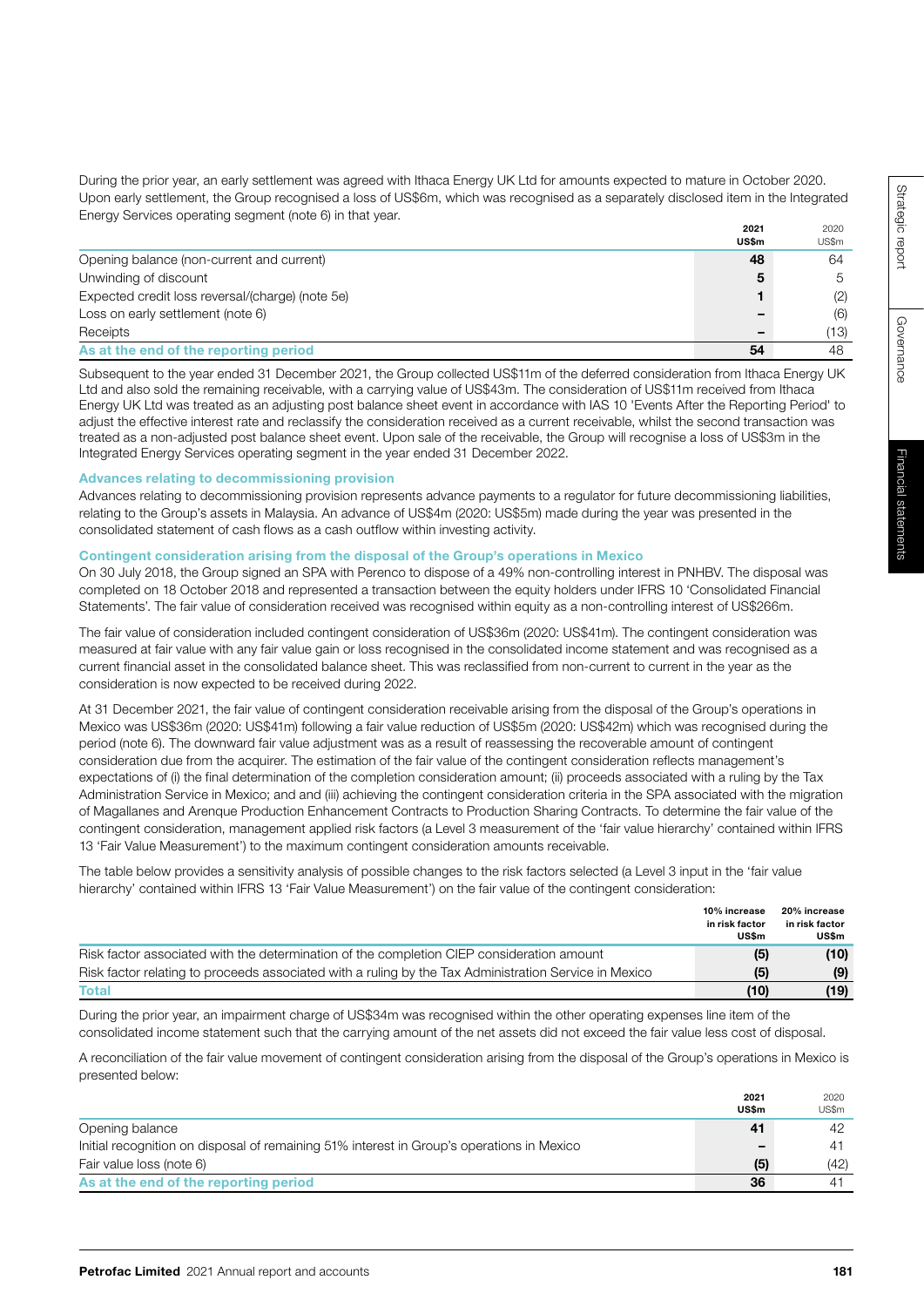During the prior year, an early settlement was agreed with Ithaca Energy UK Ltd for amounts expected to mature in October 2020. Upon early settlement, the Group recognised a loss of US$6m, which was recognised as a separately disclosed item in the Integrated Energy Services operating segment (note 6) in that year.

| | 2021 US$m | 2020 US$m |
|---|---|---|
| Opening balance (non-current and current) | 48 | 64 |
| Unwinding of discount | 5 | 5 |
| Expected credit loss reversal/(charge) (note 5e) | 1 | (2) |
| Loss on early settlement (note 6) | – | (6) |
| Receipts | – | (13) |
| **As at the end of the reporting period** | **54** | **48** |

Subsequent to the year ended 31 December 2021, the Group collected US$11m of the deferred consideration from Ithaca Energy UK Ltd and also sold the remaining receivable, with a carrying value of US$43m. The consideration of US$11m received from Ithaca Energy UK Ltd was treated as an adjusting post balance sheet event in accordance with IAS 10 'Events After the Reporting Period' to adjust the effective interest rate and reclassify the consideration received as a current receivable, whilst the second transaction was treated as a non-adjusted post balance sheet event. Upon sale of the receivable, the Group will recognise a loss of US$3m in the Integrated Energy Services operating segment in the year ended 31 December 2022.

### Advances relating to decommissioning provision

Advances relating to decommissioning provision represents advance payments to a regulator for future decommissioning liabilities, relating to the Group's assets in Malaysia. An advance of US$4m (2020: US$5m) made during the year was presented in the consolidated statement of cash flows as a cash outflow within investing activity.

### Contingent consideration arising from the disposal of the Group's operations in Mexico

On 30 July 2018, the Group signed an SPA with Perenco to dispose of a 49% non-controlling interest in PNHBV. The disposal was completed on 18 October 2018 and represented a transaction between the equity holders under IFRS 10 'Consolidated Financial Statements'. The fair value of consideration received was recognised within equity as a non-controlling interest of US$266m.

The fair value of consideration included contingent consideration of US$36m (2020: US$41m). The contingent consideration was measured at fair value with any fair value gain or loss recognised in the consolidated income statement and was recognised as a current financial asset in the consolidated balance sheet. This was reclassified from non-current to current in the year as the consideration is now expected to be received during 2022.

At 31 December 2021, the fair value of contingent consideration receivable arising from the disposal of the Group's operations in Mexico was US$36m (2020: US$41m) following a fair value reduction of US$5m (2020: US$42m) which was recognised during the period (note 6). The downward fair value adjustment was as a result of reassessing the recoverable amount of contingent consideration due from the acquirer. The estimation of the fair value of the contingent consideration reflects management's expectations of (i) the final determination of the completion consideration amount; (ii) proceeds associated with a ruling by the Tax Administration Service in Mexico; and and (iii) achieving the contingent consideration criteria in the SPA associated with the migration of Magallanes and Arenque Production Enhancement Contracts to Production Sharing Contracts. To determine the fair value of the contingent consideration, management applied risk factors (a Level 3 measurement of the 'fair value hierarchy' contained within IFRS 13 'Fair Value Measurement') to the maximum contingent consideration amounts receivable.

The table below provides a sensitivity analysis of possible changes to the risk factors selected (a Level 3 input in the 'fair value hierarchy' contained within IFRS 13 'Fair Value Measurement') on the fair value of the contingent consideration:

| | 10% increase in risk factor US$m | 20% increase in risk factor US$m |
|---|---|---|
| Risk factor associated with the determination of the completion CIEP consideration amount | (5) | (10) |
| Risk factor relating to proceeds associated with a ruling by the Tax Administration Service in Mexico | (5) | (9) |
| **Total** | **(10)** | **(19)** |

During the prior year, an impairment charge of US$34m was recognised within the other operating expenses line item of the consolidated income statement such that the carrying amount of the net assets did not exceed the fair value less cost of disposal.

A reconciliation of the fair value movement of contingent consideration arising from the disposal of the Group's operations in Mexico is presented below:

| | 2021 US$m | 2020 US$m |
|---|---|---|
| Opening balance | 41 | 42 |
| Initial recognition on disposal of remaining 51% interest in Group's operations in Mexico | – | 41 |
| Fair value loss (note 6) | (5) | (42) |
| **As at the end of the reporting period** | **36** | **41** |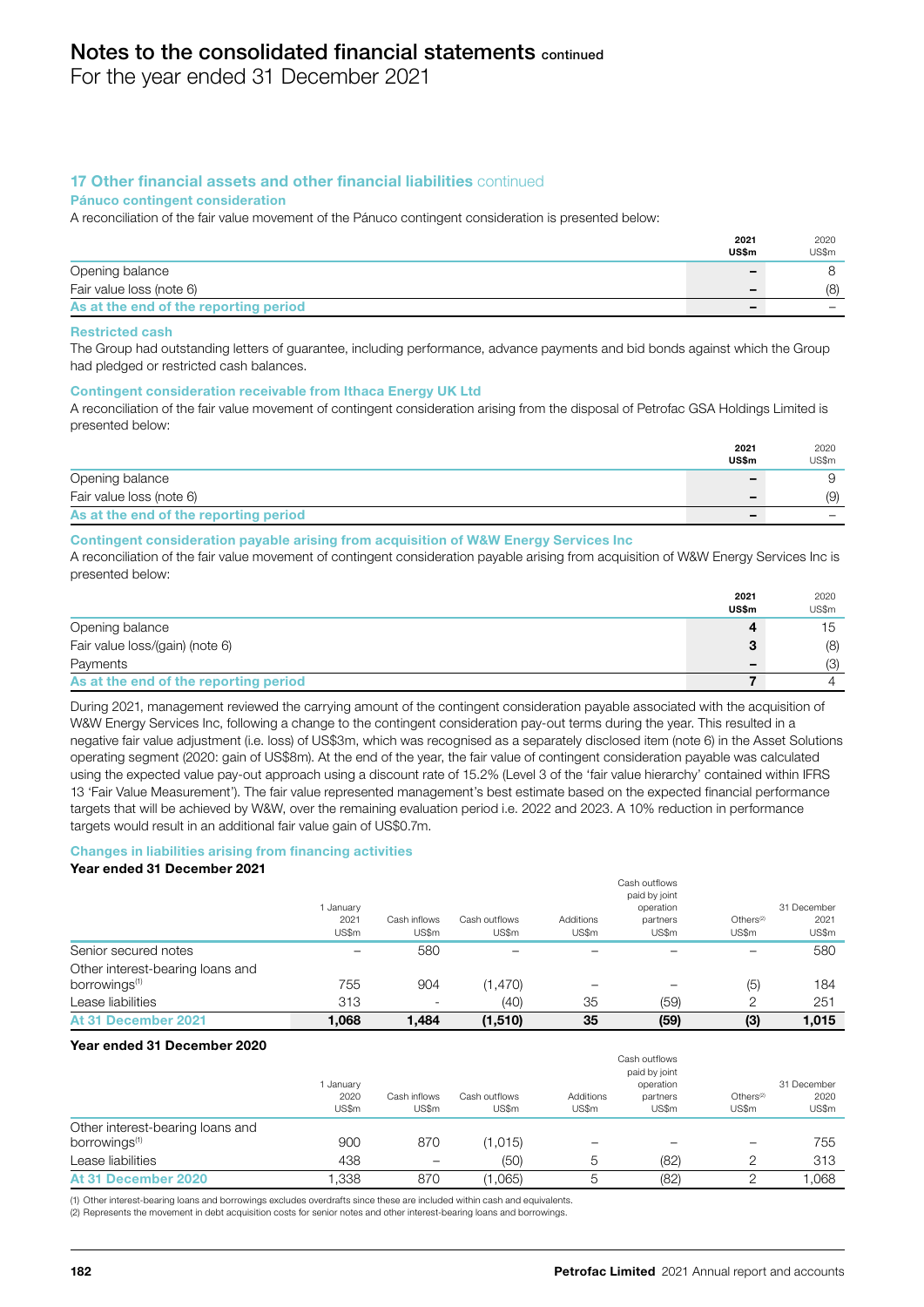# Notes to the consolidated financial statements continued

For the year ended 31 December 2021

## 17 Other financial assets and other financial liabilities continued

### Pánuco contingent consideration

A reconciliation of the fair value movement of the Pánuco contingent consideration is presented below:

| | 2021 US$m | 2020 US$m |
|---|---|---|
| Opening balance | – | 8 |
| Fair value loss (note 6) | – | (8) |
| As at the end of the reporting period | – | – |

### Restricted cash

The Group had outstanding letters of guarantee, including performance, advance payments and bid bonds against which the Group had pledged or restricted cash balances.

### Contingent consideration receivable from Ithaca Energy UK Ltd

A reconciliation of the fair value movement of contingent consideration arising from the disposal of Petrofac GSA Holdings Limited is presented below:

| | 2021 US$m | 2020 US$m |
|---|---|---|
| Opening balance | – | 9 |
| Fair value loss (note 6) | – | (9) |
| As at the end of the reporting period | – | – |

### Contingent consideration payable arising from acquisition of W&W Energy Services Inc

A reconciliation of the fair value movement of contingent consideration payable arising from acquisition of W&W Energy Services Inc is presented below:

| | 2021 US$m | 2020 US$m |
|---|---|---|
| Opening balance | 4 | 15 |
| Fair value loss/(gain) (note 6) | 3 | (8) |
| Payments | – | (3) |
| As at the end of the reporting period | 7 | 4 |

During 2021, management reviewed the carrying amount of the contingent consideration payable associated with the acquisition of W&W Energy Services Inc, following a change to the contingent consideration pay-out terms during the year. This resulted in a negative fair value adjustment (i.e. loss) of US$3m, which was recognised as a separately disclosed item (note 6) in the Asset Solutions operating segment (2020: gain of US$8m). At the end of the year, the fair value of contingent consideration payable was calculated using the expected value pay-out approach using a discount rate of 15.2% (Level 3 of the 'fair value hierarchy' contained within IFRS 13 'Fair Value Measurement'). The fair value represented management's best estimate based on the expected financial performance targets that will be achieved by W&W, over the remaining evaluation period i.e. 2022 and 2023. A 10% reduction in performance targets would result in an additional fair value gain of US$0.7m.

### Changes in liabilities arising from financing activities

**Year ended 31 December 2021**

| | 1 January 2021 US$m | Cash inflows US$m | Cash outflows US$m | Additions US$m | Cash outflows paid by joint operation partners US$m | Others[2] US$m | 31 December 2021 US$m |
|---|---|---|---|---|---|---|---|
| Senior secured notes | – | 580 | – | – | – | – | 580 |
| Other interest-bearing loans and borrowings[1] | 755 | 904 | (1,470) | – | – | (5) | 184 |
| Lease liabilities | 313 | - | (40) | 35 | (59) | 2 | 251 |
| At 31 December 2021 | 1,068 | 1,484 | (1,510) | 35 | (59) | (3) | 1,015 |

**Year ended 31 December 2020**

| | 1 January 2020 US$m | Cash inflows US$m | Cash outflows US$m | Additions US$m | Cash outflows paid by joint operation partners US$m | Others[2] US$m | 31 December 2020 US$m |
|---|---|---|---|---|---|---|---|
| Other interest-bearing loans and borrowings[1] | 900 | 870 | (1,015) | – | – | – | 755 |
| Lease liabilities | 438 | – | (50) | 5 | (82) | 2 | 313 |
| At 31 December 2020 | 1,338 | 870 | (1,065) | 5 | (82) | 2 | 1,068 |

(1) Other interest-bearing loans and borrowings excludes overdrafts since these are included within cash and equivalents.
(2) Represents the movement in debt acquisition costs for senior notes and other interest-bearing loans and borrowings.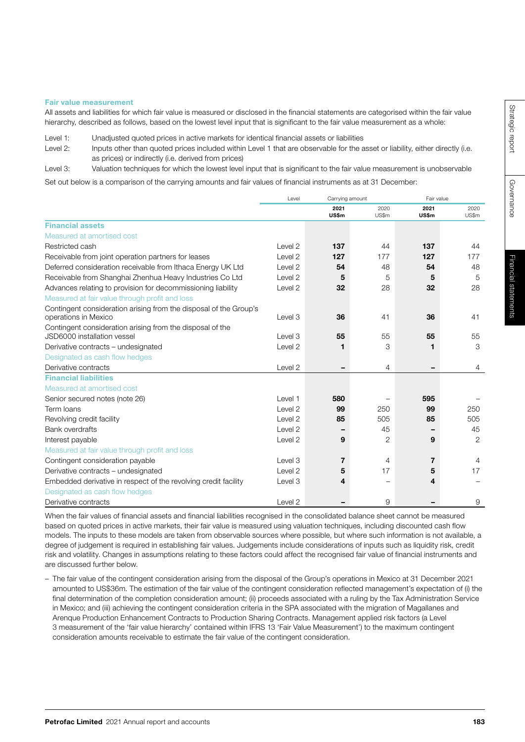### Fair value measurement

All assets and liabilities for which fair value is measured or disclosed in the financial statements are categorised within the fair value hierarchy, described as follows, based on the lowest level input that is significant to the fair value measurement as a whole:

- Level 1: Unadjusted quoted prices in active markets for identical financial assets or liabilities
- Level 2: Inputs other than quoted prices included within Level 1 that are observable for the asset or liability, either directly (i.e. as prices) or indirectly (i.e. derived from prices)
- Level 3: Valuation techniques for which the lowest level input that is significant to the fair value measurement is unobservable

Set out below is a comparison of the carrying amounts and fair values of financial instruments as at 31 December:

| | Level | Carrying amount | | Fair value | |
|---|---|---|---|---|---|
| | | **2021 US$m** | 2020 US$m | **2021 US$m** | 2020 US$m |
| **Financial assets** | | | | | |
| *Measured at amortised cost* | | | | | |
| Restricted cash | Level 2 | **137** | 44 | **137** | 44 |
| Receivable from joint operation partners for leases | Level 2 | **127** | 177 | **127** | 177 |
| Deferred consideration receivable from Ithaca Energy UK Ltd | Level 2 | **54** | 48 | **54** | 48 |
| Receivable from Shanghai Zhenhua Heavy Industries Co Ltd | Level 2 | **5** | 5 | **5** | 5 |
| Advances relating to provision for decommissioning liability | Level 2 | **32** | 28 | **32** | 28 |
| *Measured at fair value through profit and loss* | | | | | |
| Contingent consideration arising from the disposal of the Group's operations in Mexico | Level 3 | **36** | 41 | **36** | 41 |
| Contingent consideration arising from the disposal of the JSD6000 installation vessel | Level 3 | **55** | 55 | **55** | 55 |
| Derivative contracts – undesignated | Level 2 | **1** | 3 | **1** | 3 |
| *Designated as cash flow hedges* | | | | | |
| Derivative contracts | Level 2 | **–** | 4 | **–** | 4 |
| **Financial liabilities** | | | | | |
| *Measured at amortised cost* | | | | | |
| Senior secured notes (note 26) | Level 1 | **580** | – | **595** | – |
| Term loans | Level 2 | **99** | 250 | **99** | 250 |
| Revolving credit facility | Level 2 | **85** | 505 | **85** | 505 |
| Bank overdrafts | Level 2 | **–** | 45 | **–** | 45 |
| Interest payable | Level 2 | **9** | 2 | **9** | 2 |
| *Measured at fair value through profit and loss* | | | | | |
| Contingent consideration payable | Level 3 | **7** | 4 | **7** | 4 |
| Derivative contracts – undesignated | Level 2 | **5** | 17 | **5** | 17 |
| Embedded derivative in respect of the revolving credit facility | Level 3 | **4** | – | **4** | – |
| *Designated as cash flow hedges* | | | | | |
| Derivative contracts | Level 2 | **–** | 9 | **–** | 9 |

When the fair values of financial assets and financial liabilities recognised in the consolidated balance sheet cannot be measured based on quoted prices in active markets, their fair value is measured using valuation techniques, including discounted cash flow models. The inputs to these models are taken from observable sources where possible, but where such information is not available, a degree of judgement is required in establishing fair values. Judgements include considerations of inputs such as liquidity risk, credit risk and volatility. Changes in assumptions relating to these factors could affect the recognised fair value of financial instruments and are discussed further below.

- The fair value of the contingent consideration arising from the disposal of the Group's operations in Mexico at 31 December 2021 amounted to US$36m. The estimation of the fair value of the contingent consideration reflected management's expectation of (i) the final determination of the completion consideration amount; (ii) proceeds associated with a ruling by the Tax Administration Service in Mexico; and (iii) achieving the contingent consideration criteria in the SPA associated with the migration of Magallanes and Arenque Production Enhancement Contracts to Production Sharing Contracts. Management applied risk factors (a Level 3 measurement of the 'fair value hierarchy' contained within IFRS 13 'Fair Value Measurement') to the maximum contingent consideration amounts receivable to estimate the fair value of the contingent consideration.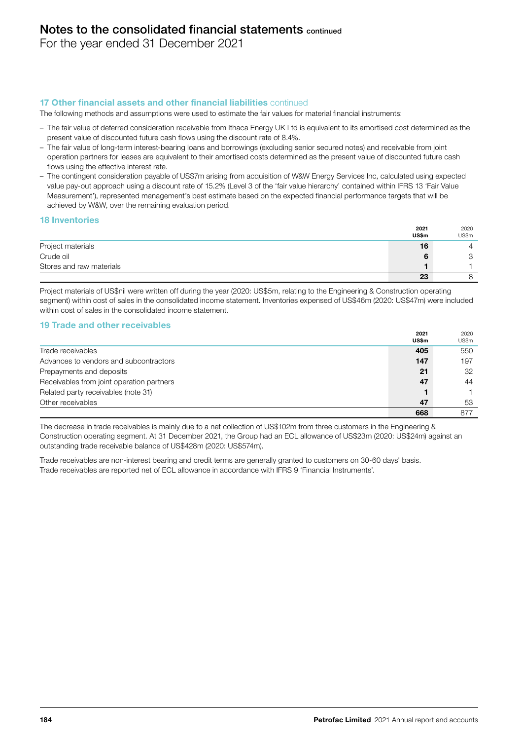## 17 Other financial assets and other financial liabilities continued

The following methods and assumptions were used to estimate the fair values for material financial instruments:

- The fair value of deferred consideration receivable from Ithaca Energy UK Ltd is equivalent to its amortised cost determined as the present value of discounted future cash flows using the discount rate of 8.4%.
- The fair value of long-term interest-bearing loans and borrowings (excluding senior secured notes) and receivable from joint operation partners for leases are equivalent to their amortised costs determined as the present value of discounted future cash flows using the effective interest rate.
- The contingent consideration payable of US$7m arising from acquisition of W&W Energy Services Inc, calculated using expected value pay-out approach using a discount rate of 15.2% (Level 3 of the 'fair value hierarchy' contained within IFRS 13 'Fair Value Measurement'), represented management's best estimate based on the expected financial performance targets that will be achieved by W&W, over the remaining evaluation period.

## 18 Inventories

| | **2021 US$m** | 2020 US$m |
|---|---|---|
| Project materials | **16** | 4 |
| Crude oil | **6** | 3 |
| Stores and raw materials | **1** | 1 |
| | **23** | 8 |

Project materials of US$nil were written off during the year (2020: US$5m, relating to the Engineering & Construction operating segment) within cost of sales in the consolidated income statement. Inventories expensed of US$46m (2020: US$47m) were included within cost of sales in the consolidated income statement.

## 19 Trade and other receivables

| | **2021 US$m** | 2020 US$m |
|---|---|---|
| Trade receivables | **405** | 550 |
| Advances to vendors and subcontractors | **147** | 197 |
| Prepayments and deposits | **21** | 32 |
| Receivables from joint operation partners | **47** | 44 |
| Related party receivables (note 31) | **1** | 1 |
| Other receivables | **47** | 53 |
| | **668** | 877 |

The decrease in trade receivables is mainly due to a net collection of US$102m from three customers in the Engineering & Construction operating segment. At 31 December 2021, the Group had an ECL allowance of US$23m (2020: US$24m) against an outstanding trade receivable balance of US$428m (2020: US$574m).

Trade receivables are non-interest bearing and credit terms are generally granted to customers on 30-60 days' basis. Trade receivables are reported net of ECL allowance in accordance with IFRS 9 'Financial Instruments'.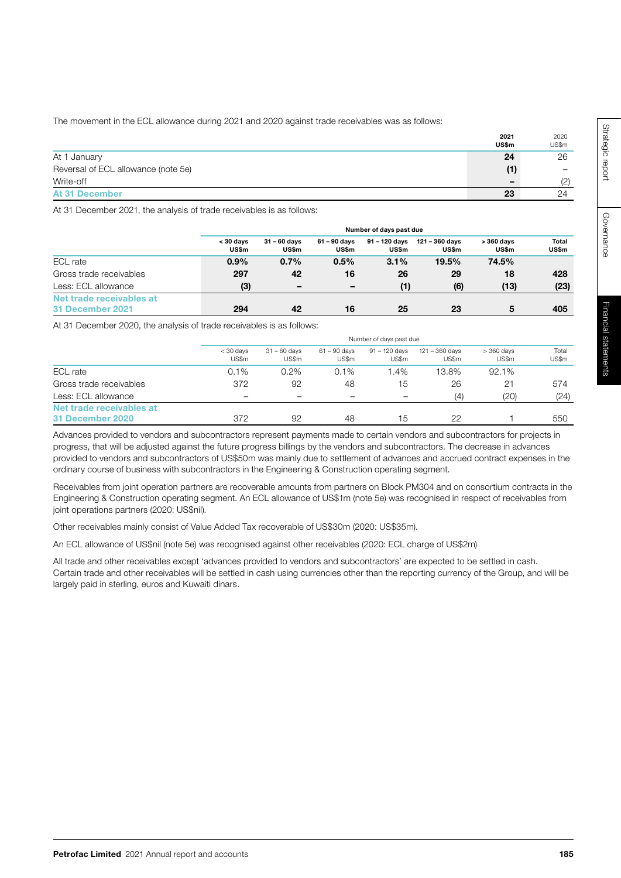The movement in the ECL allowance during 2021 and 2020 against trade receivables was as follows:

| | 2021 US$m | 2020 US$m |
|---|---|---|
| At 1 January | **24** | 26 |
| Reversal of ECL allowance (note 5e) | **(1)** | – |
| Write-off | **–** | (2) |
| **At 31 December** | **23** | 24 |

At 31 December 2021, the analysis of trade receivables is as follows:

| | Number of days past due | | | | | | |
|---|---|---|---|---|---|---|---|
| | **< 30 days US$m** | **31 – 60 days US$m** | **61 – 90 days US$m** | **91 – 120 days US$m** | **121 – 360 days US$m** | **> 360 days US$m** | **Total US$m** |
| ECL rate | **0.9%** | **0.7%** | **0.5%** | **3.1%** | **19.5%** | **74.5%** | |
| Gross trade receivables | **297** | **42** | **16** | **26** | **29** | **18** | **428** |
| Less: ECL allowance | **(3)** | **–** | **–** | **(1)** | **(6)** | **(13)** | **(23)** |
| **Net trade receivables at 31 December 2021** | **294** | **42** | **16** | **25** | **23** | **5** | **405** |

At 31 December 2020, the analysis of trade receivables is as follows:

| | Number of days past due | | | | | | |
|---|---|---|---|---|---|---|---|
| | < 30 days US$m | 31 – 60 days US$m | 61 – 90 days US$m | 91 – 120 days US$m | 121 – 360 days US$m | > 360 days US$m | Total US$m |
| ECL rate | 0.1% | 0.2% | 0.1% | 1.4% | 13.8% | 92.1% | |
| Gross trade receivables | 372 | 92 | 48 | 15 | 26 | 21 | 574 |
| Less: ECL allowance | – | – | – | – | (4) | (20) | (24) |
| **Net trade receivables at 31 December 2020** | 372 | 92 | 48 | 15 | 22 | 1 | 550 |

Advances provided to vendors and subcontractors represent payments made to certain vendors and subcontractors for projects in progress, that will be adjusted against the future progress billings by the vendors and subcontractors. The decrease in advances provided to vendors and subcontractors of US$50m was mainly due to settlement of advances and accrued contract expenses in the ordinary course of business with subcontractors in the Engineering & Construction operating segment.

Receivables from joint operation partners are recoverable amounts from partners on Block PM304 and on consortium contracts in the Engineering & Construction operating segment. An ECL allowance of US$1m (note 5e) was recognised in respect of receivables from joint operations partners (2020: US$nil).

Other receivables mainly consist of Value Added Tax recoverable of US$30m (2020: US$35m).

An ECL allowance of US$nil (note 5e) was recognised against other receivables (2020: ECL charge of US$2m)

All trade and other receivables except 'advances provided to vendors and subcontractors' are expected to be settled in cash. Certain trade and other receivables will be settled in cash using currencies other than the reporting currency of the Group, and will be largely paid in sterling, euros and Kuwaiti dinars.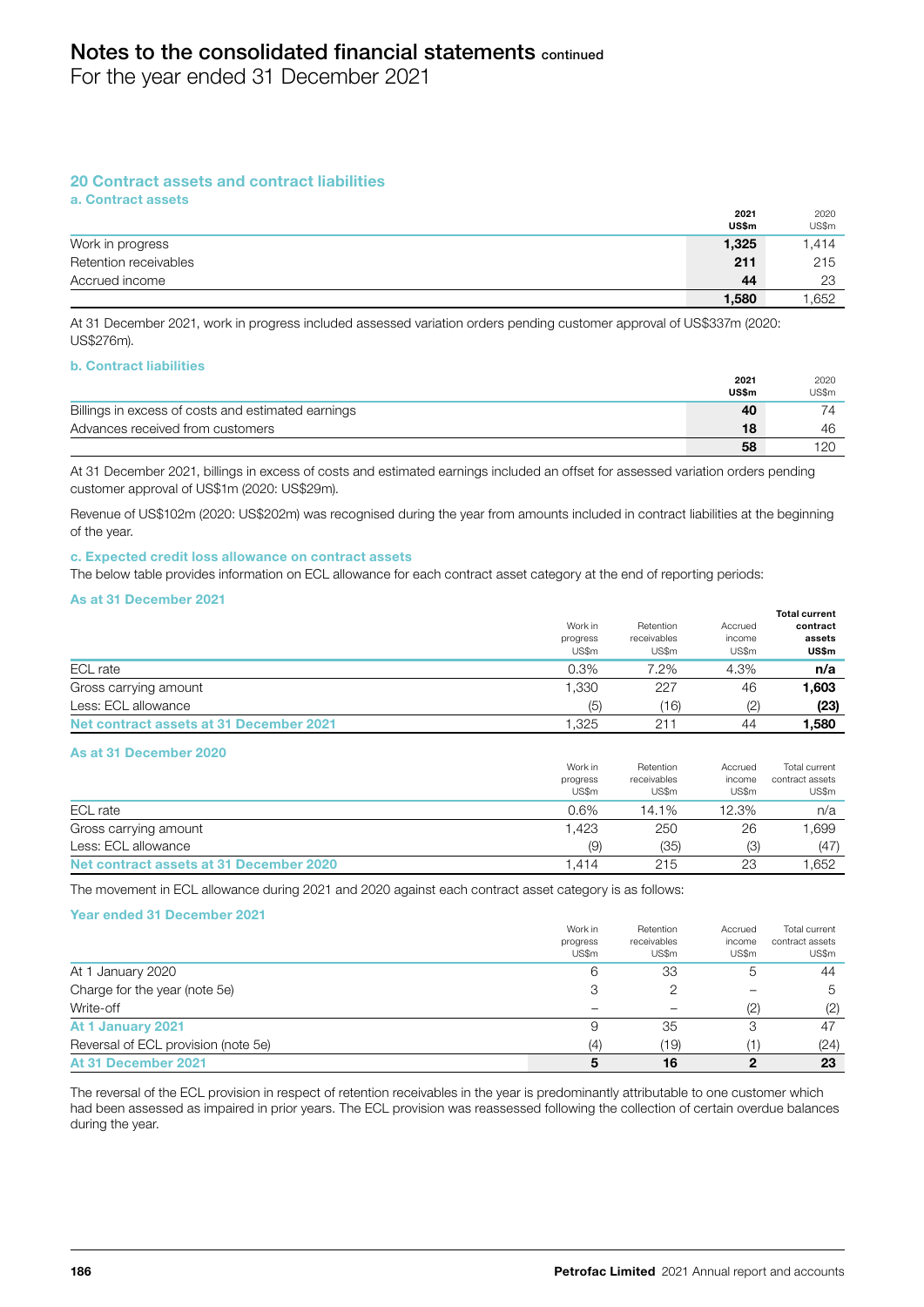## 20 Contract assets and contract liabilities

### a. Contract assets

| | 2021 US$m | 2020 US$m |
|---|---|---|
| Work in progress | **1,325** | 1,414 |
| Retention receivables | **211** | 215 |
| Accrued income | **44** | 23 |
| | **1,580** | 1,652 |

At 31 December 2021, work in progress included assessed variation orders pending customer approval of US$337m (2020: US$276m).

### b. Contract liabilities

| | 2021 US$m | 2020 US$m |
|---|---|---|
| Billings in excess of costs and estimated earnings | **40** | 74 |
| Advances received from customers | **18** | 46 |
| | **58** | 120 |

At 31 December 2021, billings in excess of costs and estimated earnings included an offset for assessed variation orders pending customer approval of US$1m (2020: US$29m).

Revenue of US$102m (2020: US$202m) was recognised during the year from amounts included in contract liabilities at the beginning of the year.

### c. Expected credit loss allowance on contract assets

The below table provides information on ECL allowance for each contract asset category at the end of reporting periods:

#### As at 31 December 2021

| | Work in progress US$m | Retention receivables US$m | Accrued income US$m | Total current contract assets US$m |
|---|---|---|---|---|
| ECL rate | 0.3% | 7.2% | 4.3% | **n/a** |
| Gross carrying amount | 1,330 | 227 | 46 | **1,603** |
| Less: ECL allowance | (5) | (16) | (2) | **(23)** |
| **Net contract assets at 31 December 2021** | 1,325 | 211 | 44 | **1,580** |

#### As at 31 December 2020

| | Work in progress US$m | Retention receivables US$m | Accrued income US$m | Total current contract assets US$m |
|---|---|---|---|---|
| ECL rate | 0.6% | 14.1% | 12.3% | n/a |
| Gross carrying amount | 1,423 | 250 | 26 | 1,699 |
| Less: ECL allowance | (9) | (35) | (3) | (47) |
| **Net contract assets at 31 December 2020** | 1,414 | 215 | 23 | 1,652 |

The movement in ECL allowance during 2021 and 2020 against each contract asset category is as follows:

#### Year ended 31 December 2021

| | Work in progress US$m | Retention receivables US$m | Accrued income US$m | Total current contract assets US$m |
|---|---|---|---|---|
| At 1 January 2020 | 6 | 33 | 5 | 44 |
| Charge for the year (note 5e) | 3 | 2 | – | 5 |
| Write-off | – | – | (2) | (2) |
| **At 1 January 2021** | 9 | 35 | 3 | 47 |
| Reversal of ECL provision (note 5e) | (4) | (19) | (1) | (24) |
| **At 31 December 2021** | **5** | **16** | **2** | **23** |

The reversal of the ECL provision in respect of retention receivables in the year is predominantly attributable to one customer which had been assessed as impaired in prior years. The ECL provision was reassessed following the collection of certain overdue balances during the year.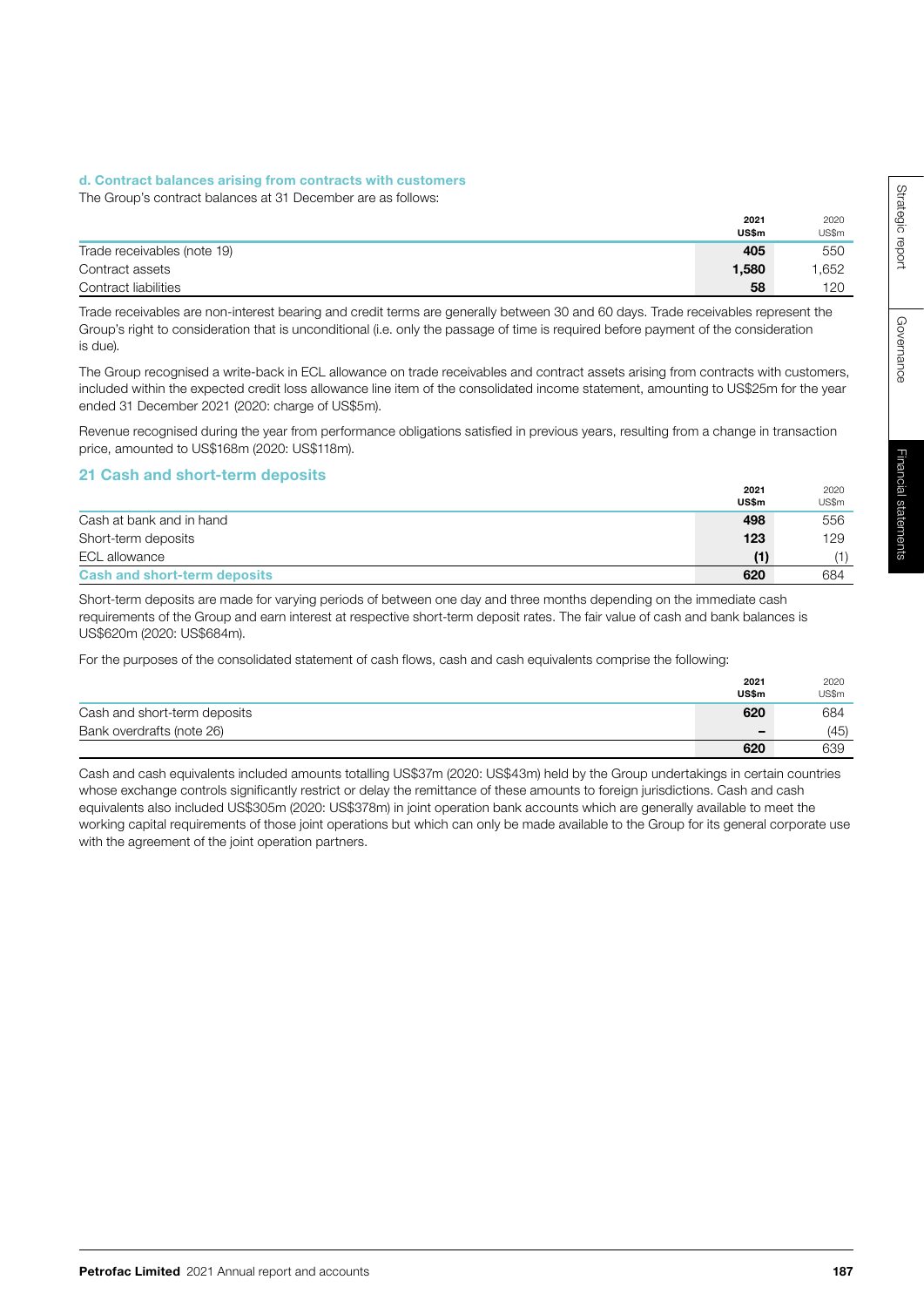### d. Contract balances arising from contracts with customers

The Group's contract balances at 31 December are as follows:

| | 2021 US$m | 2020 US$m |
|---|---|---|
| Trade receivables (note 19) | **405** | 550 |
| Contract assets | **1,580** | 1,652 |
| Contract liabilities | **58** | 120 |

Trade receivables are non-interest bearing and credit terms are generally between 30 and 60 days. Trade receivables represent the Group's right to consideration that is unconditional (i.e. only the passage of time is required before payment of the consideration is due).

The Group recognised a write-back in ECL allowance on trade receivables and contract assets arising from contracts with customers, included within the expected credit loss allowance line item of the consolidated income statement, amounting to US$25m for the year ended 31 December 2021 (2020: charge of US$5m).

Revenue recognised during the year from performance obligations satisfied in previous years, resulting from a change in transaction price, amounted to US$168m (2020: US$118m).

## 21 Cash and short-term deposits

| | 2021 US$m | 2020 US$m |
|---|---|---|
| Cash at bank and in hand | **498** | 556 |
| Short-term deposits | **123** | 129 |
| ECL allowance | **(1)** | (1) |
| **Cash and short-term deposits** | **620** | 684 |

Short-term deposits are made for varying periods of between one day and three months depending on the immediate cash requirements of the Group and earn interest at respective short-term deposit rates. The fair value of cash and bank balances is US$620m (2020: US$684m).

For the purposes of the consolidated statement of cash flows, cash and cash equivalents comprise the following:

| | 2021 US$m | 2020 US$m |
|---|---|---|
| Cash and short-term deposits | **620** | 684 |
| Bank overdrafts (note 26) | **–** | (45) |
| | **620** | 639 |

Cash and cash equivalents included amounts totalling US$37m (2020: US$43m) held by the Group undertakings in certain countries whose exchange controls significantly restrict or delay the remittance of these amounts to foreign jurisdictions. Cash and cash equivalents also included US$305m (2020: US$378m) in joint operation bank accounts which are generally available to meet the working capital requirements of those joint operations but which can only be made available to the Group for its general corporate use with the agreement of the joint operation partners.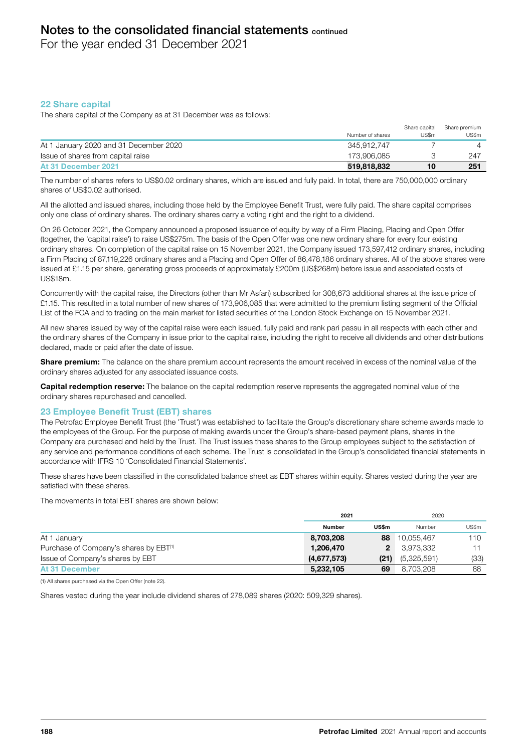# Notes to the consolidated financial statements continued

For the year ended 31 December 2021

## 22 Share capital

The share capital of the Company as at 31 December was as follows:

| | Number of shares | Share capital US$m | Share premium US$m |
|---|---|---|---|
| At 1 January 2020 and 31 December 2020 | 345,912,747 | 7 | 4 |
| Issue of shares from capital raise | 173,906,085 | 3 | 247 |
| **At 31 December 2021** | **519,818,832** | **10** | **251** |

The number of shares refers to US$0.02 ordinary shares, which are issued and fully paid. In total, there are 750,000,000 ordinary shares of US$0.02 authorised.

All the allotted and issued shares, including those held by the Employee Benefit Trust, were fully paid. The share capital comprises only one class of ordinary shares. The ordinary shares carry a voting right and the right to a dividend.

On 26 October 2021, the Company announced a proposed issuance of equity by way of a Firm Placing, Placing and Open Offer (together, the 'capital raise') to raise US$275m. The basis of the Open Offer was one new ordinary share for every four existing ordinary shares. On completion of the capital raise on 15 November 2021, the Company issued 173,597,412 ordinary shares, including a Firm Placing of 87,119,226 ordinary shares and a Placing and Open Offer of 86,478,186 ordinary shares. All of the above shares were issued at £1.15 per share, generating gross proceeds of approximately £200m (US$268m) before issue and associated costs of US$18m.

Concurrently with the capital raise, the Directors (other than Mr Asfari) subscribed for 308,673 additional shares at the issue price of £1.15. This resulted in a total number of new shares of 173,906,085 that were admitted to the premium listing segment of the Official List of the FCA and to trading on the main market for listed securities of the London Stock Exchange on 15 November 2021.

All new shares issued by way of the capital raise were each issued, fully paid and rank pari passu in all respects with each other and the ordinary shares of the Company in issue prior to the capital raise, including the right to receive all dividends and other distributions declared, made or paid after the date of issue.

**Share premium:** The balance on the share premium account represents the amount received in excess of the nominal value of the ordinary shares adjusted for any associated issuance costs.

**Capital redemption reserve:** The balance on the capital redemption reserve represents the aggregated nominal value of the ordinary shares repurchased and cancelled.

## 23 Employee Benefit Trust (EBT) shares

The Petrofac Employee Benefit Trust (the 'Trust') was established to facilitate the Group's discretionary share scheme awards made to the employees of the Group. For the purpose of making awards under the Group's share-based payment plans, shares in the Company are purchased and held by the Trust. The Trust issues these shares to the Group employees subject to the satisfaction of any service and performance conditions of each scheme. The Trust is consolidated in the Group's consolidated financial statements in accordance with IFRS 10 'Consolidated Financial Statements'.

These shares have been classified in the consolidated balance sheet as EBT shares within equity. Shares vested during the year are satisfied with these shares.

The movements in total EBT shares are shown below:

| | 2021 | | 2020 | |
|---|---|---|---|---|
| | **Number** | **US$m** | Number | US$m |
| At 1 January | **8,703,208** | **88** | 10,055,467 | 110 |
| Purchase of Company's shares by EBT[1] | **1,206,470** | **2** | 3,973,332 | 11 |
| Issue of Company's shares by EBT | **(4,677,573)** | **(21)** | (5,325,591) | (33) |
| **At 31 December** | **5,232,105** | **69** | 8,703,208 | 88 |

(1) All shares purchased via the Open Offer (note 22).

Shares vested during the year include dividend shares of 278,089 shares (2020: 509,329 shares).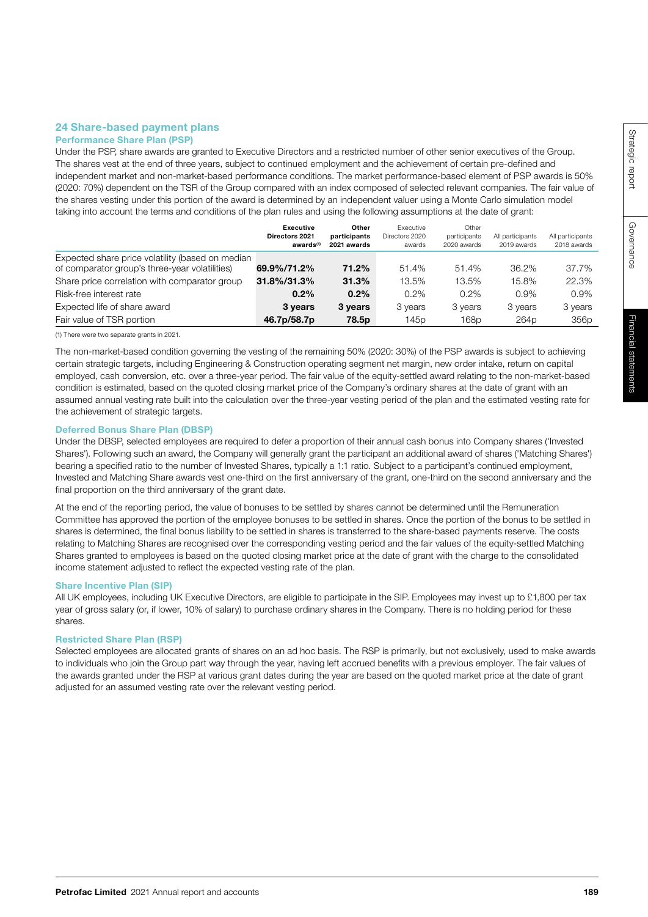## 24 Share-based payment plans

### Performance Share Plan (PSP)

Under the PSP, share awards are granted to Executive Directors and a restricted number of other senior executives of the Group. The shares vest at the end of three years, subject to continued employment and the achievement of certain pre-defined and independent market and non-market-based performance conditions. The market performance-based element of PSP awards is 50% (2020: 70%) dependent on the TSR of the Group compared with an index composed of selected relevant companies. The fair value of the shares vesting under this portion of the award is determined by an independent valuer using a Monte Carlo simulation model taking into account the terms and conditions of the plan rules and using the following assumptions at the date of grant:

| | **Executive Directors 2021 awards**[1] | **Other participants 2021 awards** | Executive Directors 2020 awards | Other participants 2020 awards | All participants 2019 awards | All participants 2018 awards |
|---|---|---|---|---|---|---|
| Expected share price volatility (based on median of comparator group's three-year volatilities) | **69.9%/71.2%** | **71.2%** | 51.4% | 51.4% | 36.2% | 37.7% |
| Share price correlation with comparator group | **31.8%/31.3%** | **31.3%** | 13.5% | 13.5% | 15.8% | 22.3% |
| Risk-free interest rate | **0.2%** | **0.2%** | 0.2% | 0.2% | 0.9% | 0.9% |
| Expected life of share award | **3 years** | **3 years** | 3 years | 3 years | 3 years | 3 years |
| Fair value of TSR portion | **46.7p/58.7p** | **78.5p** | 145p | 168p | 264p | 356p |

(1) There were two separate grants in 2021.

The non-market-based condition governing the vesting of the remaining 50% (2020: 30%) of the PSP awards is subject to achieving certain strategic targets, including Engineering & Construction operating segment net margin, new order intake, return on capital employed, cash conversion, etc. over a three-year period. The fair value of the equity-settled award relating to the non-market-based condition is estimated, based on the quoted closing market price of the Company's ordinary shares at the date of grant with an assumed annual vesting rate built into the calculation over the three-year vesting period of the plan and the estimated vesting rate for the achievement of strategic targets.

### Deferred Bonus Share Plan (DBSP)

Under the DBSP, selected employees are required to defer a proportion of their annual cash bonus into Company shares ('Invested Shares'). Following such an award, the Company will generally grant the participant an additional award of shares ('Matching Shares') bearing a specified ratio to the number of Invested Shares, typically a 1:1 ratio. Subject to a participant's continued employment, Invested and Matching Share awards vest one-third on the first anniversary of the grant, one-third on the second anniversary and the final proportion on the third anniversary of the grant date.

At the end of the reporting period, the value of bonuses to be settled by shares cannot be determined until the Remuneration Committee has approved the portion of the employee bonuses to be settled in shares. Once the portion of the bonus to be settled in shares is determined, the final bonus liability to be settled in shares is transferred to the share-based payments reserve. The costs relating to Matching Shares are recognised over the corresponding vesting period and the fair values of the equity-settled Matching Shares granted to employees is based on the quoted closing market price at the date of grant with the charge to the consolidated income statement adjusted to reflect the expected vesting rate of the plan.

### Share Incentive Plan (SIP)

All UK employees, including UK Executive Directors, are eligible to participate in the SIP. Employees may invest up to £1,800 per tax year of gross salary (or, if lower, 10% of salary) to purchase ordinary shares in the Company. There is no holding period for these shares.

### Restricted Share Plan (RSP)

Selected employees are allocated grants of shares on an ad hoc basis. The RSP is primarily, but not exclusively, used to make awards to individuals who join the Group part way through the year, having left accrued benefits with a previous employer. The fair values of the awards granted under the RSP at various grant dates during the year are based on the quoted market price at the date of grant adjusted for an assumed vesting rate over the relevant vesting period.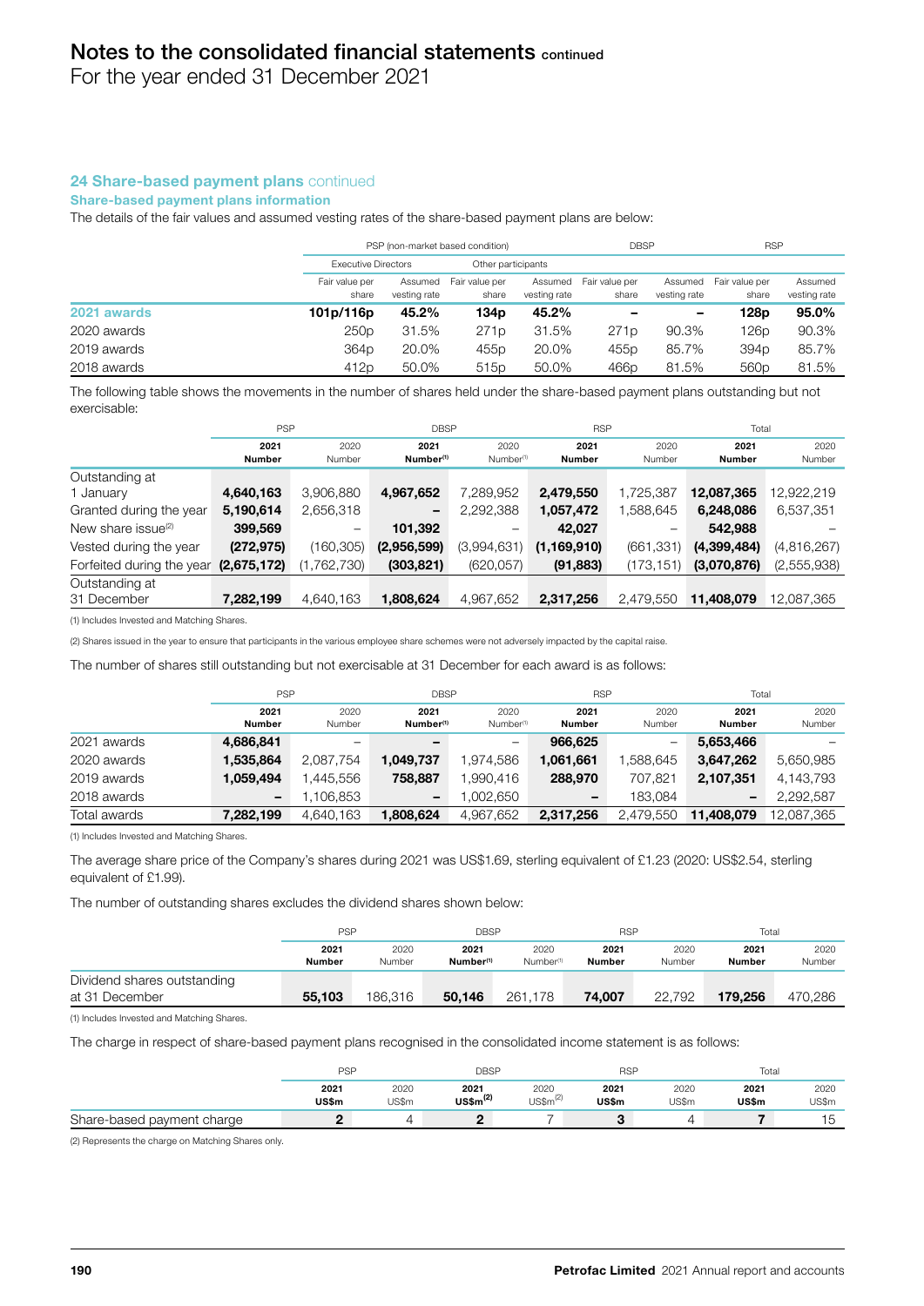## 24 Share-based payment plans continued

### Share-based payment plans information

The details of the fair values and assumed vesting rates of the share-based payment plans are below:

| | PSP (non-market based condition) | | | | DBSP | | RSP | |
|---|---|---|---|---|---|---|---|---|
| | Executive Directors | | Other participants | | | | | |
| | Fair value per share | Assumed vesting rate | Fair value per share | Assumed vesting rate | Fair value per share | Assumed vesting rate | Fair value per share | Assumed vesting rate |
| **2021 awards** | **101p/116p** | **45.2%** | **134p** | **45.2%** | **–** | **–** | **128p** | **95.0%** |
| 2020 awards | 250p | 31.5% | 271p | 31.5% | 271p | 90.3% | 126p | 90.3% |
| 2019 awards | 364p | 20.0% | 455p | 20.0% | 455p | 85.7% | 394p | 85.7% |
| 2018 awards | 412p | 50.0% | 515p | 50.0% | 466p | 81.5% | 560p | 81.5% |

The following table shows the movements in the number of shares held under the share-based payment plans outstanding but not exercisable:

| | PSP | | DBSP | | RSP | | Total | |
|---|---|---|---|---|---|---|---|---|
| | **2021 Number** | 2020 Number | **2021 Number[1]** | 2020 Number[1] | **2021 Number** | 2020 Number | **2021 Number** | 2020 Number |
| Outstanding at 1 January | **4,640,163** | 3,906,880 | **4,967,652** | 7,289,952 | **2,479,550** | 1,725,387 | **12,087,365** | 12,922,219 |
| Granted during the year | **5,190,614** | 2,656,318 | **–** | 2,292,388 | **1,057,472** | 1,588,645 | **6,248,086** | 6,537,351 |
| New share issue[2] | **399,569** | – | **101,392** | – | **42,027** | – | **542,988** | – |
| Vested during the year | **(272,975)** | (160,305) | **(2,956,599)** | (3,994,631) | **(1,169,910)** | (661,331) | **(4,399,484)** | (4,816,267) |
| Forfeited during the year | **(2,675,172)** | (1,762,730) | **(303,821)** | (620,057) | **(91,883)** | (173,151) | **(3,070,876)** | (2,555,938) |
| Outstanding at 31 December | **7,282,199** | 4,640,163 | **1,808,624** | 4,967,652 | **2,317,256** | 2,479,550 | **11,408,079** | 12,087,365 |

(1) Includes Invested and Matching Shares.

(2) Shares issued in the year to ensure that participants in the various employee share schemes were not adversely impacted by the capital raise.

The number of shares still outstanding but not exercisable at 31 December for each award is as follows:

| | PSP | | DBSP | | RSP | | Total | |
|---|---|---|---|---|---|---|---|---|
| | **2021 Number** | 2020 Number | **2021 Number[1]** | 2020 Number[1] | **2021 Number** | 2020 Number | **2021 Number** | 2020 Number |
| 2021 awards | **4,686,841** | – | **–** | – | **966,625** | – | **5,653,466** | – |
| 2020 awards | **1,535,864** | 2,087,754 | **1,049,737** | 1,974,586 | **1,061,661** | 1,588,645 | **3,647,262** | 5,650,985 |
| 2019 awards | **1,059,494** | 1,445,556 | **758,887** | 1,990,416 | **288,970** | 707,821 | **2,107,351** | 4,143,793 |
| 2018 awards | **–** | 1,106,853 | **–** | 1,002,650 | **–** | 183,084 | **–** | 2,292,587 |
| Total awards | **7,282,199** | 4,640,163 | **1,808,624** | 4,967,652 | **2,317,256** | 2,479,550 | **11,408,079** | 12,087,365 |

(1) Includes Invested and Matching Shares.

The average share price of the Company's shares during 2021 was US$1.69, sterling equivalent of £1.23 (2020: US$2.54, sterling equivalent of £1.99).

The number of outstanding shares excludes the dividend shares shown below:

| | PSP | | DBSP | | RSP | | Total | |
|---|---|---|---|---|---|---|---|---|
| | **2021 Number** | 2020 Number | **2021 Number[1]** | 2020 Number[1] | **2021 Number** | 2020 Number | **2021 Number** | 2020 Number |
| Dividend shares outstanding at 31 December | **55,103** | 186,316 | **50,146** | 261,178 | **74,007** | 22,792 | **179,256** | 470,286 |

(1) Includes Invested and Matching Shares.

The charge in respect of share-based payment plans recognised in the consolidated income statement is as follows:

| | PSP | | DBSP | | RSP | | Total | |
|---|---|---|---|---|---|---|---|---|
| | **2021 US$m** | 2020 US$m | **2021 US$m[2]** | 2020 US$m[2] | **2021 US$m** | 2020 US$m | **2021 US$m** | 2020 US$m |
| Share-based payment charge | **2** | 4 | **2** | 7 | **3** | 4 | **7** | 15 |

(2) Represents the charge on Matching Shares only.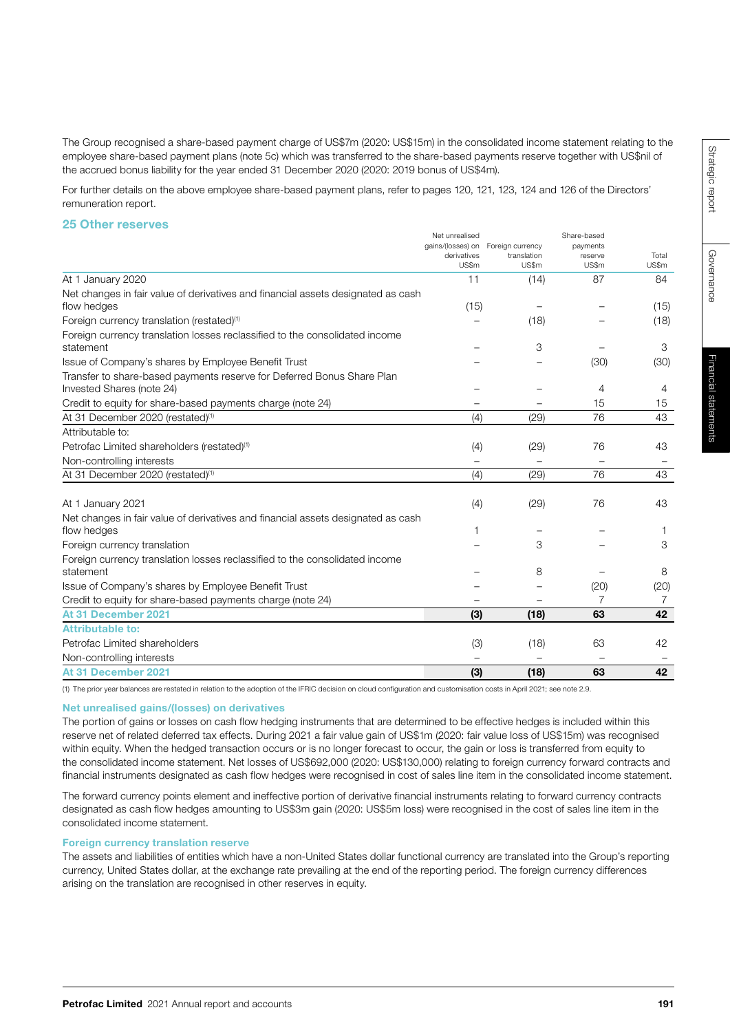The Group recognised a share-based payment charge of US$7m (2020: US$15m) in the consolidated income statement relating to the employee share-based payment plans (note 5c) which was transferred to the share-based payments reserve together with US$nil of the accrued bonus liability for the year ended 31 December 2020 (2020: 2019 bonus of US$4m).

For further details on the above employee share-based payment plans, refer to pages 120, 121, 123, 124 and 126 of the Directors' remuneration report.

## 25 Other reserves

| | Net unrealised gains/(losses) on derivatives US$m | Foreign currency translation US$m | Share-based payments reserve US$m | Total US$m |
|---|---|---|---|---|
| At 1 January 2020 | 11 | (14) | 87 | 84 |
| Net changes in fair value of derivatives and financial assets designated as cash flow hedges | (15) | – | – | (15) |
| Foreign currency translation (restated)[1] | – | (18) | – | (18) |
| Foreign currency translation losses reclassified to the consolidated income statement | – | 3 | – | 3 |
| Issue of Company's shares by Employee Benefit Trust | – | – | (30) | (30) |
| Transfer to share-based payments reserve for Deferred Bonus Share Plan Invested Shares (note 24) | – | – | 4 | 4 |
| Credit to equity for share-based payments charge (note 24) | – | – | 15 | 15 |
| At 31 December 2020 (restated)[1] | (4) | (29) | 76 | 43 |
| Attributable to: | | | | |
| Petrofac Limited shareholders (restated)[1] | (4) | (29) | 76 | 43 |
| Non-controlling interests | – | – | – | – |
| At 31 December 2020 (restated)[1] | (4) | (29) | 76 | 43 |
| | | | | |
| At 1 January 2021 | (4) | (29) | 76 | 43 |
| Net changes in fair value of derivatives and financial assets designated as cash flow hedges | 1 | – | – | 1 |
| Foreign currency translation | – | 3 | – | 3 |
| Foreign currency translation losses reclassified to the consolidated income statement | – | 8 | – | 8 |
| Issue of Company's shares by Employee Benefit Trust | – | – | (20) | (20) |
| Credit to equity for share-based payments charge (note 24) | – | – | 7 | 7 |
| **At 31 December 2021** | **(3)** | **(18)** | **63** | **42** |
| **Attributable to:** | | | | |
| Petrofac Limited shareholders | (3) | (18) | 63 | 42 |
| Non-controlling interests | – | – | – | – |
| **At 31 December 2021** | **(3)** | **(18)** | **63** | **42** |

(1) The prior year balances are restated in relation to the adoption of the IFRIC decision on cloud configuration and customisation costs in April 2021; see note 2.9.

### Net unrealised gains/(losses) on derivatives

The portion of gains or losses on cash flow hedging instruments that are determined to be effective hedges is included within this reserve net of related deferred tax effects. During 2021 a fair value gain of US$1m (2020: fair value loss of US$15m) was recognised within equity. When the hedged transaction occurs or is no longer forecast to occur, the gain or loss is transferred from equity to the consolidated income statement. Net losses of US$692,000 (2020: US$130,000) relating to foreign currency forward contracts and financial instruments designated as cash flow hedges were recognised in cost of sales line item in the consolidated income statement.

The forward currency points element and ineffective portion of derivative financial instruments relating to forward currency contracts designated as cash flow hedges amounting to US$3m gain (2020: US$5m loss) were recognised in the cost of sales line item in the consolidated income statement.

### Foreign currency translation reserve

The assets and liabilities of entities which have a non-United States dollar functional currency are translated into the Group's reporting currency, United States dollar, at the exchange rate prevailing at the end of the reporting period. The foreign currency differences arising on the translation are recognised in other reserves in equity.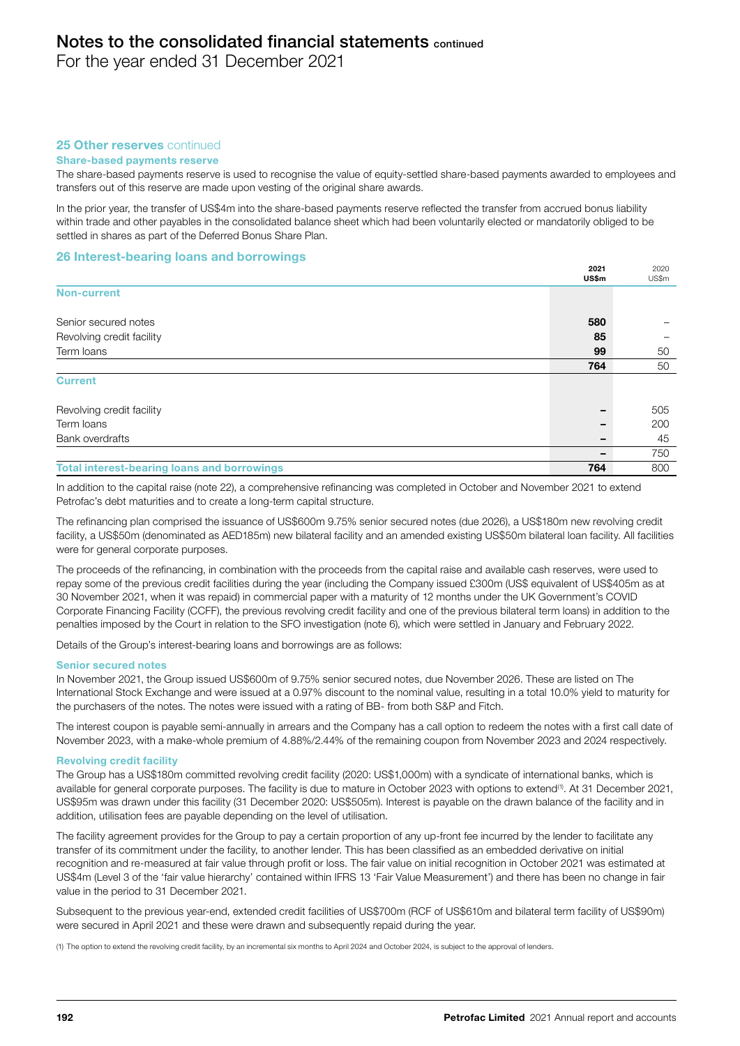## 25 Other reserves continued

### Share-based payments reserve

The share-based payments reserve is used to recognise the value of equity-settled share-based payments awarded to employees and transfers out of this reserve are made upon vesting of the original share awards.

In the prior year, the transfer of US$4m into the share-based payments reserve reflected the transfer from accrued bonus liability within trade and other payables in the consolidated balance sheet which had been voluntarily elected or mandatorily obliged to be settled in shares as part of the Deferred Bonus Share Plan.

## 26 Interest-bearing loans and borrowings

| | 2021 US$m | 2020 US$m |
|---|---|---|
| **Non-current** | | |
| Senior secured notes | **580** | – |
| Revolving credit facility | **85** | – |
| Term loans | **99** | 50 |
| | **764** | 50 |
| **Current** | | |
| Revolving credit facility | **–** | 505 |
| Term loans | **–** | 200 |
| Bank overdrafts | **–** | 45 |
| | **–** | 750 |
| **Total interest-bearing loans and borrowings** | **764** | 800 |

In addition to the capital raise (note 22), a comprehensive refinancing was completed in October and November 2021 to extend Petrofac's debt maturities and to create a long-term capital structure.

The refinancing plan comprised the issuance of US$600m 9.75% senior secured notes (due 2026), a US$180m new revolving credit facility, a US$50m (denominated as AED185m) new bilateral facility and an amended existing US$50m bilateral loan facility. All facilities were for general corporate purposes.

The proceeds of the refinancing, in combination with the proceeds from the capital raise and available cash reserves, were used to repay some of the previous credit facilities during the year (including the Company issued £300m (US$ equivalent of US$405m as at 30 November 2021, when it was repaid) in commercial paper with a maturity of 12 months under the UK Government's COVID Corporate Financing Facility (CCFF), the previous revolving credit facility and one of the previous bilateral term loans) in addition to the penalties imposed by the Court in relation to the SFO investigation (note 6), which were settled in January and February 2022.

Details of the Group's interest-bearing loans and borrowings are as follows:

### Senior secured notes

In November 2021, the Group issued US$600m of 9.75% senior secured notes, due November 2026. These are listed on The International Stock Exchange and were issued at a 0.97% discount to the nominal value, resulting in a total 10.0% yield to maturity for the purchasers of the notes. The notes were issued with a rating of BB- from both S&P and Fitch.

The interest coupon is payable semi-annually in arrears and the Company has a call option to redeem the notes with a first call date of November 2023, with a make-whole premium of 4.88%/2.44% of the remaining coupon from November 2023 and 2024 respectively.

### Revolving credit facility

The Group has a US$180m committed revolving credit facility (2020: US$1,000m) with a syndicate of international banks, which is available for general corporate purposes. The facility is due to mature in October 2023 with options to extend[1]. At 31 December 2021, US$95m was drawn under this facility (31 December 2020: US$505m). Interest is payable on the drawn balance of the facility and in addition, utilisation fees are payable depending on the level of utilisation.

The facility agreement provides for the Group to pay a certain proportion of any up-front fee incurred by the lender to facilitate any transfer of its commitment under the facility, to another lender. This has been classified as an embedded derivative on initial recognition and re-measured at fair value through profit or loss. The fair value on initial recognition in October 2021 was estimated at US$4m (Level 3 of the 'fair value hierarchy' contained within IFRS 13 'Fair Value Measurement') and there has been no change in fair value in the period to 31 December 2021.

Subsequent to the previous year-end, extended credit facilities of US$700m (RCF of US$610m and bilateral term facility of US$90m) were secured in April 2021 and these were drawn and subsequently repaid during the year.

(1) The option to extend the revolving credit facility, by an incremental six months to April 2024 and October 2024, is subject to the approval of lenders.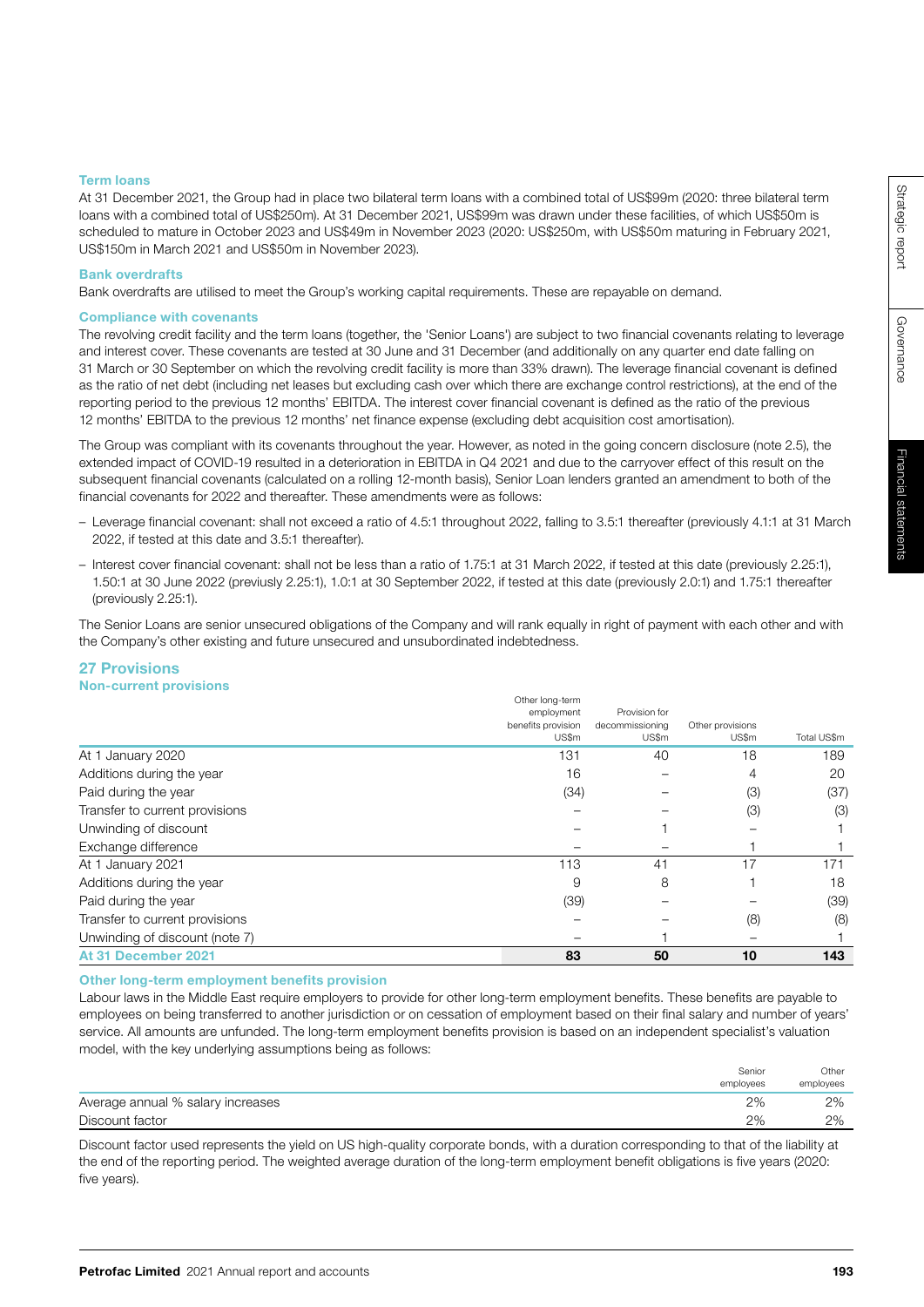#### Term loans

At 31 December 2021, the Group had in place two bilateral term loans with a combined total of US$99m (2020: three bilateral term loans with a combined total of US$250m). At 31 December 2021, US$99m was drawn under these facilities, of which US$50m is scheduled to mature in October 2023 and US$49m in November 2023 (2020: US$250m, with US$50m maturing in February 2021, US$150m in March 2021 and US$50m in November 2023).

#### Bank overdrafts

Bank overdrafts are utilised to meet the Group's working capital requirements. These are repayable on demand.

#### Compliance with covenants

The revolving credit facility and the term loans (together, the 'Senior Loans') are subject to two financial covenants relating to leverage and interest cover. These covenants are tested at 30 June and 31 December (and additionally on any quarter end date falling on 31 March or 30 September on which the revolving credit facility is more than 33% drawn). The leverage financial covenant is defined as the ratio of net debt (including net leases but excluding cash over which there are exchange control restrictions), at the end of the reporting period to the previous 12 months' EBITDA. The interest cover financial covenant is defined as the ratio of the previous 12 months' EBITDA to the previous 12 months' net finance expense (excluding debt acquisition cost amortisation).

The Group was compliant with its covenants throughout the year. However, as noted in the going concern disclosure (note 2.5), the extended impact of COVID-19 resulted in a deterioration in EBITDA in Q4 2021 and due to the carryover effect of this result on the subsequent financial covenants (calculated on a rolling 12-month basis), Senior Loan lenders granted an amendment to both of the financial covenants for 2022 and thereafter. These amendments were as follows:

- Leverage financial covenant: shall not exceed a ratio of 4.5:1 throughout 2022, falling to 3.5:1 thereafter (previously 4.1:1 at 31 March 2022, if tested at this date and 3.5:1 thereafter).
- Interest cover financial covenant: shall not be less than a ratio of 1.75:1 at 31 March 2022, if tested at this date (previously 2.25:1), 1.50:1 at 30 June 2022 (previusly 2.25:1), 1.0:1 at 30 September 2022, if tested at this date (previously 2.0:1) and 1.75:1 thereafter (previously 2.25:1).

The Senior Loans are senior unsecured obligations of the Company and will rank equally in right of payment with each other and with the Company's other existing and future unsecured and unsubordinated indebtedness.

## 27 Provisions

### Non-current provisions

| | Other long-term employment benefits provision US$m | Provision for decommissioning US$m | Other provisions US$m | Total US$m |
|---|---|---|---|---|
| At 1 January 2020 | 131 | 40 | 18 | 189 |
| Additions during the year | 16 | – | 4 | 20 |
| Paid during the year | (34) | – | (3) | (37) |
| Transfer to current provisions | – | – | (3) | (3) |
| Unwinding of discount | – | 1 | – | 1 |
| Exchange difference | – | – | 1 | 1 |
| At 1 January 2021 | 113 | 41 | 17 | 171 |
| Additions during the year | 9 | 8 | 1 | 18 |
| Paid during the year | (39) | – | – | (39) |
| Transfer to current provisions | – | – | (8) | (8) |
| Unwinding of discount (note 7) | – | 1 | – | 1 |
| **At 31 December 2021** | **83** | **50** | **10** | **143** |

#### Other long-term employment benefits provision

Labour laws in the Middle East require employers to provide for other long-term employment benefits. These benefits are payable to employees on being transferred to another jurisdiction or on cessation of employment based on their final salary and number of years' service. All amounts are unfunded. The long-term employment benefits provision is based on an independent specialist's valuation model, with the key underlying assumptions being as follows:

| | Senior employees | Other employees |
|---|---|---|
| Average annual % salary increases | 2% | 2% |
| Discount factor | 2% | 2% |

Discount factor used represents the yield on US high-quality corporate bonds, with a duration corresponding to that of the liability at the end of the reporting period. The weighted average duration of the long-term employment benefit obligations is five years (2020: five years).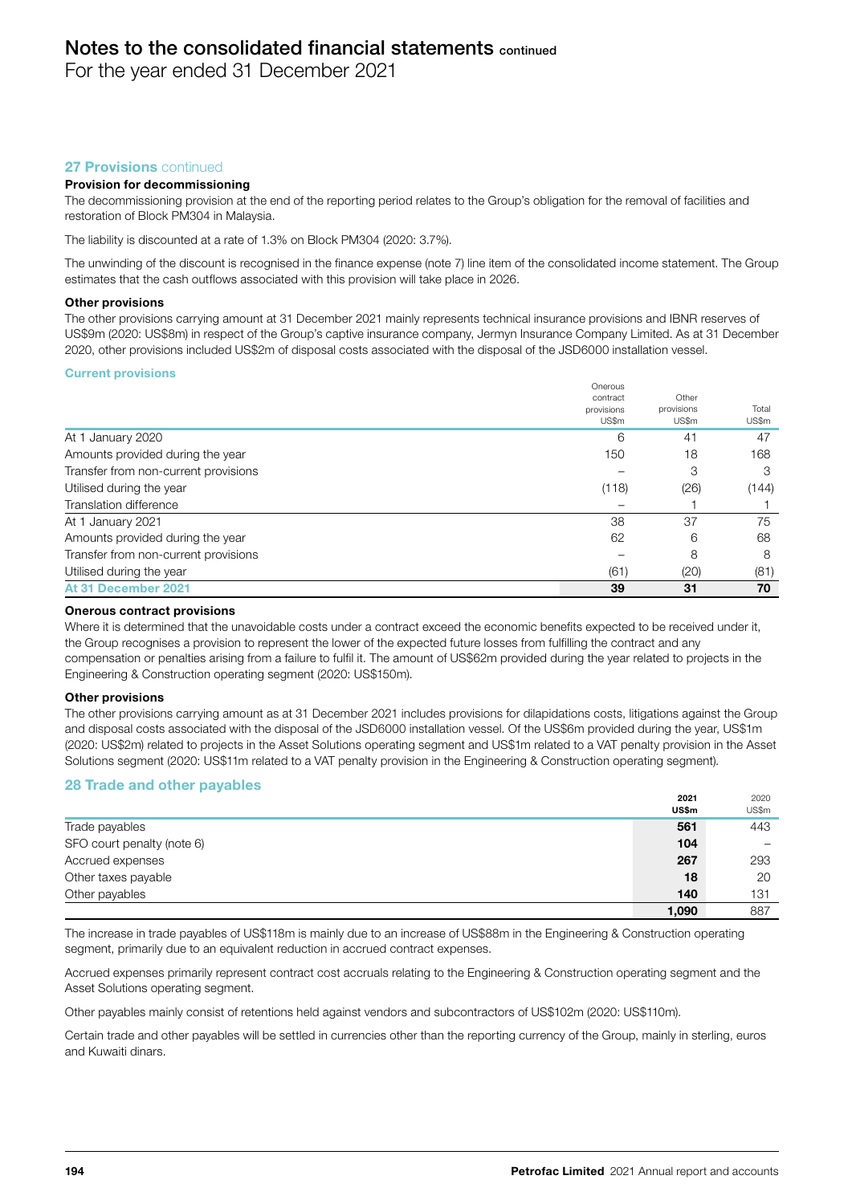# Notes to the consolidated financial statements continued

For the year ended 31 December 2021

## 27 Provisions continued

### Provision for decommissioning

The decommissioning provision at the end of the reporting period relates to the Group's obligation for the removal of facilities and restoration of Block PM304 in Malaysia.

The liability is discounted at a rate of 1.3% on Block PM304 (2020: 3.7%).

The unwinding of the discount is recognised in the finance expense (note 7) line item of the consolidated income statement. The Group estimates that the cash outflows associated with this provision will take place in 2026.

### Other provisions

The other provisions carrying amount at 31 December 2021 mainly represents technical insurance provisions and IBNR reserves of US$9m (2020: US$8m) in respect of the Group's captive insurance company, Jermyn Insurance Company Limited. As at 31 December 2020, other provisions included US$2m of disposal costs associated with the disposal of the JSD6000 installation vessel.

### Current provisions

| | Onerous contract provisions US$m | Other provisions US$m | Total US$m |
|---|---|---|---|
| At 1 January 2020 | 6 | 41 | 47 |
| Amounts provided during the year | 150 | 18 | 168 |
| Transfer from non-current provisions | – | 3 | 3 |
| Utilised during the year | (118) | (26) | (144) |
| Translation difference | – | 1 | 1 |
| At 1 January 2021 | 38 | 37 | 75 |
| Amounts provided during the year | 62 | 6 | 68 |
| Transfer from non-current provisions | – | 8 | 8 |
| Utilised during the year | (61) | (20) | (81) |
| **At 31 December 2021** | **39** | **31** | **70** |

### Onerous contract provisions

Where it is determined that the unavoidable costs under a contract exceed the economic benefits expected to be received under it, the Group recognises a provision to represent the lower of the expected future losses from fulfilling the contract and any compensation or penalties arising from a failure to fulfil it. The amount of US$62m provided during the year related to projects in the Engineering & Construction operating segment (2020: US$150m).

### Other provisions

The other provisions carrying amount as at 31 December 2021 includes provisions for dilapidations costs, litigations against the Group and disposal costs associated with the disposal of the JSD6000 installation vessel. Of the US$6m provided during the year, US$1m (2020: US$2m) related to projects in the Asset Solutions operating segment and US$1m related to a VAT penalty provision in the Asset Solutions segment (2020: US$11m related to a VAT penalty provision in the Engineering & Construction operating segment).

## 28 Trade and other payables

| | 2021 US$m | 2020 US$m |
|---|---|---|
| Trade payables | **561** | 443 |
| SFO court penalty (note 6) | **104** | – |
| Accrued expenses | **267** | 293 |
| Other taxes payable | **18** | 20 |
| Other payables | **140** | 131 |
| | **1,090** | 887 |

The increase in trade payables of US$118m is mainly due to an increase of US$88m in the Engineering & Construction operating segment, primarily due to an equivalent reduction in accrued contract expenses.

Accrued expenses primarily represent contract cost accruals relating to the Engineering & Construction operating segment and the Asset Solutions operating segment.

Other payables mainly consist of retentions held against vendors and subcontractors of US$102m (2020: US$110m).

Certain trade and other payables will be settled in currencies other than the reporting currency of the Group, mainly in sterling, euros and Kuwaiti dinars.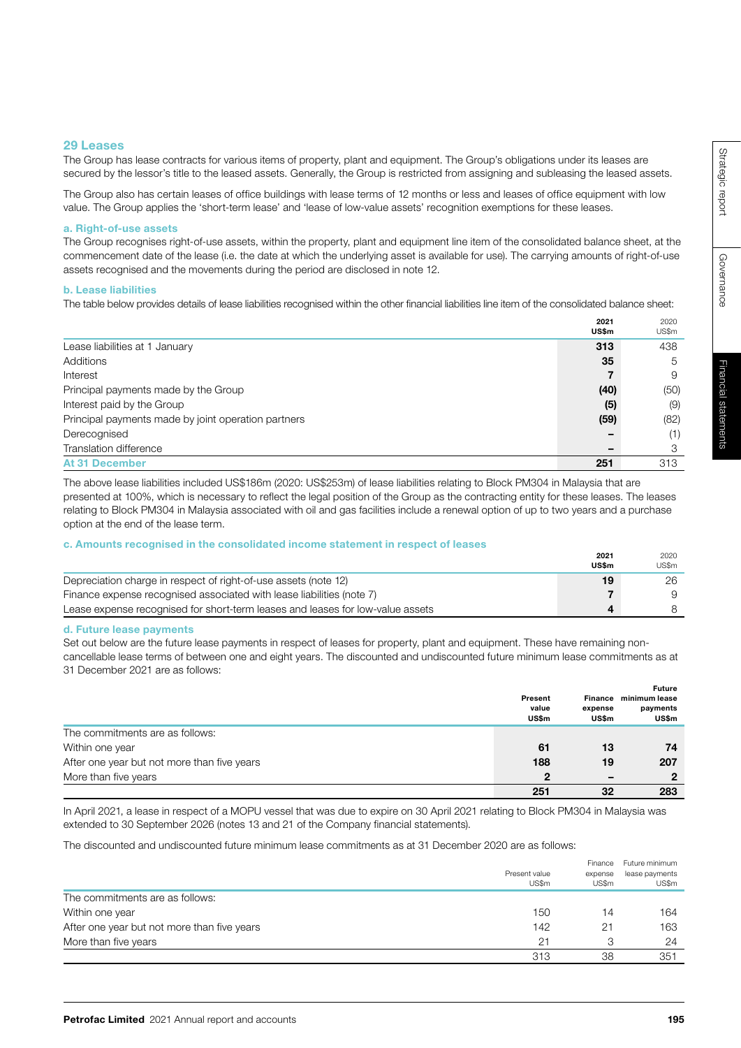## 29 Leases

The Group has lease contracts for various items of property, plant and equipment. The Group's obligations under its leases are secured by the lessor's title to the leased assets. Generally, the Group is restricted from assigning and subleasing the leased assets.

The Group also has certain leases of office buildings with lease terms of 12 months or less and leases of office equipment with low value. The Group applies the 'short-term lease' and 'lease of low-value assets' recognition exemptions for these leases.

### a. Right-of-use assets

The Group recognises right-of-use assets, within the property, plant and equipment line item of the consolidated balance sheet, at the commencement date of the lease (i.e. the date at which the underlying asset is available for use). The carrying amounts of right-of-use assets recognised and the movements during the period are disclosed in note 12.

### b. Lease liabilities

The table below provides details of lease liabilities recognised within the other financial liabilities line item of the consolidated balance sheet:

| | **2021 US$m** | 2020 US$m |
|---|---|---|
| Lease liabilities at 1 January | **313** | 438 |
| Additions | **35** | 5 |
| Interest | **7** | 9 |
| Principal payments made by the Group | **(40)** | (50) |
| Interest paid by the Group | **(5)** | (9) |
| Principal payments made by joint operation partners | **(59)** | (82) |
| Derecognised | **–** | (1) |
| Translation difference | **–** | 3 |
| **At 31 December** | **251** | 313 |

The above lease liabilities included US$186m (2020: US$253m) of lease liabilities relating to Block PM304 in Malaysia that are presented at 100%, which is necessary to reflect the legal position of the Group as the contracting entity for these leases. The leases relating to Block PM304 in Malaysia associated with oil and gas facilities include a renewal option of up to two years and a purchase option at the end of the lease term.

### c. Amounts recognised in the consolidated income statement in respect of leases

| | **2021 US$m** | 2020 US$m |
|---|---|---|
| Depreciation charge in respect of right-of-use assets (note 12) | **19** | 26 |
| Finance expense recognised associated with lease liabilities (note 7) | **7** | 9 |
| Lease expense recognised for short-term leases and leases for low-value assets | **4** | 8 |

### d. Future lease payments

Set out below are the future lease payments in respect of leases for property, plant and equipment. These have remaining non-cancellable lease terms of between one and eight years. The discounted and undiscounted future minimum lease commitments as at 31 December 2021 are as follows:

| | **Present value US$m** | **Finance expense US$m** | **Future minimum lease payments US$m** |
|---|---|---|---|
| The commitments are as follows: | | | |
| Within one year | **61** | **13** | **74** |
| After one year but not more than five years | **188** | **19** | **207** |
| More than five years | **2** | **–** | **2** |
| | **251** | **32** | **283** |

In April 2021, a lease in respect of a MOPU vessel that was due to expire on 30 April 2021 relating to Block PM304 in Malaysia was extended to 30 September 2026 (notes 13 and 21 of the Company financial statements).

The discounted and undiscounted future minimum lease commitments as at 31 December 2020 are as follows:

| | Present value US$m | Finance expense US$m | Future minimum lease payments US$m |
|---|---|---|---|
| The commitments are as follows: | | | |
| Within one year | 150 | 14 | 164 |
| After one year but not more than five years | 142 | 21 | 163 |
| More than five years | 21 | 3 | 24 |
| | 313 | 38 | 351 |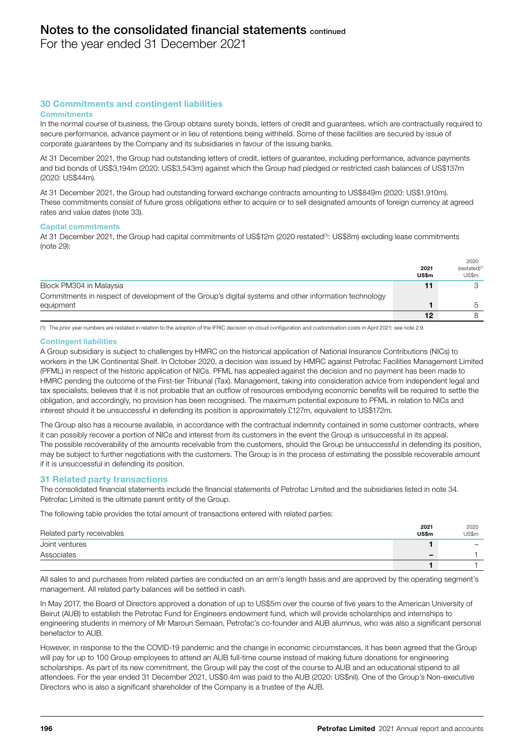# Notes to the consolidated financial statements continued

For the year ended 31 December 2021

## 30 Commitments and contingent liabilities

### Commitments

In the normal course of business, the Group obtains surety bonds, letters of credit and guarantees, which are contractually required to secure performance, advance payment or in lieu of retentions being withheld. Some of these facilities are secured by issue of corporate guarantees by the Company and its subsidiaries in favour of the issuing banks.

At 31 December 2021, the Group had outstanding letters of credit, letters of guarantee, including performance, advance payments and bid bonds of US$3,194m (2020: US$3,543m) against which the Group had pledged or restricted cash balances of US$137m (2020: US$44m).

At 31 December 2021, the Group had outstanding forward exchange contracts amounting to US$849m (2020: US$1,910m). These commitments consist of future gross obligations either to acquire or to sell designated amounts of foreign currency at agreed rates and value dates (note 33).

### Capital commitments

At 31 December 2021, the Group had capital commitments of US$12m (2020 restated[1]: US$8m) excluding lease commitments (note 29):

| | **2021 US$m** | 2020 (restated)[1] US$m |
|---|---|---|
| Block PM304 in Malaysia | **11** | 3 |
| Commitments in respect of development of the Group's digital systems and other information technology equipment | **1** | 5 |
| | **12** | 8 |

(1) The prior year numbers are restated in relation to the adoption of the IFRIC decision on cloud configuration and customisation costs in April 2021; see note 2.9.

### Contingent liabilities

A Group subsidiary is subject to challenges by HMRC on the historical application of National Insurance Contributions (NICs) to workers in the UK Continental Shelf. In October 2020, a decision was issued by HMRC against Petrofac Facilities Management Limited (PFML) in respect of the historic application of NICs. PFML has appealed against the decision and no payment has been made to HMRC pending the outcome of the First-tier Tribunal (Tax). Management, taking into consideration advice from independent legal and tax specialists, believes that it is not probable that an outflow of resources embodying economic benefits will be required to settle the obligation, and accordingly, no provision has been recognised. The maximum potential exposure to PFML in relation to NICs and interest should it be unsuccessful in defending its position is approximately £127m, equivalent to US$172m.

The Group also has a recourse available, in accordance with the contractual indemnity contained in some customer contracts, where it can possibly recover a portion of NICs and interest from its customers in the event the Group is unsuccessful in its appeal. The possible recoverability of the amounts receivable from the customers, should the Group be unsuccessful in defending its position, may be subject to further negotiations with the customers. The Group is in the process of estimating the possible recoverable amount if it is unsuccessful in defending its position.

## 31 Related party transactions

The consolidated financial statements include the financial statements of Petrofac Limited and the subsidiaries listed in note 34. Petrofac Limited is the ultimate parent entity of the Group.

The following table provides the total amount of transactions entered with related parties:

| Related party receivables | **2021 US$m** | 2020 US$m |
|---|---|---|
| Joint ventures | **1** | – |
| Associates | **–** | 1 |
| | **1** | 1 |

All sales to and purchases from related parties are conducted on an arm's length basis and are approved by the operating segment's management. All related party balances will be settled in cash.

In May 2017, the Board of Directors approved a donation of up to US$5m over the course of five years to the American University of Beirut (AUB) to establish the Petrofac Fund for Engineers endowment fund, which will provide scholarships and internships to engineering students in memory of Mr Maroun Semaan, Petrofac's co-founder and AUB alumnus, who was also a significant personal benefactor to AUB.

However, in response to the the COVID-19 pandemic and the change in economic circumstances, it has been agreed that the Group will pay for up to 100 Group employees to attend an AUB full-time course instead of making future donations for engineering scholarships. As part of its new commitment, the Group will pay the cost of the course to AUB and an educational stipend to all attendees. For the year ended 31 December 2021, US$0.4m was paid to the AUB (2020: US$nil). One of the Group's Non-executive Directors who is also a significant shareholder of the Company is a trustee of the AUB.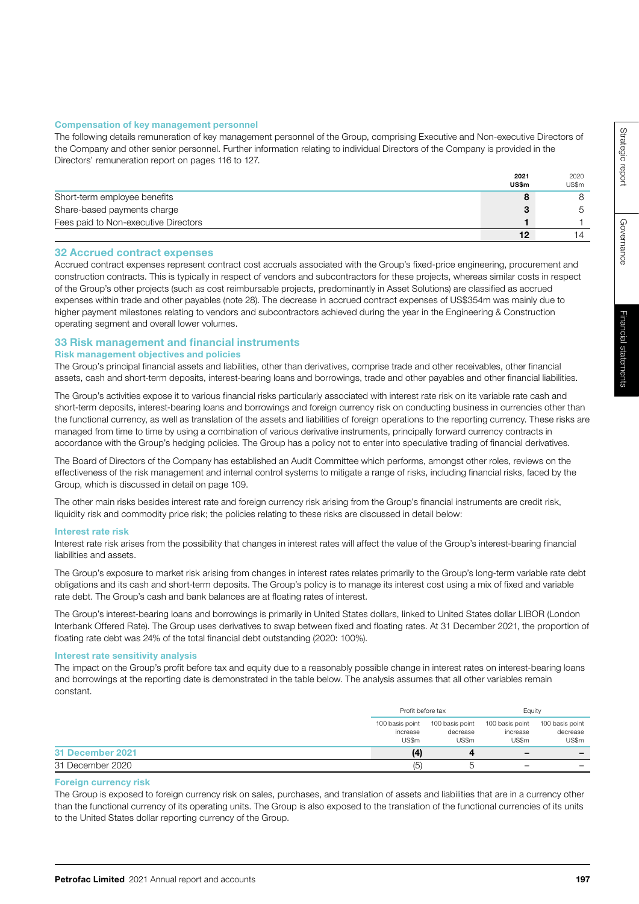### Compensation of key management personnel

The following details remuneration of key management personnel of the Group, comprising Executive and Non-executive Directors of the Company and other senior personnel. Further information relating to individual Directors of the Company is provided in the Directors' remuneration report on pages 116 to 127.

| | 2021 US$m | 2020 US$m |
|---|---|---|
| Short-term employee benefits | **8** | 8 |
| Share-based payments charge | **3** | 5 |
| Fees paid to Non-executive Directors | **1** | 1 |
| | **12** | 14 |

## 32 Accrued contract expenses

Accrued contract expenses represent contract cost accruals associated with the Group's fixed-price engineering, procurement and construction contracts. This is typically in respect of vendors and subcontractors for these projects, whereas similar costs in respect of the Group's other projects (such as cost reimbursable projects, predominantly in Asset Solutions) are classified as accrued expenses within trade and other payables (note 28). The decrease in accrued contract expenses of US$354m was mainly due to higher payment milestones relating to vendors and subcontractors achieved during the year in the Engineering & Construction operating segment and overall lower volumes.

## 33 Risk management and financial instruments

### Risk management objectives and policies

The Group's principal financial assets and liabilities, other than derivatives, comprise trade and other receivables, other financial assets, cash and short-term deposits, interest-bearing loans and borrowings, trade and other payables and other financial liabilities.

The Group's activities expose it to various financial risks particularly associated with interest rate risk on its variable rate cash and short-term deposits, interest-bearing loans and borrowings and foreign currency risk on conducting business in currencies other than the functional currency, as well as translation of the assets and liabilities of foreign operations to the reporting currency. These risks are managed from time to time by using a combination of various derivative instruments, principally forward currency contracts in accordance with the Group's hedging policies. The Group has a policy not to enter into speculative trading of financial derivatives.

The Board of Directors of the Company has established an Audit Committee which performs, amongst other roles, reviews on the effectiveness of the risk management and internal control systems to mitigate a range of risks, including financial risks, faced by the Group, which is discussed in detail on page 109.

The other main risks besides interest rate and foreign currency risk arising from the Group's financial instruments are credit risk, liquidity risk and commodity price risk; the policies relating to these risks are discussed in detail below:

### Interest rate risk

Interest rate risk arises from the possibility that changes in interest rates will affect the value of the Group's interest-bearing financial liabilities and assets.

The Group's exposure to market risk arising from changes in interest rates relates primarily to the Group's long-term variable rate debt obligations and its cash and short-term deposits. The Group's policy is to manage its interest cost using a mix of fixed and variable rate debt. The Group's cash and bank balances are at floating rates of interest.

The Group's interest-bearing loans and borrowings is primarily in United States dollars, linked to United States dollar LIBOR (London Interbank Offered Rate). The Group uses derivatives to swap between fixed and floating rates. At 31 December 2021, the proportion of floating rate debt was 24% of the total financial debt outstanding (2020: 100%).

### Interest rate sensitivity analysis

The impact on the Group's profit before tax and equity due to a reasonably possible change in interest rates on interest-bearing loans and borrowings at the reporting date is demonstrated in the table below. The analysis assumes that all other variables remain constant.

| | Profit before tax | | Equity | |
|---|---|---|---|---|
| | 100 basis point increase US$m | 100 basis point decrease US$m | 100 basis point increase US$m | 100 basis point decrease US$m |
| **31 December 2021** | **(4)** | **4** | **–** | **–** |
| 31 December 2020 | (5) | 5 | – | – |

### Foreign currency risk

The Group is exposed to foreign currency risk on sales, purchases, and translation of assets and liabilities that are in a currency other than the functional currency of its operating units. The Group is also exposed to the translation of the functional currencies of its units to the United States dollar reporting currency of the Group.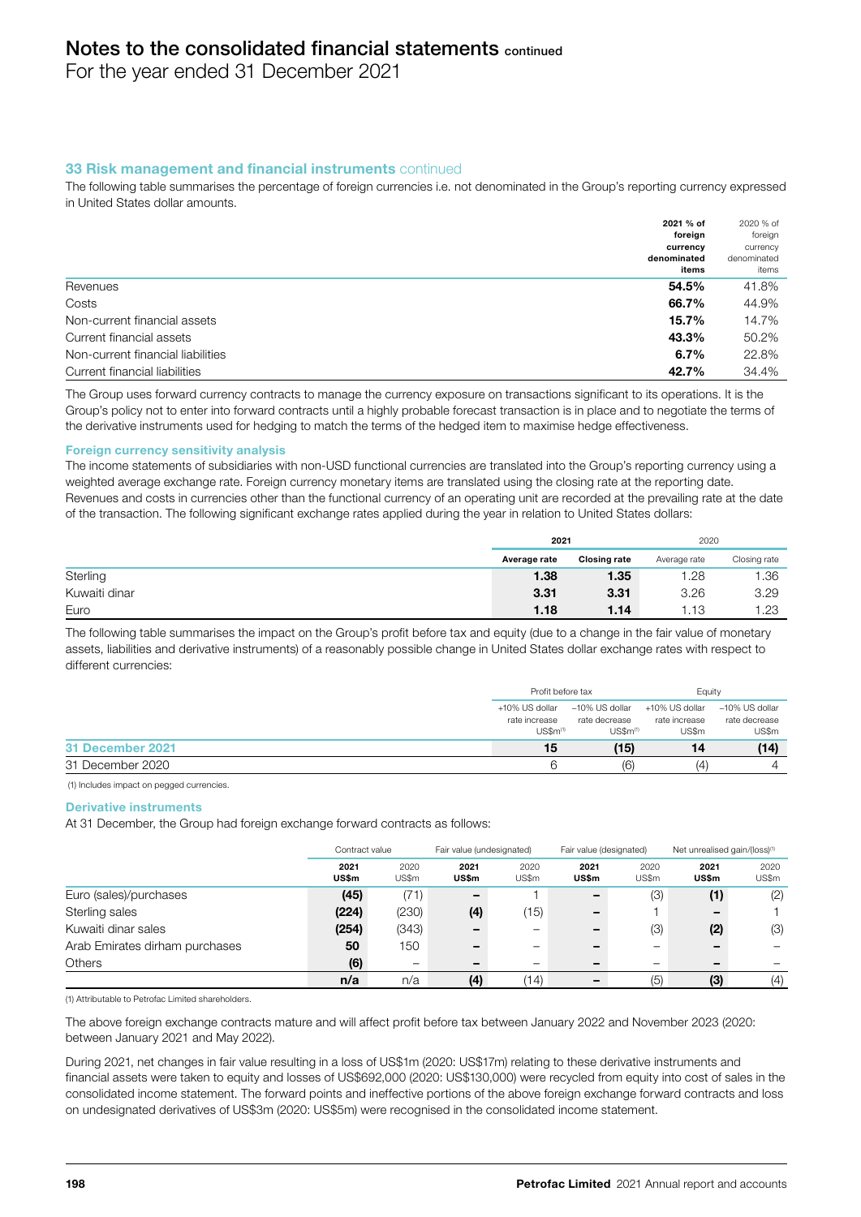## 33 Risk management and financial instruments continued

The following table summarises the percentage of foreign currencies i.e. not denominated in the Group's reporting currency expressed in United States dollar amounts.

| | 2021 % of foreign currency denominated items | 2020 % of foreign currency denominated items |
|---|---|---|
| Revenues | **54.5%** | 41.8% |
| Costs | **66.7%** | 44.9% |
| Non-current financial assets | **15.7%** | 14.7% |
| Current financial assets | **43.3%** | 50.2% |
| Non-current financial liabilities | **6.7%** | 22.8% |
| Current financial liabilities | **42.7%** | 34.4% |

The Group uses forward currency contracts to manage the currency exposure on transactions significant to its operations. It is the Group's policy not to enter into forward contracts until a highly probable forecast transaction is in place and to negotiate the terms of the derivative instruments used for hedging to match the terms of the hedged item to maximise hedge effectiveness.

### Foreign currency sensitivity analysis

The income statements of subsidiaries with non-USD functional currencies are translated into the Group's reporting currency using a weighted average exchange rate. Foreign currency monetary items are translated using the closing rate at the reporting date. Revenues and costs in currencies other than the functional currency of an operating unit are recorded at the prevailing rate at the date of the transaction. The following significant exchange rates applied during the year in relation to United States dollars:

| | 2021 | | 2020 | |
|---|---|---|---|---|
| | Average rate | Closing rate | Average rate | Closing rate |
| Sterling | **1.38** | **1.35** | 1.28 | 1.36 |
| Kuwaiti dinar | **3.31** | **3.31** | 3.26 | 3.29 |
| Euro | **1.18** | **1.14** | 1.13 | 1.23 |

The following table summarises the impact on the Group's profit before tax and equity (due to a change in the fair value of monetary assets, liabilities and derivative instruments) of a reasonably possible change in United States dollar exchange rates with respect to different currencies:

| | Profit before tax | | Equity | |
|---|---|---|---|---|
| | +10% US dollar rate increase US$m[1] | –10% US dollar rate decrease US$m[1] | +10% US dollar rate increase US$m | –10% US dollar rate decrease US$m |
| **31 December 2021** | **15** | **(15)** | **14** | **(14)** |
| 31 December 2020 | 6 | (6) | (4) | 4 |

(1) Includes impact on pegged currencies.

### Derivative instruments

At 31 December, the Group had foreign exchange forward contracts as follows:

| | Contract value | | Fair value (undesignated) | | Fair value (designated) | | Net unrealised gain/(loss)[1] | |
|---|---|---|---|---|---|---|---|---|
| | 2021 US$m | 2020 US$m | 2021 US$m | 2020 US$m | 2021 US$m | 2020 US$m | 2021 US$m | 2020 US$m |
| Euro (sales)/purchases | **(45)** | (71) | **–** | 1 | **–** | (3) | **(1)** | (2) |
| Sterling sales | **(224)** | (230) | **(4)** | (15) | **–** | 1 | **–** | 1 |
| Kuwaiti dinar sales | **(254)** | (343) | **–** | – | **–** | (3) | **(2)** | (3) |
| Arab Emirates dirham purchases | **50** | 150 | **–** | – | **–** | – | **–** | – |
| Others | **(6)** | – | **–** | – | **–** | – | **–** | – |
| | **n/a** | n/a | **(4)** | (14) | **–** | (5) | **(3)** | (4) |

(1) Attributable to Petrofac Limited shareholders.

The above foreign exchange contracts mature and will affect profit before tax between January 2022 and November 2023 (2020: between January 2021 and May 2022).

During 2021, net changes in fair value resulting in a loss of US$1m (2020: US$17m) relating to these derivative instruments and financial assets were taken to equity and losses of US$692,000 (2020: US$130,000) were recycled from equity into cost of sales in the consolidated income statement. The forward points and ineffective portions of the above foreign exchange forward contracts and loss on undesignated derivatives of US$3m (2020: US$5m) were recognised in the consolidated income statement.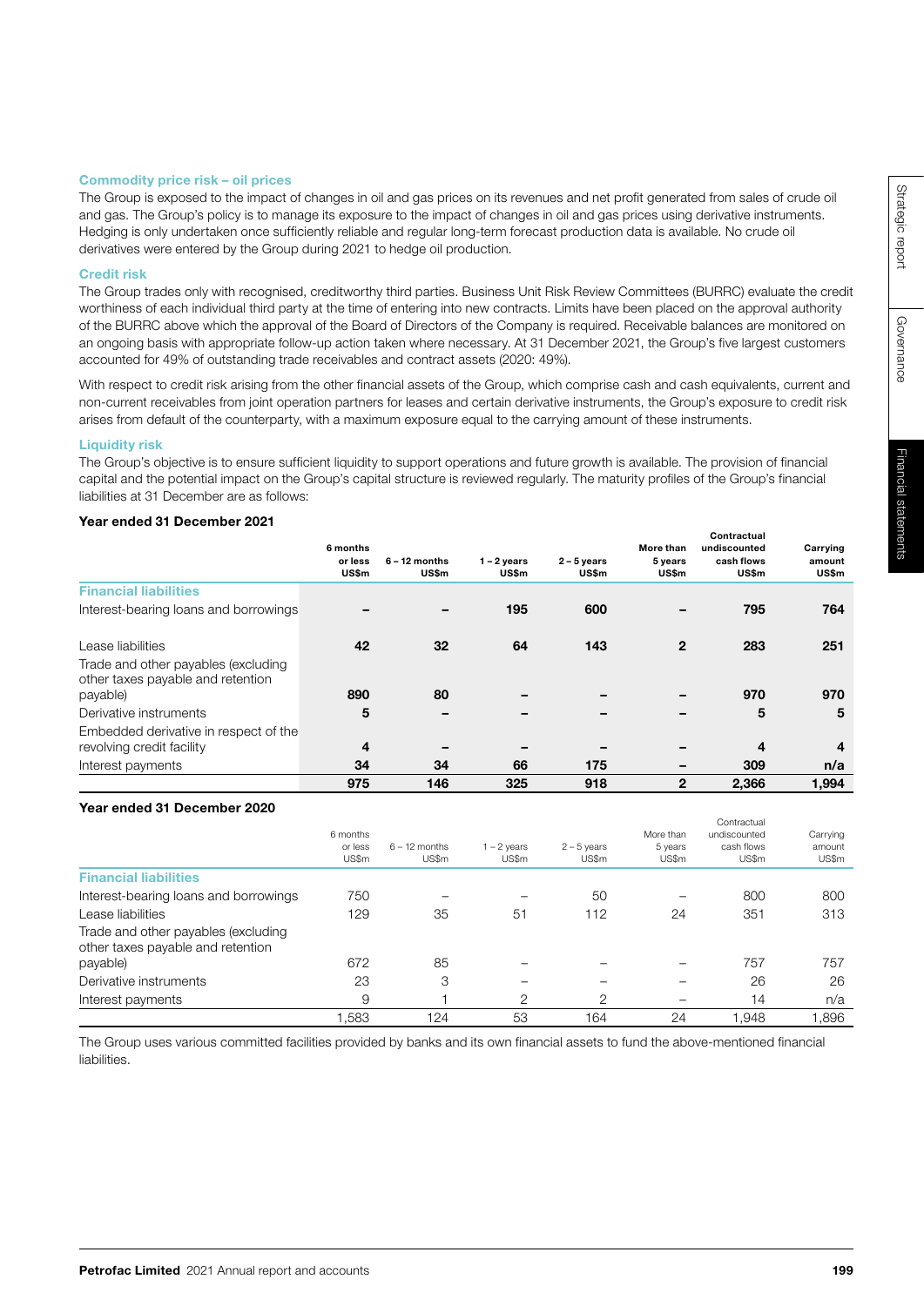### Commodity price risk – oil prices

The Group is exposed to the impact of changes in oil and gas prices on its revenues and net profit generated from sales of crude oil and gas. The Group's policy is to manage its exposure to the impact of changes in oil and gas prices using derivative instruments. Hedging is only undertaken once sufficiently reliable and regular long-term forecast production data is available. No crude oil derivatives were entered by the Group during 2021 to hedge oil production.

### Credit risk

The Group trades only with recognised, creditworthy third parties. Business Unit Risk Review Committees (BURRC) evaluate the credit worthiness of each individual third party at the time of entering into new contracts. Limits have been placed on the approval authority of the BURRC above which the approval of the Board of Directors of the Company is required. Receivable balances are monitored on an ongoing basis with appropriate follow-up action taken where necessary. At 31 December 2021, the Group's five largest customers accounted for 49% of outstanding trade receivables and contract assets (2020: 49%).

With respect to credit risk arising from the other financial assets of the Group, which comprise cash and cash equivalents, current and non-current receivables from joint operation partners for leases and certain derivative instruments, the Group's exposure to credit risk arises from default of the counterparty, with a maximum exposure equal to the carrying amount of these instruments.

### Liquidity risk

The Group's objective is to ensure sufficient liquidity to support operations and future growth is available. The provision of financial capital and the potential impact on the Group's capital structure is reviewed regularly. The maturity profiles of the Group's financial liabilities at 31 December are as follows:

**Year ended 31 December 2021**

| | 6 months or less US$m | 6 – 12 months US$m | 1 – 2 years US$m | 2 – 5 years US$m | More than 5 years US$m | Contractual undiscounted cash flows US$m | Carrying amount US$m |
|---|---|---|---|---|---|---|---|
| **Financial liabilities** | | | | | | | |
| Interest-bearing loans and borrowings | – | – | 195 | 600 | – | 795 | 764 |
| Lease liabilities | 42 | 32 | 64 | 143 | 2 | 283 | 251 |
| Trade and other payables (excluding other taxes payable and retention payable) | 890 | 80 | – | – | – | 970 | 970 |
| Derivative instruments | 5 | – | – | – | – | 5 | 5 |
| Embedded derivative in respect of the revolving credit facility | 4 | – | – | – | – | 4 | 4 |
| Interest payments | 34 | 34 | 66 | 175 | – | 309 | n/a |
| | 975 | 146 | 325 | 918 | 2 | 2,366 | 1,994 |

**Year ended 31 December 2020**

| | 6 months or less US$m | 6 – 12 months US$m | 1 – 2 years US$m | 2 – 5 years US$m | More than 5 years US$m | Contractual undiscounted cash flows US$m | Carrying amount US$m |
|---|---|---|---|---|---|---|---|
| **Financial liabilities** | | | | | | | |
| Interest-bearing loans and borrowings | 750 | – | – | 50 | – | 800 | 800 |
| Lease liabilities | 129 | 35 | 51 | 112 | 24 | 351 | 313 |
| Trade and other payables (excluding other taxes payable and retention payable) | 672 | 85 | – | – | – | 757 | 757 |
| Derivative instruments | 23 | 3 | – | – | – | 26 | 26 |
| Interest payments | 9 | 1 | 2 | 2 | – | 14 | n/a |
| | 1,583 | 124 | 53 | 164 | 24 | 1,948 | 1,896 |

The Group uses various committed facilities provided by banks and its own financial assets to fund the above-mentioned financial liabilities.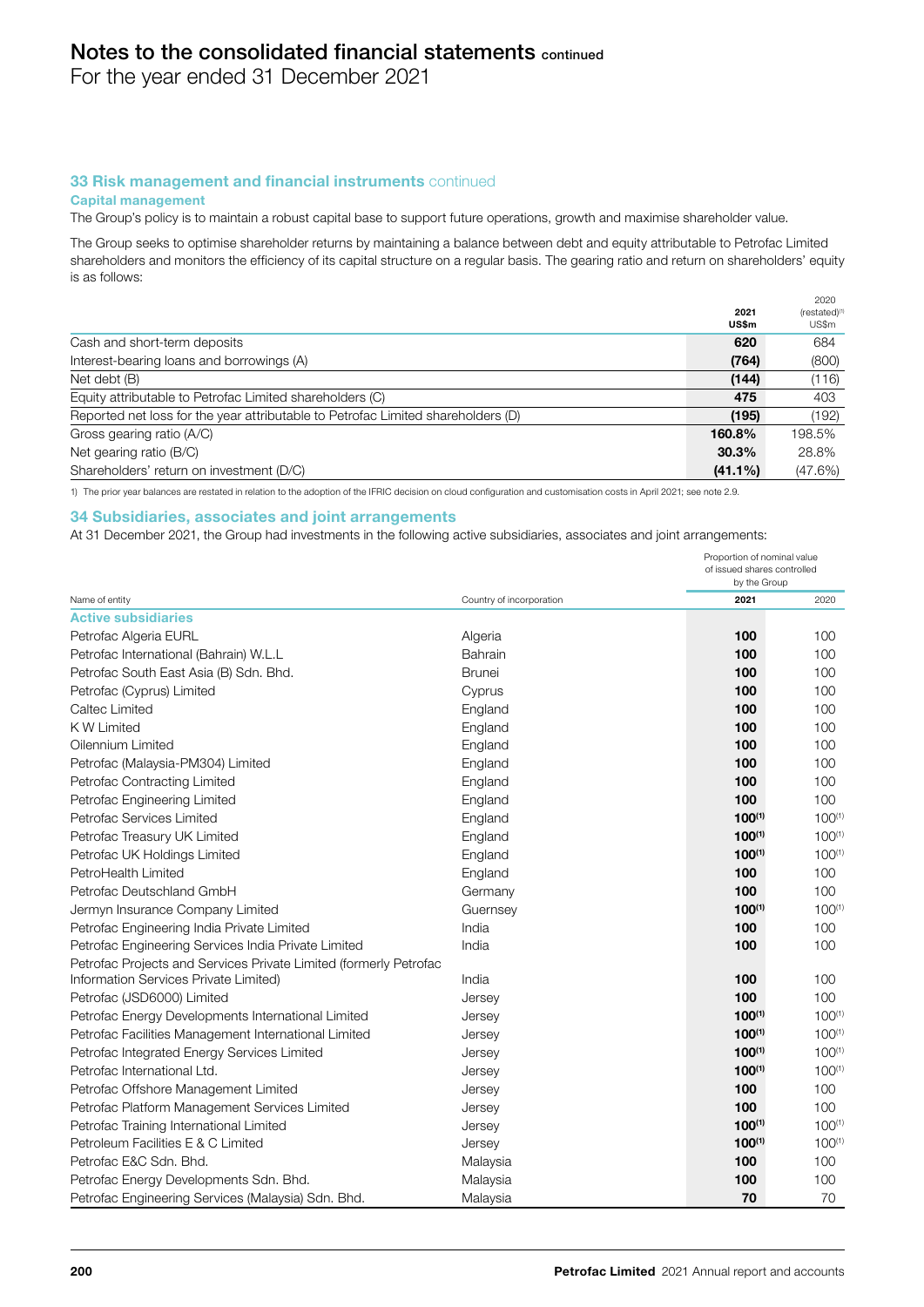## 33 Risk management and financial instruments continued

### Capital management

The Group's policy is to maintain a robust capital base to support future operations, growth and maximise shareholder value.

The Group seeks to optimise shareholder returns by maintaining a balance between debt and equity attributable to Petrofac Limited shareholders and monitors the efficiency of its capital structure on a regular basis. The gearing ratio and return on shareholders' equity is as follows:

| | **2021 US$m** | 2020 (restated)[1] US$m |
|---|---|---|
| Cash and short-term deposits | **620** | 684 |
| Interest-bearing loans and borrowings (A) | **(764)** | (800) |
| Net debt (B) | **(144)** | (116) |
| Equity attributable to Petrofac Limited shareholders (C) | **475** | 403 |
| Reported net loss for the year attributable to Petrofac Limited shareholders (D) | **(195)** | (192) |
| Gross gearing ratio (A/C) | **160.8%** | 198.5% |
| Net gearing ratio (B/C) | **30.3%** | 28.8% |
| Shareholders' return on investment (D/C) | **(41.1%)** | (47.6%) |

1) The prior year balances are restated in relation to the adoption of the IFRIC decision on cloud configuration and customisation costs in April 2021; see note 2.9.

## 34 Subsidiaries, associates and joint arrangements

At 31 December 2021, the Group had investments in the following active subsidiaries, associates and joint arrangements:

| Name of entity | Country of incorporation | Proportion of nominal value of issued shares controlled by the Group 2021 | 2020 |
|---|---|---|---|
| **Active subsidiaries** | | | |
| Petrofac Algeria EURL | Algeria | **100** | 100 |
| Petrofac International (Bahrain) W.L.L | Bahrain | **100** | 100 |
| Petrofac South East Asia (B) Sdn. Bhd. | Brunei | **100** | 100 |
| Petrofac (Cyprus) Limited | Cyprus | **100** | 100 |
| Caltec Limited | England | **100** | 100 |
| K W Limited | England | **100** | 100 |
| Oilennium Limited | England | **100** | 100 |
| Petrofac (Malaysia-PM304) Limited | England | **100** | 100 |
| Petrofac Contracting Limited | England | **100** | 100 |
| Petrofac Engineering Limited | England | **100** | 100 |
| Petrofac Services Limited | England | **100[1]** | 100[1] |
| Petrofac Treasury UK Limited | England | **100[1]** | 100[1] |
| Petrofac UK Holdings Limited | England | **100[1]** | 100[1] |
| PetroHealth Limited | England | **100** | 100 |
| Petrofac Deutschland GmbH | Germany | **100** | 100 |
| Jermyn Insurance Company Limited | Guernsey | **100[1]** | 100[1] |
| Petrofac Engineering India Private Limited | India | **100** | 100 |
| Petrofac Engineering Services India Private Limited | India | **100** | 100 |
| Petrofac Projects and Services Private Limited (formerly Petrofac Information Services Private Limited) | India | **100** | 100 |
| Petrofac (JSD6000) Limited | Jersey | **100** | 100 |
| Petrofac Energy Developments International Limited | Jersey | **100[1]** | 100[1] |
| Petrofac Facilities Management International Limited | Jersey | **100[1]** | 100[1] |
| Petrofac Integrated Energy Services Limited | Jersey | **100[1]** | 100[1] |
| Petrofac International Ltd. | Jersey | **100[1]** | 100[1] |
| Petrofac Offshore Management Limited | Jersey | **100** | 100 |
| Petrofac Platform Management Services Limited | Jersey | **100** | 100 |
| Petrofac Training International Limited | Jersey | **100[1]** | 100[1] |
| Petroleum Facilities E & C Limited | Jersey | **100[1]** | 100[1] |
| Petrofac E&C Sdn. Bhd. | Malaysia | **100** | 100 |
| Petrofac Energy Developments Sdn. Bhd. | Malaysia | **100** | 100 |
| Petrofac Engineering Services (Malaysia) Sdn. Bhd. | Malaysia | **70** | 70 |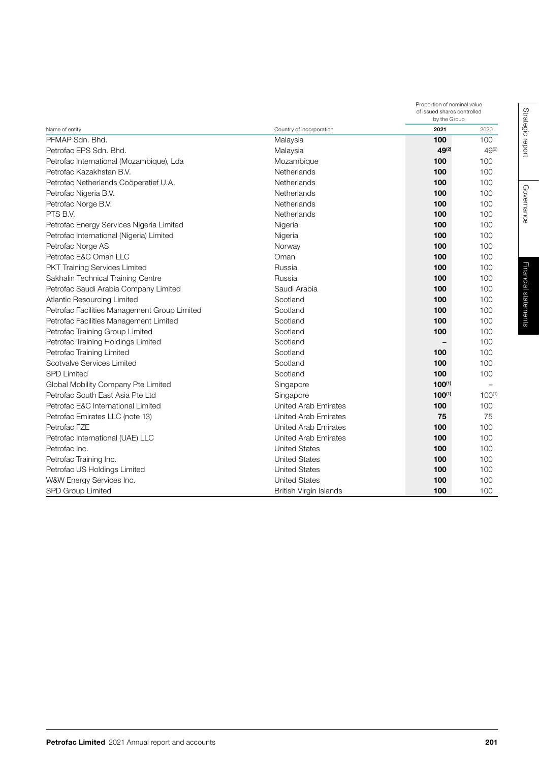| Name of entity | Country of incorporation | Proportion of nominal value of issued shares controlled by the Group | |
|---|---|---|---|
| | | **2021** | 2020 |
| PFMAP Sdn. Bhd. | Malaysia | **100** | 100 |
| Petrofac EPS Sdn. Bhd. | Malaysia | **49[(2)]** | 49[(2)] |
| Petrofac International (Mozambique), Lda | Mozambique | **100** | 100 |
| Petrofac Kazakhstan B.V. | Netherlands | **100** | 100 |
| Petrofac Netherlands Coöperatief U.A. | Netherlands | **100** | 100 |
| Petrofac Nigeria B.V. | Netherlands | **100** | 100 |
| Petrofac Norge B.V. | Netherlands | **100** | 100 |
| PTS B.V. | Netherlands | **100** | 100 |
| Petrofac Energy Services Nigeria Limited | Nigeria | **100** | 100 |
| Petrofac International (Nigeria) Limited | Nigeria | **100** | 100 |
| Petrofac Norge AS | Norway | **100** | 100 |
| Petrofac E&C Oman LLC | Oman | **100** | 100 |
| PKT Training Services Limited | Russia | **100** | 100 |
| Sakhalin Technical Training Centre | Russia | **100** | 100 |
| Petrofac Saudi Arabia Company Limited | Saudi Arabia | **100** | 100 |
| Atlantic Resourcing Limited | Scotland | **100** | 100 |
| Petrofac Facilities Management Group Limited | Scotland | **100** | 100 |
| Petrofac Facilities Management Limited | Scotland | **100** | 100 |
| Petrofac Training Group Limited | Scotland | **100** | 100 |
| Petrofac Training Holdings Limited | Scotland | **–** | 100 |
| Petrofac Training Limited | Scotland | **100** | 100 |
| Scotvalve Services Limited | Scotland | **100** | 100 |
| SPD Limited | Scotland | **100** | 100 |
| Global Mobility Company Pte Limited | Singapore | **100[(1)]** | – |
| Petrofac South East Asia Pte Ltd | Singapore | **100[(1)]** | 100[(1)] |
| Petrofac E&C International Limited | United Arab Emirates | **100** | 100 |
| Petrofac Emirates LLC (note 13) | United Arab Emirates | **75** | 75 |
| Petrofac FZE | United Arab Emirates | **100** | 100 |
| Petrofac International (UAE) LLC | United Arab Emirates | **100** | 100 |
| Petrofac Inc. | United States | **100** | 100 |
| Petrofac Training Inc. | United States | **100** | 100 |
| Petrofac US Holdings Limited | United States | **100** | 100 |
| W&W Energy Services Inc. | United States | **100** | 100 |
| SPD Group Limited | British Virgin Islands | **100** | 100 |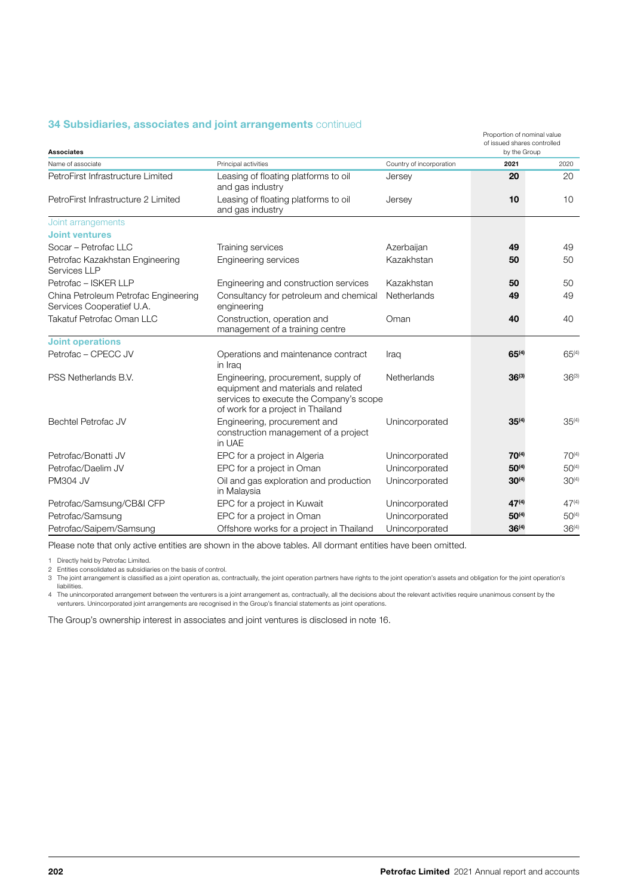## 34 Subsidiaries, associates and joint arrangements continued

**Associates**

| Name of associate | Principal activities | Country of incorporation | Proportion of nominal value of issued shares controlled by the Group 2021 | 2020 |
|---|---|---|---|---|
| PetroFirst Infrastructure Limited | Leasing of floating platforms to oil and gas industry | Jersey | **20** | 20 |
| PetroFirst Infrastructure 2 Limited | Leasing of floating platforms to oil and gas industry | Jersey | **10** | 10 |
| Joint arrangements | | | | |
| **Joint ventures** | | | | |
| Socar – Petrofac LLC | Training services | Azerbaijan | **49** | 49 |
| Petrofac Kazakhstan Engineering Services LLP | Engineering services | Kazakhstan | **50** | 50 |
| Petrofac – ISKER LLP | Engineering and construction services | Kazakhstan | **50** | 50 |
| China Petroleum Petrofac Engineering Services Cooperatief U.A. | Consultancy for petroleum and chemical engineering | Netherlands | **49** | 49 |
| Takatuf Petrofac Oman LLC | Construction, operation and management of a training centre | Oman | **40** | 40 |
| **Joint operations** | | | | |
| Petrofac – CPECC JV | Operations and maintenance contract in Iraq | Iraq | **65[4]** | 65[4] |
| PSS Netherlands B.V. | Engineering, procurement, supply of equipment and materials and related services to execute the Company's scope of work for a project in Thailand | Netherlands | **36[3]** | 36[3] |
| Bechtel Petrofac JV | Engineering, procurement and construction management of a project in UAE | Unincorporated | **35[4]** | 35[4] |
| Petrofac/Bonatti JV | EPC for a project in Algeria | Unincorporated | **70[4]** | 70[4] |
| Petrofac/Daelim JV | EPC for a project in Oman | Unincorporated | **50[4]** | 50[4] |
| PM304 JV | Oil and gas exploration and production in Malaysia | Unincorporated | **30[4]** | 30[4] |
| Petrofac/Samsung/CB&I CFP | EPC for a project in Kuwait | Unincorporated | **47[4]** | 47[4] |
| Petrofac/Samsung | EPC for a project in Oman | Unincorporated | **50[4]** | 50[4] |
| Petrofac/Saipem/Samsung | Offshore works for a project in Thailand | Unincorporated | **36[4]** | 36[4] |

Please note that only active entities are shown in the above tables. All dormant entities have been omitted.

1 Directly held by Petrofac Limited.
2 Entities consolidated as subsidiaries on the basis of control.
3 The joint arrangement is classified as a joint operation as, contractually, the joint operation partners have rights to the joint operation's assets and obligation for the joint operation's liabilities.
4 The unincorporated arrangement between the venturers is a joint arrangement as, contractually, all the decisions about the relevant activities require unanimous consent by the venturers. Unincorporated joint arrangements are recognised in the Group's financial statements as joint operations.

The Group's ownership interest in associates and joint ventures is disclosed in note 16.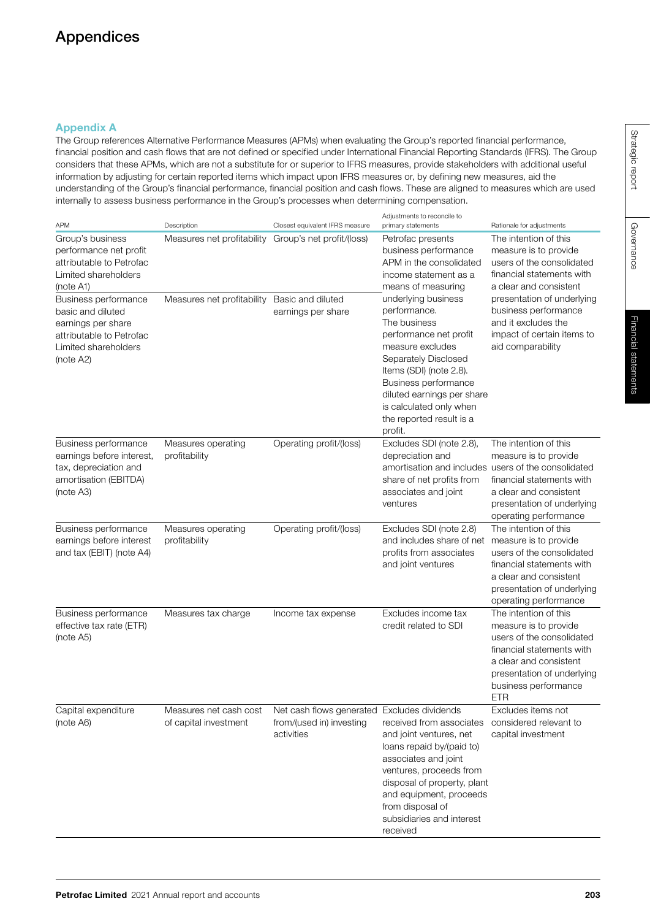# Appendices

## Appendix A

The Group references Alternative Performance Measures (APMs) when evaluating the Group's reported financial performance, financial position and cash flows that are not defined or specified under International Financial Reporting Standards (IFRS). The Group considers that these APMs, which are not a substitute for or superior to IFRS measures, provide stakeholders with additional useful information by adjusting for certain reported items which impact upon IFRS measures or, by defining new measures, aid the understanding of the Group's financial performance, financial position and cash flows. These are aligned to measures which are used internally to assess business performance in the Group's processes when determining compensation.

| APM | Description | Closest equivalent IFRS measure | Adjustments to reconcile to primary statements | Rationale for adjustments |
|---|---|---|---|---|
| Group's business performance net profit attributable to Petrofac Limited shareholders (note A1) | Measures net profitability | Group's net profit/(loss) | Petrofac presents business performance APM in the consolidated income statement as a means of measuring underlying business performance. The business performance net profit measure excludes Separately Disclosed Items (SDI) (note 2.8). Business performance diluted earnings per share is calculated only when the reported result is a profit. | The intention of this measure is to provide users of the consolidated financial statements with a clear and consistent presentation of underlying business performance and it excludes the impact of certain items to aid comparability |
| Business performance basic and diluted earnings per share attributable to Petrofac Limited shareholders (note A2) | Measures net profitability | Basic and diluted earnings per share | | |
| Business performance earnings before interest, tax, depreciation and amortisation (EBITDA) (note A3) | Measures operating profitability | Operating profit/(loss) | Excludes SDI (note 2.8), depreciation and amortisation and includes share of net profits from associates and joint ventures | The intention of this measure is to provide users of the consolidated financial statements with a clear and consistent presentation of underlying operating performance |
| Business performance earnings before interest and tax (EBIT) (note A4) | Measures operating profitability | Operating profit/(loss) | Excludes SDI (note 2.8) and includes share of net profits from associates and joint ventures | The intention of this measure is to provide users of the consolidated financial statements with a clear and consistent presentation of underlying operating performance |
| Business performance effective tax rate (ETR) (note A5) | Measures tax charge | Income tax expense | Excludes income tax credit related to SDI | The intention of this measure is to provide users of the consolidated financial statements with a clear and consistent presentation of underlying business performance ETR |
| Capital expenditure (note A6) | Measures net cash cost of capital investment | Net cash flows generated from/(used in) investing activities | Excludes dividends received from associates and joint ventures, net loans repaid by/(paid to) associates and joint ventures, proceeds from disposal of property, plant and equipment, proceeds from disposal of subsidiaries and interest received | Excludes items not considered relevant to capital investment |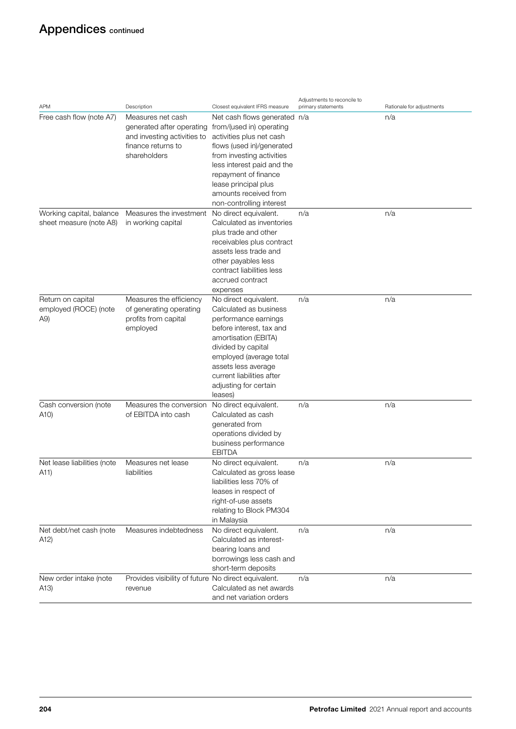# Appendices continued

| APM | Description | Closest equivalent IFRS measure | Adjustments to reconcile to primary statements | Rationale for adjustments |
|---|---|---|---|---|
| Free cash flow (note A7) | Measures net cash generated after operating and investing activities to finance returns to shareholders | Net cash flows generated from/(used in) operating activities plus net cash flows (used in)/generated from investing activities less interest paid and the repayment of finance lease principal plus amounts received from non-controlling interest | n/a | n/a |
| Working capital, balance sheet measure (note A8) | Measures the investment in working capital | No direct equivalent. Calculated as inventories plus trade and other receivables plus contract assets less trade and other payables less contract liabilities less accrued contract expenses | n/a | n/a |
| Return on capital employed (ROCE) (note A9) | Measures the efficiency of generating operating profits from capital employed | No direct equivalent. Calculated as business performance earnings before interest, tax and amortisation (EBITA) divided by capital employed (average total assets less average current liabilities after adjusting for certain leases) | n/a | n/a |
| Cash conversion (note A10) | Measures the conversion of EBITDA into cash | No direct equivalent. Calculated as cash generated from operations divided by business performance EBITDA | n/a | n/a |
| Net lease liabilities (note A11) | Measures net lease liabilities | No direct equivalent. Calculated as gross lease liabilities less 70% of leases in respect of right-of-use assets relating to Block PM304 in Malaysia | n/a | n/a |
| Net debt/net cash (note A12) | Measures indebtedness | No direct equivalent. Calculated as interest-bearing loans and borrowings less cash and short-term deposits | n/a | n/a |
| New order intake (note A13) | Provides visibility of future revenue | No direct equivalent. Calculated as net awards and net variation orders | n/a | n/a |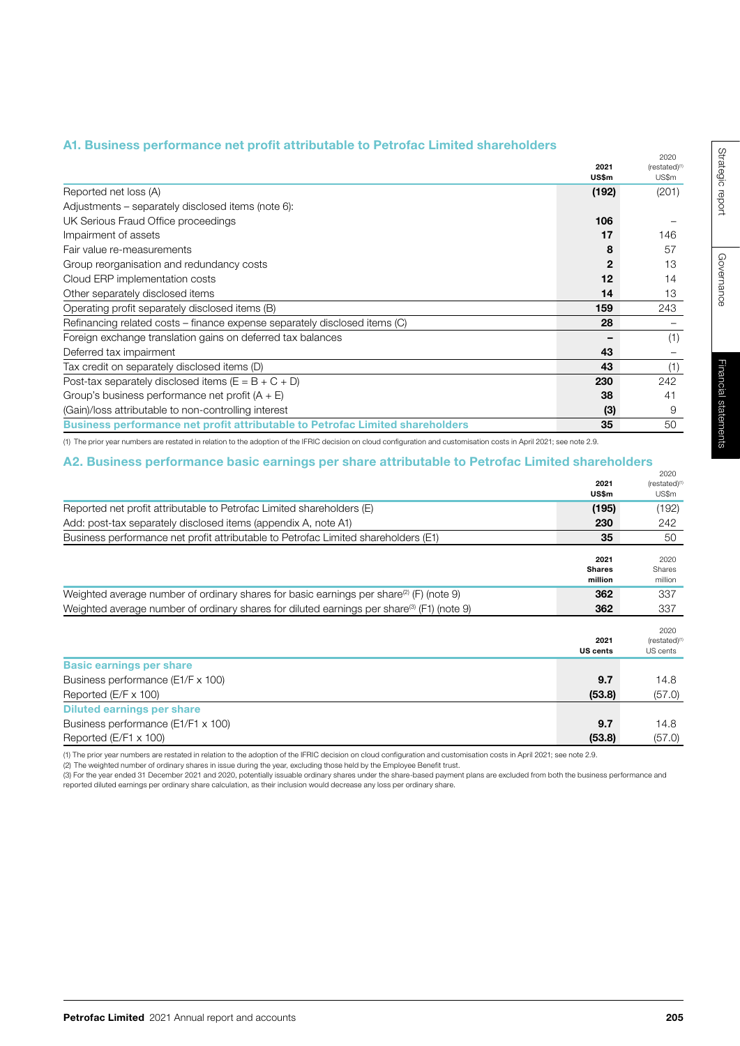## A1. Business performance net profit attributable to Petrofac Limited shareholders

| | 2021 US$m | 2020 (restated)[1] US$m |
|---|---|---|
| Reported net loss (A) | **(192)** | (201) |
| Adjustments – separately disclosed items (note 6): | | |
| UK Serious Fraud Office proceedings | **106** | – |
| Impairment of assets | **17** | 146 |
| Fair value re-measurements | **8** | 57 |
| Group reorganisation and redundancy costs | **2** | 13 |
| Cloud ERP implementation costs | **12** | 14 |
| Other separately disclosed items | **14** | 13 |
| Operating profit separately disclosed items (B) | **159** | 243 |
| Refinancing related costs – finance expense separately disclosed items (C) | **28** | – |
| Foreign exchange translation gains on deferred tax balances | **–** | (1) |
| Deferred tax impairment | **43** | – |
| Tax credit on separately disclosed items (D) | **43** | (1) |
| Post-tax separately disclosed items (E = B + C + D) | **230** | 242 |
| Group's business performance net profit (A + E) | **38** | 41 |
| (Gain)/loss attributable to non-controlling interest | **(3)** | 9 |
| **Business performance net profit attributable to Petrofac Limited shareholders** | **35** | 50 |

(1) The prior year numbers are restated in relation to the adoption of the IFRIC decision on cloud configuration and customisation costs in April 2021; see note 2.9.

## A2. Business performance basic earnings per share attributable to Petrofac Limited shareholders

| | 2021 US$m | 2020 (restated)[1] US$m |
|---|---|---|
| Reported net profit attributable to Petrofac Limited shareholders (E) | **(195)** | (192) |
| Add: post-tax separately disclosed items (appendix A, note A1) | **230** | 242 |
| Business performance net profit attributable to Petrofac Limited shareholders (E1) | **35** | 50 |

| | 2021 Shares million | 2020 Shares million |
|---|---|---|
| Weighted average number of ordinary shares for basic earnings per share[2] (F) (note 9) | **362** | 337 |
| Weighted average number of ordinary shares for diluted earnings per share[3] (F1) (note 9) | **362** | 337 |

| | 2021 US cents | 2020 (restated)[1] US cents |
|---|---|---|
| **Basic earnings per share** | | |
| Business performance (E1/F x 100) | **9.7** | 14.8 |
| Reported (E/F x 100) | **(53.8)** | (57.0) |
| **Diluted earnings per share** | | |
| Business performance (E1/F1 x 100) | **9.7** | 14.8 |
| Reported (E/F1 x 100) | **(53.8)** | (57.0) |

(1) The prior year numbers are restated in relation to the adoption of the IFRIC decision on cloud configuration and customisation costs in April 2021; see note 2.9.
(2) The weighted number of ordinary shares in issue during the year, excluding those held by the Employee Benefit trust.
(3) For the year ended 31 December 2021 and 2020, potentially issuable ordinary shares under the share-based payment plans are excluded from both the business performance and reported diluted earnings per ordinary share calculation, as their inclusion would decrease any loss per ordinary share.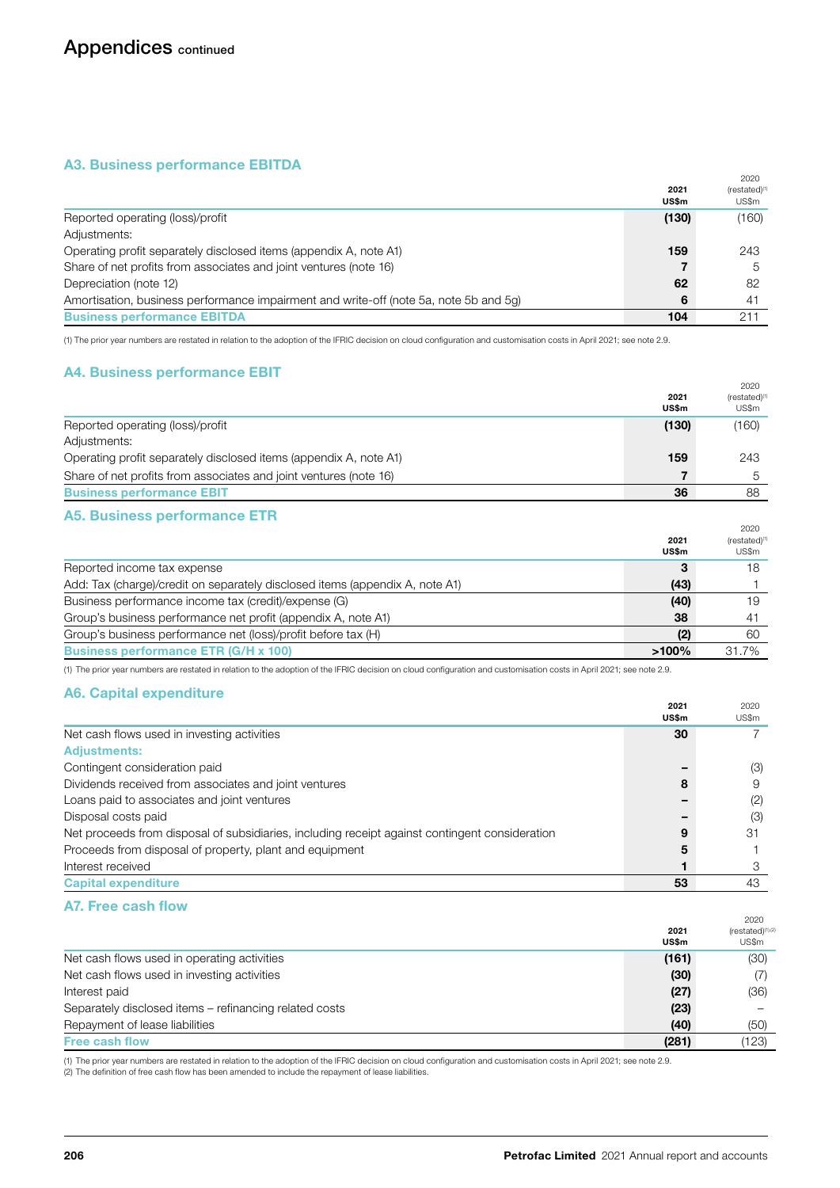# Appendices continued

### A3. Business performance EBITDA

| | 2021 US$m | 2020 (restated)[1] US$m |
|---|---|---|
| Reported operating (loss)/profit | **(130)** | (160) |
| Adjustments: | | |
| Operating profit separately disclosed items (appendix A, note A1) | **159** | 243 |
| Share of net profits from associates and joint ventures (note 16) | **7** | 5 |
| Depreciation (note 12) | **62** | 82 |
| Amortisation, business performance impairment and write-off (note 5a, note 5b and 5g) | **6** | 41 |
| **Business performance EBITDA** | **104** | 211 |

(1) The prior year numbers are restated in relation to the adoption of the IFRIC decision on cloud configuration and customisation costs in April 2021; see note 2.9.

### A4. Business performance EBIT

| | 2021 US$m | 2020 (restated)[1] US$m |
|---|---|---|
| Reported operating (loss)/profit | **(130)** | (160) |
| Adjustments: | | |
| Operating profit separately disclosed items (appendix A, note A1) | **159** | 243 |
| Share of net profits from associates and joint ventures (note 16) | **7** | 5 |
| **Business performance EBIT** | **36** | 88 |

### A5. Business performance ETR

| | 2021 US$m | 2020 (restated)[1] US$m |
|---|---|---|
| Reported income tax expense | **3** | 18 |
| Add: Tax (charge)/credit on separately disclosed items (appendix A, note A1) | **(43)** | 1 |
| Business performance income tax (credit)/expense (G) | **(40)** | 19 |
| Group's business performance net profit (appendix A, note A1) | **38** | 41 |
| Group's business performance net (loss)/profit before tax (H) | **(2)** | 60 |
| **Business performance ETR (G/H x 100)** | **>100%** | 31.7% |

(1) The prior year numbers are restated in relation to the adoption of the IFRIC decision on cloud configuration and customisation costs in April 2021; see note 2.9.

### A6. Capital expenditure

| | 2021 US$m | 2020 US$m |
|---|---|---|
| Net cash flows used in investing activities | **30** | 7 |
| **Adjustments:** | | |
| Contingent consideration paid | **–** | (3) |
| Dividends received from associates and joint ventures | **8** | 9 |
| Loans paid to associates and joint ventures | **–** | (2) |
| Disposal costs paid | **–** | (3) |
| Net proceeds from disposal of subsidiaries, including receipt against contingent consideration | **9** | 31 |
| Proceeds from disposal of property, plant and equipment | **5** | 1 |
| Interest received | **1** | 3 |
| **Capital expenditure** | **53** | 43 |

### A7. Free cash flow

| | 2021 US$m | 2020 (restated)[1,2] US$m |
|---|---|---|
| Net cash flows used in operating activities | **(161)** | (30) |
| Net cash flows used in investing activities | **(30)** | (7) |
| Interest paid | **(27)** | (36) |
| Separately disclosed items – refinancing related costs | **(23)** | – |
| Repayment of lease liabilities | **(40)** | (50) |
| **Free cash flow** | **(281)** | (123) |

(1) The prior year numbers are restated in relation to the adoption of the IFRIC decision on cloud configuration and customisation costs in April 2021; see note 2.9.
(2) The definition of free cash flow has been amended to include the repayment of lease liabilities.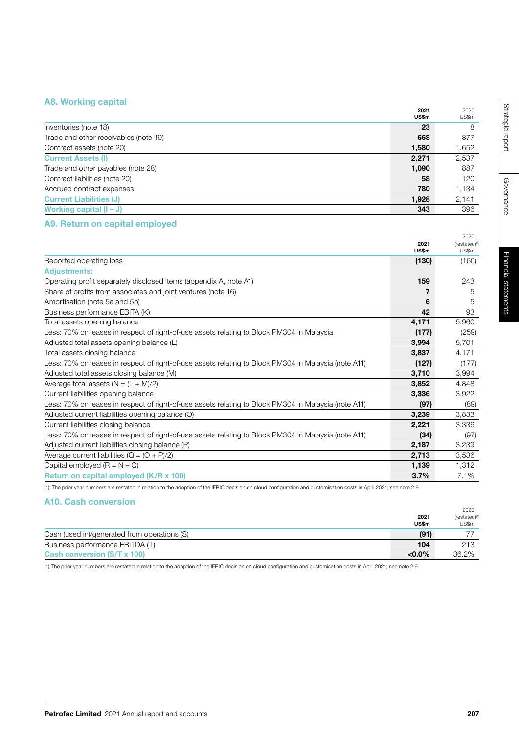## A8. Working capital

| | 2021 US$m | 2020 US$m |
|---|---|---|
| Inventories (note 18) | **23** | 8 |
| Trade and other receivables (note 19) | **668** | 877 |
| Contract assets (note 20) | **1,580** | 1,652 |
| **Current Assets (I)** | **2,271** | 2,537 |
| Trade and other payables (note 28) | **1,090** | 887 |
| Contract liabilities (note 20) | **58** | 120 |
| Accrued contract expenses | **780** | 1,134 |
| **Current Liabilities (J)** | **1,928** | 2,141 |
| **Working capital (I – J)** | **343** | 396 |

## A9. Return on capital employed

| | 2021 US$m | 2020 (restated)[1] US$m |
|---|---|---|
| Reported operating loss | **(130)** | (160) |
| **Adjustments:** | | |
| Operating profit separately disclosed items (appendix A, note A1) | **159** | 243 |
| Share of profits from associates and joint ventures (note 16) | **7** | 5 |
| Amortisation (note 5a and 5b) | **6** | 5 |
| Business performance EBITA (K) | **42** | 93 |
| Total assets opening balance | **4,171** | 5,960 |
| Less: 70% on leases in respect of right-of-use assets relating to Block PM304 in Malaysia | **(177)** | (259) |
| Adjusted total assets opening balance (L) | **3,994** | 5,701 |
| Total assets closing balance | **3,837** | 4,171 |
| Less: 70% on leases in respect of right-of-use assets relating to Block PM304 in Malaysia (note A11) | **(127)** | (177) |
| Adjusted total assets closing balance (M) | **3,710** | 3,994 |
| Average total assets (N = (L + M)/2) | **3,852** | 4,848 |
| Current liabilities opening balance | **3,336** | 3,922 |
| Less: 70% on leases in respect of right-of-use assets relating to Block PM304 in Malaysia (note A11) | **(97)** | (89) |
| Adjusted current liabilities opening balance (O) | **3,239** | 3,833 |
| Current liabilities closing balance | **2,221** | 3,336 |
| Less: 70% on leases in respect of right-of-use assets relating to Block PM304 in Malaysia (note A11) | **(34)** | (97) |
| Adjusted current liabilities closing balance (P) | **2,187** | 3,239 |
| Average current liabilities (Q = (O + P)/2) | **2,713** | 3,536 |
| Capital employed (R = N – Q) | **1,139** | 1,312 |
| **Return on capital employed (K/R x 100)** | **3.7%** | 7.1% |

(1) The prior year numbers are restated in relation to the adoption of the IFRIC decision on cloud configuration and customisation costs in April 2021; see note 2.9.

## A10. Cash conversion

| | 2021 US$m | 2020 (restated)[1] US$m |
|---|---|---|
| Cash (used in)/generated from operations (S) | **(91)** | 77 |
| Business performance EBITDA (T) | **104** | 213 |
| **Cash conversion (S/T x 100)** | **<0.0%** | 36.2% |

(1) The prior year numbers are restated in relation to the adoption of the IFRIC decision on cloud configuration and customisation costs in April 2021; see note 2.9.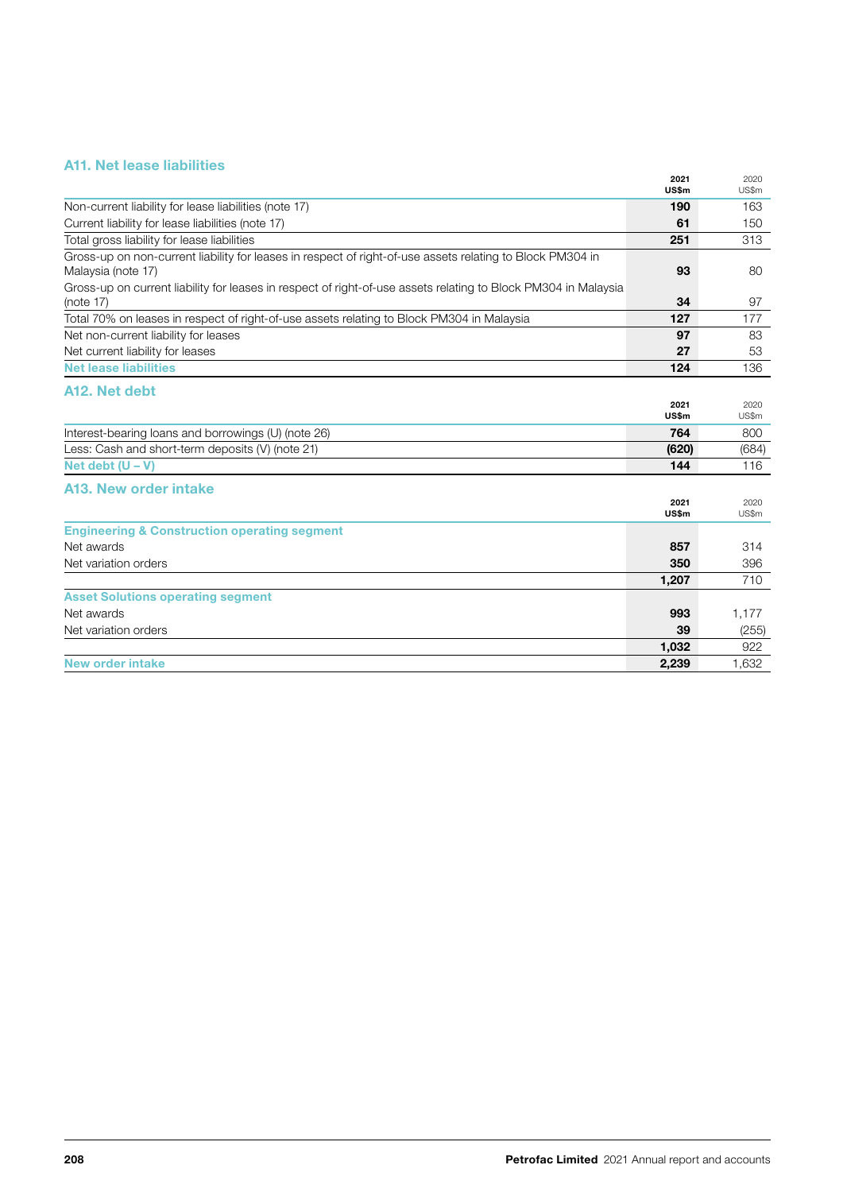### A11. Net lease liabilities

| | 2021 US$m | 2020 US$m |
|---|---|---|
| Non-current liability for lease liabilities (note 17) | **190** | 163 |
| Current liability for lease liabilities (note 17) | **61** | 150 |
| Total gross liability for lease liabilities | **251** | 313 |
| Gross-up on non-current liability for leases in respect of right-of-use assets relating to Block PM304 in Malaysia (note 17) | **93** | 80 |
| Gross-up on current liability for leases in respect of right-of-use assets relating to Block PM304 in Malaysia (note 17) | **34** | 97 |
| Total 70% on leases in respect of right-of-use assets relating to Block PM304 in Malaysia | **127** | 177 |
| Net non-current liability for leases | **97** | 83 |
| Net current liability for leases | **27** | 53 |
| **Net lease liabilities** | **124** | 136 |

### A12. Net debt

| | 2021 US$m | 2020 US$m |
|---|---|---|
| Interest-bearing loans and borrowings (U) (note 26) | **764** | 800 |
| Less: Cash and short-term deposits (V) (note 21) | **(620)** | (684) |
| **Net debt (U – V)** | **144** | 116 |

### A13. New order intake

| | 2021 US$m | 2020 US$m |
|---|---|---|
| **Engineering & Construction operating segment** | | |
| Net awards | **857** | 314 |
| Net variation orders | **350** | 396 |
| | **1,207** | 710 |
| **Asset Solutions operating segment** | | |
| Net awards | **993** | 1,177 |
| Net variation orders | **39** | (255) |
| | **1,032** | 922 |
| **New order intake** | **2,239** | 1,632 |